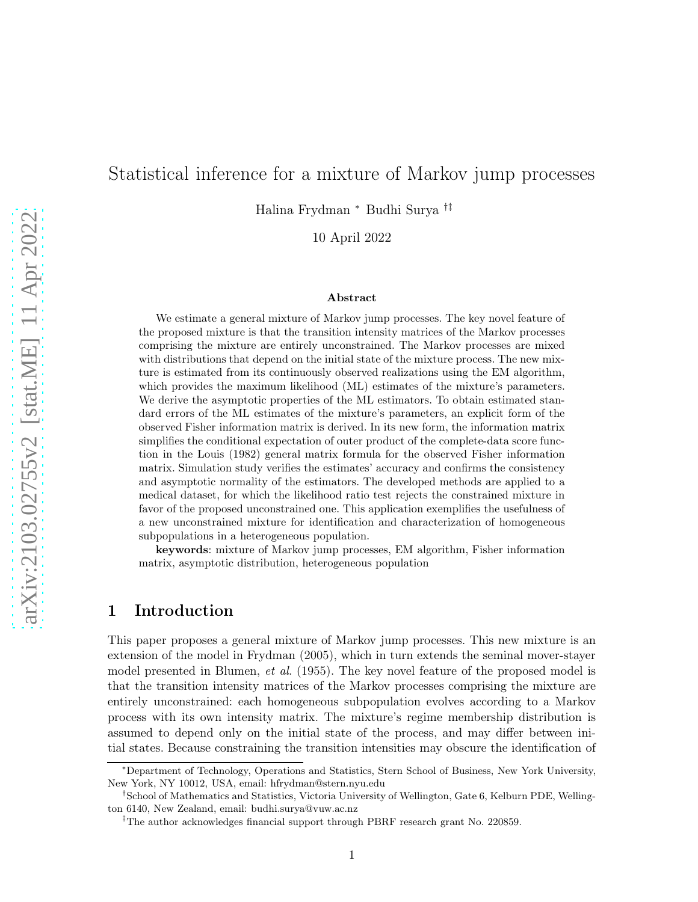# Statistical inference for a mixture of Markov jump processes

Halina Frydman [*] Budhi Surya [†‡]

10 April 2022

### Abstract

We estimate a general mixture of Markov jump processes. The key novel feature of the proposed mixture is that the transition intensity matrices of the Markov processes comprising the mixture are entirely unconstrained. The Markov processes are mixed with distributions that depend on the initial state of the mixture process. The new mixture is estimated from its continuously observed realizations using the EM algorithm, which provides the maximum likelihood (ML) estimates of the mixture's parameters. We derive the asymptotic properties of the ML estimators. To obtain estimated standard errors of the ML estimates of the mixture's parameters, an explicit form of the observed Fisher information matrix is derived. In its new form, the information matrix simplifies the conditional expectation of outer product of the complete-data score function in the Louis (1982) general matrix formula for the observed Fisher information matrix. Simulation study verifies the estimates' accuracy and confirms the consistency and asymptotic normality of the estimators. The developed methods are applied to a medical dataset, for which the likelihood ratio test rejects the constrained mixture in favor of the proposed unconstrained one. This application exemplifies the usefulness of a new unconstrained mixture for identification and characterization of homogeneous subpopulations in a heterogeneous population.

**keywords**: mixture of Markov jump processes, EM algorithm, Fisher information matrix, asymptotic distribution, heterogeneous population

## 1 Introduction

This paper proposes a general mixture of Markov jump processes. This new mixture is an extension of the model in Frydman (2005), which in turn extends the seminal mover-stayer model presented in Blumen, *et al*. (1955). The key novel feature of the proposed model is that the transition intensity matrices of the Markov processes comprising the mixture are entirely unconstrained: each homogeneous subpopulation evolves according to a Markov process with its own intensity matrix. The mixture's regime membership distribution is assumed to depend only on the initial state of the process, and may differ between initial states. Because constraining the transition intensities may obscure the identification of

---

[*] Department of Technology, Operations and Statistics, Stern School of Business, New York University, New York, NY 10012, USA, email: hfrydman@stern.nyu.edu

[†] School of Mathematics and Statistics, Victoria University of Wellington, Gate 6, Kelburn PDE, Wellington 6140, New Zealand, email: budhi.surya@vuw.ac.nz

[‡] The author acknowledges financial support through PBRF research grant No. 220859.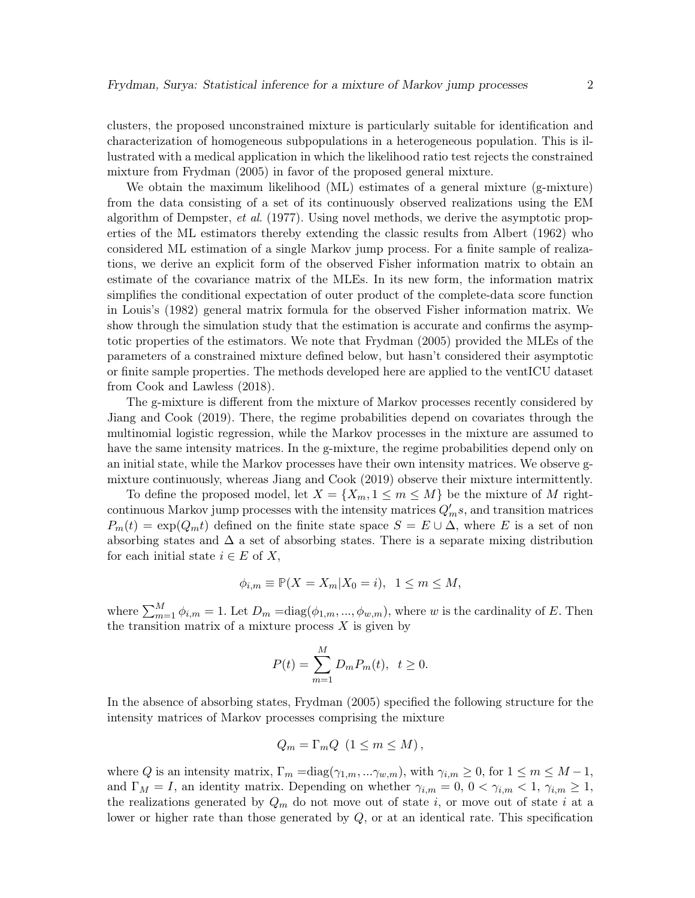clusters, the proposed unconstrained mixture is particularly suitable for identification and characterization of homogeneous subpopulations in a heterogeneous population. This is illustrated with a medical application in which the likelihood ratio test rejects the constrained mixture from Frydman (2005) in favor of the proposed general mixture.

We obtain the maximum likelihood (ML) estimates of a general mixture (g-mixture) from the data consisting of a set of its continuously observed realizations using the EM algorithm of Dempster, *et al*. (1977). Using novel methods, we derive the asymptotic properties of the ML estimators thereby extending the classic results from Albert (1962) who considered ML estimation of a single Markov jump process. For a finite sample of realizations, we derive an explicit form of the observed Fisher information matrix to obtain an estimate of the covariance matrix of the MLEs. In its new form, the information matrix simplifies the conditional expectation of outer product of the complete-data score function in Louis's (1982) general matrix formula for the observed Fisher information matrix. We show through the simulation study that the estimation is accurate and confirms the asymptotic properties of the estimators. We note that Frydman (2005) provided the MLEs of the parameters of a constrained mixture defined below, but hasn't considered their asymptotic or finite sample properties. The methods developed here are applied to the ventICU dataset from Cook and Lawless (2018).

The g-mixture is different from the mixture of Markov processes recently considered by Jiang and Cook (2019). There, the regime probabilities depend on covariates through the multinomial logistic regression, while the Markov processes in the mixture are assumed to have the same intensity matrices. In the g-mixture, the regime probabilities depend only on an initial state, while the Markov processes have their own intensity matrices. We observe g-mixture continuously, whereas Jiang and Cook (2019) observe their mixture intermittently.

To define the proposed model, let $X = \{X_m, 1 \leq m \leq M\}$ be the mixture of $M$ right-continuous Markov jump processes with the intensity matrices $Q_m's$, and transition matrices $P_m(t) = \exp(Q_m t)$ defined on the finite state space $S = E \cup \Delta$, where $E$ is a set of non absorbing states and $\Delta$ a set of absorbing states. There is a separate mixing distribution for each initial state $i \in E$ of $X$,

$$\phi_{i,m} \equiv \mathbb{P}(X = X_m | X_0 = i), \ \ 1 \leq m \leq M,$$

where $\sum_{m=1}^{M} \phi_{i,m} = 1$. Let $D_m = \text{diag}(\phi_{1,m}, ..., \phi_{w,m})$, where $w$ is the cardinality of $E$. Then the transition matrix of a mixture process $X$ is given by

$$P(t) = \sum_{m=1}^{M} D_m P_m(t), \ \ t \geq 0.$$

In the absence of absorbing states, Frydman (2005) specified the following structure for the intensity matrices of Markov processes comprising the mixture

$$Q_m = \Gamma_m Q \ \ (1 \leq m \leq M),$$

where $Q$ is an intensity matrix, $\Gamma_m = \text{diag}(\gamma_{1,m}, ...\gamma_{w,m})$, with $\gamma_{i,m} \geq 0$, for $1 \leq m \leq M-1$, and $\Gamma_M = I$, an identity matrix. Depending on whether $\gamma_{i,m} = 0$, $0 < \gamma_{i,m} < 1$, $\gamma_{i,m} \geq 1$, the realizations generated by $Q_m$ do not move out of state $i$, or move out of state $i$ at a lower or higher rate than those generated by $Q$, or at an identical rate. This specification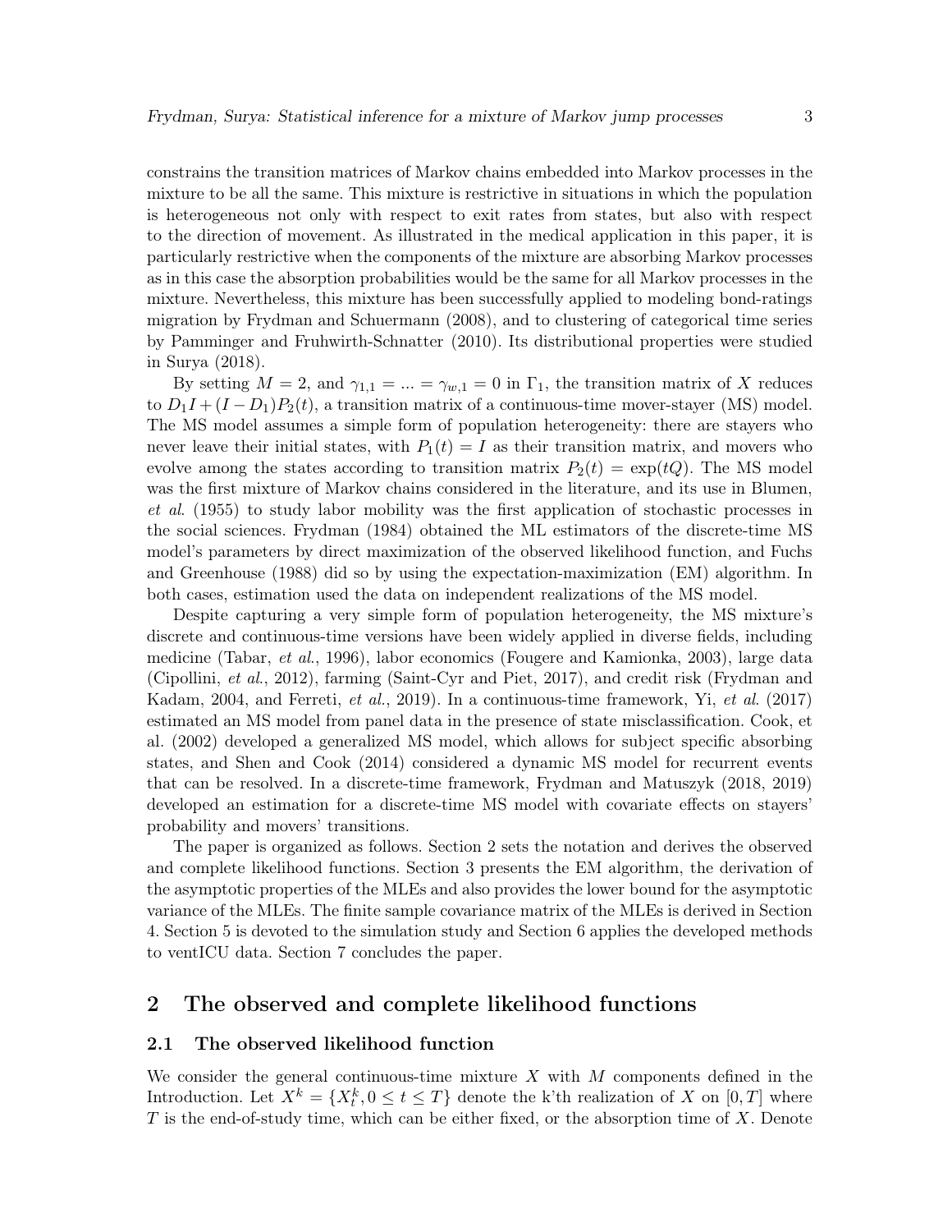constrains the transition matrices of Markov chains embedded into Markov processes in the mixture to be all the same. This mixture is restrictive in situations in which the population is heterogeneous not only with respect to exit rates from states, but also with respect to the direction of movement. As illustrated in the medical application in this paper, it is particularly restrictive when the components of the mixture are absorbing Markov processes as in this case the absorption probabilities would be the same for all Markov processes in the mixture. Nevertheless, this mixture has been successfully applied to modeling bond-ratings migration by Frydman and Schuermann (2008), and to clustering of categorical time series by Pamminger and Fruhwirth-Schnatter (2010). Its distributional properties were studied in Surya (2018).

By setting $M = 2$, and $\gamma_{1,1} = ... = \gamma_{w,1} = 0$ in $\Gamma_1$, the transition matrix of $X$ reduces to $D_1 I + (I - D_1)P_2(t)$, a transition matrix of a continuous-time mover-stayer (MS) model. The MS model assumes a simple form of population heterogeneity: there are stayers who never leave their initial states, with $P_1(t) = I$ as their transition matrix, and movers who evolve among the states according to transition matrix $P_2(t) = \exp(tQ)$. The MS model was the first mixture of Markov chains considered in the literature, and its use in Blumen, *et al*. (1955) to study labor mobility was the first application of stochastic processes in the social sciences. Frydman (1984) obtained the ML estimators of the discrete-time MS model's parameters by direct maximization of the observed likelihood function, and Fuchs and Greenhouse (1988) did so by using the expectation-maximization (EM) algorithm. In both cases, estimation used the data on independent realizations of the MS model.

Despite capturing a very simple form of population heterogeneity, the MS mixture's discrete and continuous-time versions have been widely applied in diverse fields, including medicine (Tabar, *et al*., 1996), labor economics (Fougere and Kamionka, 2003), large data (Cipollini, *et al*., 2012), farming (Saint-Cyr and Piet, 2017), and credit risk (Frydman and Kadam, 2004, and Ferreti, *et al*., 2019). In a continuous-time framework, Yi, *et al*. (2017) estimated an MS model from panel data in the presence of state misclassification. Cook, et al. (2002) developed a generalized MS model, which allows for subject specific absorbing states, and Shen and Cook (2014) considered a dynamic MS model for recurrent events that can be resolved. In a discrete-time framework, Frydman and Matuszyk (2018, 2019) developed an estimation for a discrete-time MS model with covariate effects on stayers' probability and movers' transitions.

The paper is organized as follows. Section 2 sets the notation and derives the observed and complete likelihood functions. Section 3 presents the EM algorithm, the derivation of the asymptotic properties of the MLEs and also provides the lower bound for the asymptotic variance of the MLEs. The finite sample covariance matrix of the MLEs is derived in Section 4. Section 5 is devoted to the simulation study and Section 6 applies the developed methods to ventICU data. Section 7 concludes the paper.

## 2 The observed and complete likelihood functions

### 2.1 The observed likelihood function

We consider the general continuous-time mixture $X$ with $M$ components defined in the Introduction. Let $X^k = \{X_t^k, 0 \leq t \leq T\}$ denote the k'th realization of $X$ on $[0, T]$ where $T$ is the end-of-study time, which can be either fixed, or the absorption time of $X$. Denote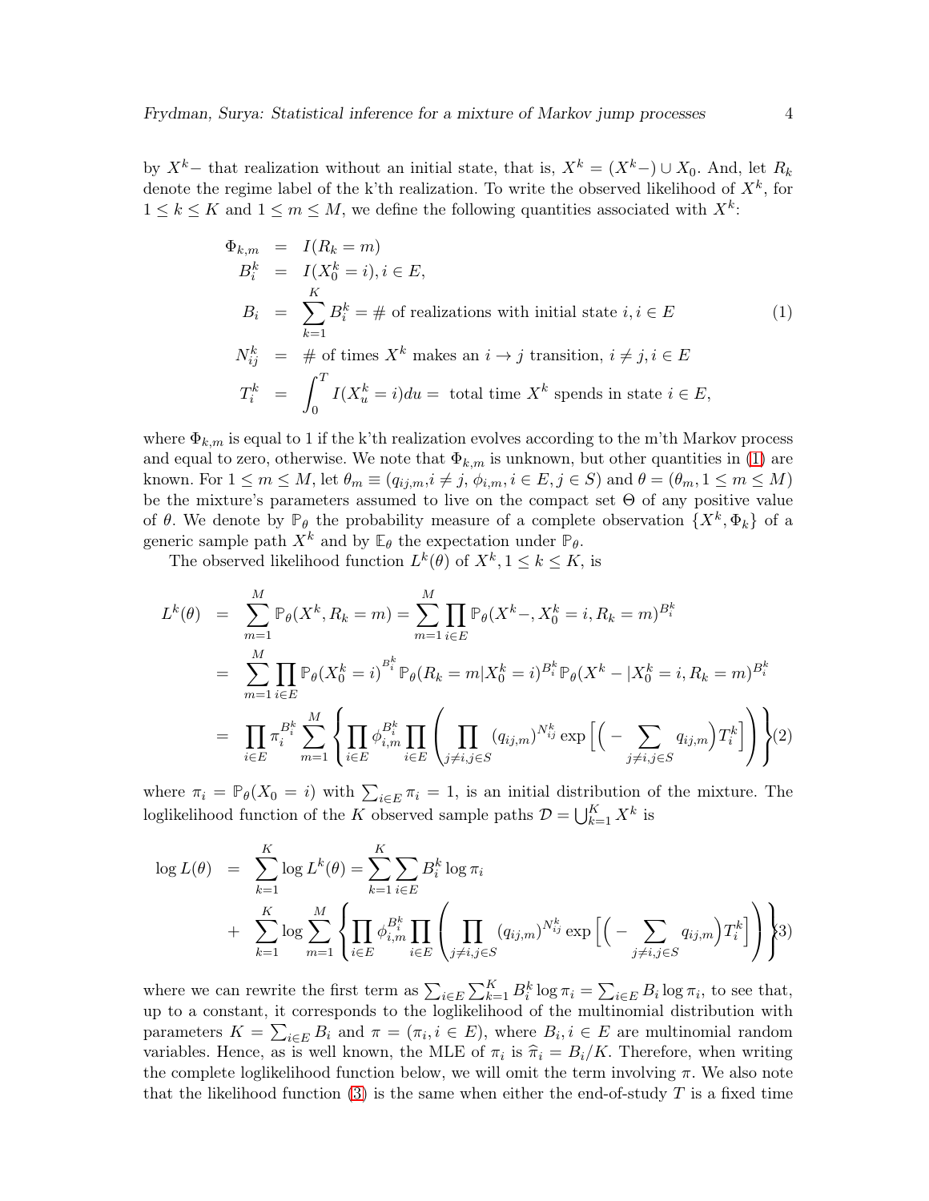by $X^k-$ that realization without an initial state, that is, $X^k = (X^k-) \cup X_0$. And, let $R_k$ denote the regime label of the k'th realization. To write the observed likelihood of $X^k$, for $1 \le k \le K$ and $1 \le m \le M$, we define the following quantities associated with $X^k$:

$$
\begin{aligned}
\Phi_{k,m} &= I(R_k = m) \\
B_i^k &= I(X_0^k = i), i \in E, \\
B_i &= \sum_{k=1}^{K} B_i^k = \text{\# of realizations with initial state } i, i \in E \\
N_{ij}^k &= \text{\# of times } X^k \text{ makes an } i \to j \text{ transition}, i \neq j, i \in E \\
T_i^k &= \int_0^T I(X_u^k = i) du = \text{ total time } X^k \text{ spends in state } i \in E,
\end{aligned} \tag{1}
$$

where $\Phi_{k,m}$ is equal to 1 if the k'th realization evolves according to the m'th Markov process and equal to zero, otherwise. We note that $\Phi_{k,m}$ is unknown, but other quantities in (1) are known. For $1 \le m \le M$, let $\theta_m \equiv (q_{ij,m}, i \neq j, \phi_{i,m}, i \in E, j \in S)$ and $\theta = (\theta_m, 1 \le m \le M)$ be the mixture's parameters assumed to live on the compact set $\Theta$ of any positive value of $\theta$. We denote by $\mathbb{P}_\theta$ the probability measure of a complete observation $\{X^k, \Phi_k\}$ of a generic sample path $X^k$ and by $\mathbb{E}_\theta$ the expectation under $\mathbb{P}_\theta$.

The observed likelihood function $L^k(\theta)$ of $X^k, 1 \le k \le K$, is

$$
\begin{aligned}
L^k(\theta) &= \sum_{m=1}^{M} \mathbb{P}_\theta(X^k, R_k = m) = \sum_{m=1}^{M} \prod_{i \in E} \mathbb{P}_\theta(X^k-, X_0^k = i, R_k = m)^{B_i^k} \\
&= \sum_{m=1}^{M} \prod_{i \in E} \mathbb{P}_\theta(X_0^k = i)^{B_i^k} \mathbb{P}_\theta(R_k = m | X_0^k = i)^{B_i^k} \mathbb{P}_\theta(X^k - | X_0^k = i, R_k = m)^{B_i^k} \\
&= \prod_{i \in E} \pi_i^{B_i^k} \sum_{m=1}^{M} \left\{ \prod_{i \in E} \phi_{i,m}^{B_i^k} \prod_{i \in E} \left( \prod_{j \neq i, j \in S} (q_{ij,m})^{N_{ij}^k} \exp\Big[ \Big( - \sum_{j \neq i, j \in S} q_{ij,m} \Big) T_i^k \Big] \right) \right\}
\end{aligned} \tag{2}
$$

where $\pi_i = \mathbb{P}_\theta(X_0 = i)$ with $\sum_{i \in E} \pi_i = 1$, is an initial distribution of the mixture. The loglikelihood function of the $K$ observed sample paths $\mathcal{D} = \bigcup_{k=1}^{K} X^k$ is

$$
\begin{aligned}
\log L(\theta) &= \sum_{k=1}^{K} \log L^k(\theta) = \sum_{k=1}^{K} \sum_{i \in E} B_i^k \log \pi_i \\
&+ \sum_{k=1}^{K} \log \sum_{m=1}^{M} \left\{ \prod_{i \in E} \phi_{i,m}^{B_i^k} \prod_{i \in E} \left( \prod_{j \neq i, j \in S} (q_{ij,m})^{N_{ij}^k} \exp\Big[ \Big( - \sum_{j \neq i, j \in S} q_{ij,m} \Big) T_i^k \Big] \right) \right\}
\end{aligned} \tag{3}
$$

where we can rewrite the first term as $\sum_{i \in E} \sum_{k=1}^{K} B_i^k \log \pi_i = \sum_{i \in E} B_i \log \pi_i$, to see that, up to a constant, it corresponds to the loglikelihood of the multinomial distribution with parameters $K = \sum_{i \in E} B_i$ and $\pi = (\pi_i, i \in E)$, where $B_i, i \in E$ are multinomial random variables. Hence, as is well known, the MLE of $\pi_i$ is $\widehat{\pi}_i = B_i/K$. Therefore, when writing the complete loglikelihood function below, we will omit the term involving $\pi$. We also note that the likelihood function (3) is the same when either the end-of-study $T$ is a fixed time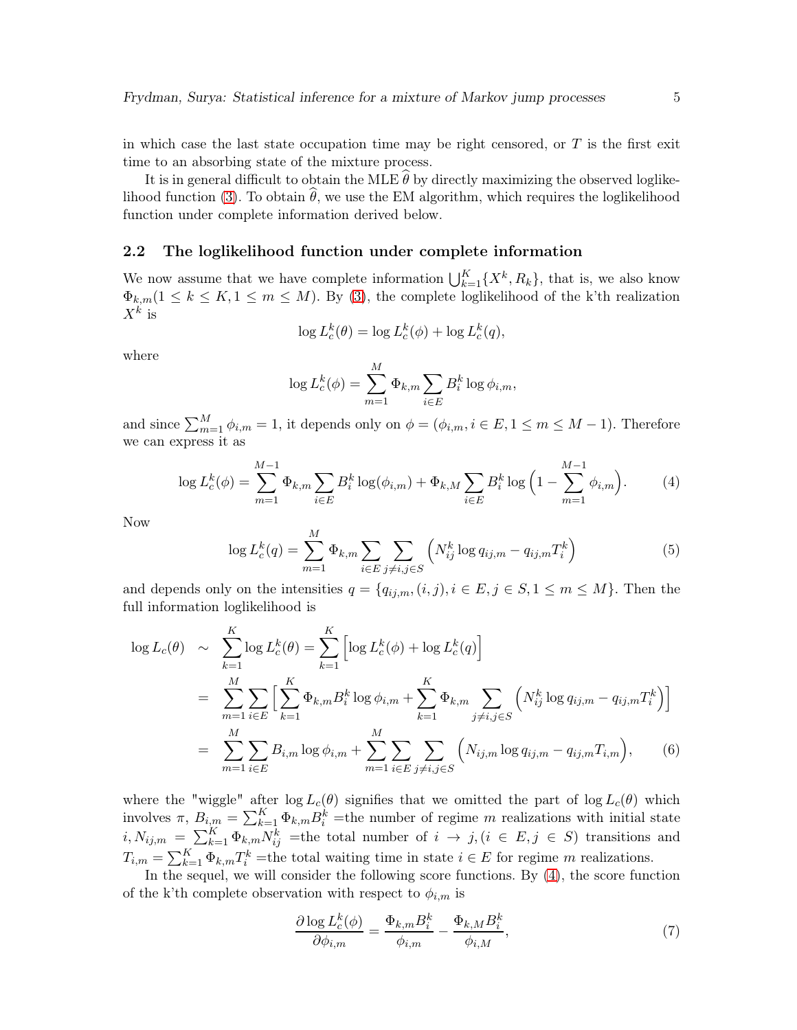in which case the last state occupation time may be right censored, or $T$ is the first exit time to an absorbing state of the mixture process.

It is in general difficult to obtain the MLE $\widehat{\theta}$ by directly maximizing the observed loglikelihood function (3). To obtain $\widehat{\theta}$, we use the EM algorithm, which requires the loglikelihood function under complete information derived below.

## 2.2 The loglikelihood function under complete information

We now assume that we have complete information $\bigcup_{k=1}^{K}\{X^k, R_k\}$, that is, we also know $\Phi_{k,m}(1 \leq k \leq K, 1 \leq m \leq M)$. By (3), the complete loglikelihood of the k'th realization $X^k$ is

$$\log L_c^k(\theta) = \log L_c^k(\phi) + \log L_c^k(q),$$

where

$$\log L_c^k(\phi) = \sum_{m=1}^{M} \Phi_{k,m} \sum_{i \in E} B_i^k \log \phi_{i,m},$$

and since $\sum_{m=1}^{M} \phi_{i,m} = 1$, it depends only on $\phi = (\phi_{i,m}, i \in E, 1 \leq m \leq M-1)$. Therefore we can express it as

$$\log L_c^k(\phi) = \sum_{m=1}^{M-1} \Phi_{k,m} \sum_{i \in E} B_i^k \log(\phi_{i,m}) + \Phi_{k,M} \sum_{i \in E} B_i^k \log\Big(1 - \sum_{m=1}^{M-1} \phi_{i,m}\Big). \tag{4}$$

Now

$$\log L_c^k(q) = \sum_{m=1}^{M} \Phi_{k,m} \sum_{i \in E} \sum_{j \neq i, j \in S} \Big(N_{ij}^k \log q_{ij,m} - q_{ij,m} T_i^k\Big) \tag{5}$$

and depends only on the intensities $q = \{q_{ij,m}, (i,j), i \in E, j \in S, 1 \leq m \leq M\}$. Then the full information loglikelihood is

$$\begin{aligned}
\log L_c(\theta) \;&\sim\; \sum_{k=1}^{K} \log L_c^k(\theta) = \sum_{k=1}^{K} \Big[\log L_c^k(\phi) + \log L_c^k(q)\Big] \\
&= \sum_{m=1}^{M} \sum_{i \in E} \Big[\sum_{k=1}^{K} \Phi_{k,m} B_i^k \log \phi_{i,m} + \sum_{k=1}^{K} \Phi_{k,m} \sum_{j \neq i, j \in S} \Big(N_{ij}^k \log q_{ij,m} - q_{ij,m} T_i^k\Big)\Big] \\
&= \sum_{m=1}^{M} \sum_{i \in E} B_{i,m} \log \phi_{i,m} + \sum_{m=1}^{M} \sum_{i \in E} \sum_{j \neq i, j \in S} \Big(N_{ij,m} \log q_{ij,m} - q_{ij,m} T_{i,m}\Big),
\end{aligned} \tag{6}$$

where the "wiggle" after $\log L_c(\theta)$ signifies that we omitted the part of $\log L_c(\theta)$ which involves $\pi$, $B_{i,m} = \sum_{k=1}^{K} \Phi_{k,m} B_i^k$ =the number of regime $m$ realizations with initial state $i$, $N_{ij,m} = \sum_{k=1}^{K} \Phi_{k,m} N_{ij}^k$ =the total number of $i \to j, (i \in E, j \in S)$ transitions and $T_{i,m} = \sum_{k=1}^{K} \Phi_{k,m} T_i^k$ =the total waiting time in state $i \in E$ for regime $m$ realizations.

In the sequel, we will consider the following score functions. By (4), the score function of the k'th complete observation with respect to $\phi_{i,m}$ is

$$\frac{\partial \log L_c^k(\phi)}{\partial \phi_{i,m}} = \frac{\Phi_{k,m} B_i^k}{\phi_{i,m}} - \frac{\Phi_{k,M} B_i^k}{\phi_{i,M}}, \tag{7}$$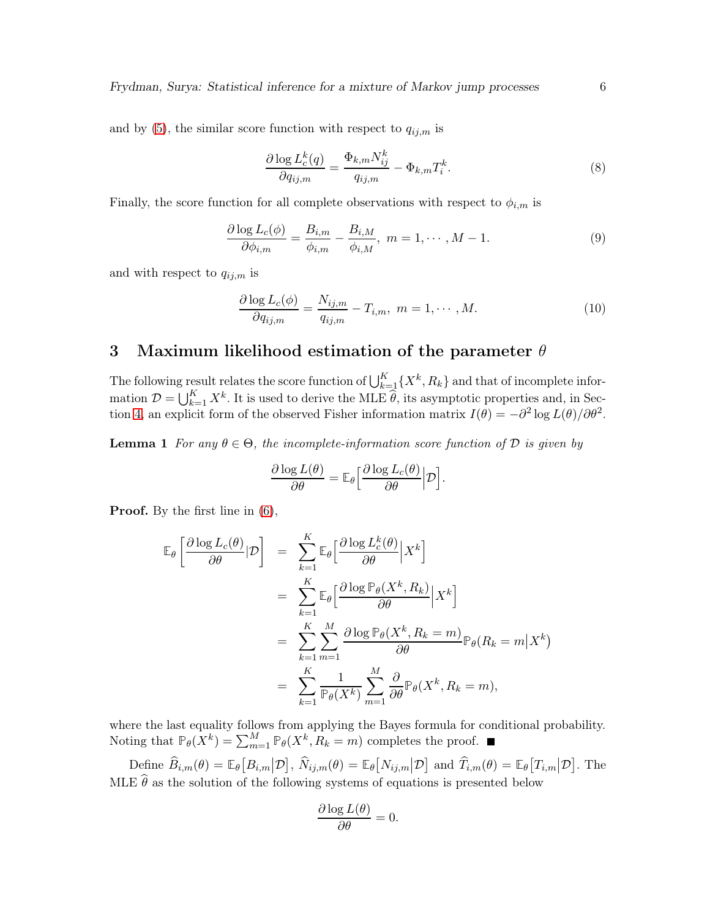and by (5), the similar score function with respect to $q_{ij,m}$ is

$$\frac{\partial \log L_c^k(q)}{\partial q_{ij,m}} = \frac{\Phi_{k,m} N_{ij}^k}{q_{ij,m}} - \Phi_{k,m} T_i^k. \tag{8}$$

Finally, the score function for all complete observations with respect to $\phi_{i,m}$ is

$$\frac{\partial \log L_c(\phi)}{\partial \phi_{i,m}} = \frac{B_{i,m}}{\phi_{i,m}} - \frac{B_{i,M}}{\phi_{i,M}},\ m = 1, \cdots, M-1. \tag{9}$$

and with respect to $q_{ij,m}$ is

$$\frac{\partial \log L_c(\phi)}{\partial q_{ij,m}} = \frac{N_{ij,m}}{q_{ij,m}} - T_{i,m},\ m = 1, \cdots, M. \tag{10}$$

## 3 Maximum likelihood estimation of the parameter $\theta$

The following result relates the score function of $\bigcup_{k=1}^K \{X^k, R_k\}$ and that of incomplete information $\mathcal{D} = \bigcup_{k=1}^K X^k$. It is used to derive the MLE $\widehat{\theta}$, its asymptotic properties and, in Section 4, an explicit form of the observed Fisher information matrix $I(\theta) = -\partial^2 \log L(\theta)/\partial\theta^2$.

**Lemma 1** *For any $\theta \in \Theta$, the incomplete-information score function of $\mathcal{D}$ is given by*

$$\frac{\partial \log L(\theta)}{\partial \theta} = \mathbb{E}_\theta\Big[\frac{\partial \log L_c(\theta)}{\partial \theta}\Big|\mathcal{D}\Big].$$

**Proof.** By the first line in (6),

$$\begin{aligned}
\mathbb{E}_\theta\left[\frac{\partial \log L_c(\theta)}{\partial \theta}|\mathcal{D}\right] &= \sum_{k=1}^K \mathbb{E}_\theta\Big[\frac{\partial \log L_c^k(\theta)}{\partial \theta}\Big|X^k\Big] \\
&= \sum_{k=1}^K \mathbb{E}_\theta\Big[\frac{\partial \log \mathbb{P}_\theta(X^k, R_k)}{\partial \theta}\Big|X^k\Big] \\
&= \sum_{k=1}^K \sum_{m=1}^M \frac{\partial \log \mathbb{P}_\theta(X^k, R_k = m)}{\partial \theta} \mathbb{P}_\theta(R_k = m\big|X^k) \\
&= \sum_{k=1}^K \frac{1}{\mathbb{P}_\theta(X^k)} \sum_{m=1}^M \frac{\partial}{\partial \theta} \mathbb{P}_\theta(X^k, R_k = m),
\end{aligned}$$

where the last equality follows from applying the Bayes formula for conditional probability. Noting that $\mathbb{P}_\theta(X^k) = \sum_{m=1}^M \mathbb{P}_\theta(X^k, R_k = m)$ completes the proof. ■

Define $\widehat{B}_{i,m}(\theta) = \mathbb{E}_\theta\big[B_{i,m}\big|\mathcal{D}\big]$, $\widehat{N}_{ij,m}(\theta) = \mathbb{E}_\theta\big[N_{ij,m}\big|\mathcal{D}\big]$ and $\widehat{T}_{i,m}(\theta) = \mathbb{E}_\theta\big[T_{i,m}\big|\mathcal{D}\big]$. The MLE $\widehat{\theta}$ as the solution of the following systems of equations is presented below

$$\frac{\partial \log L(\theta)}{\partial \theta} = 0.$$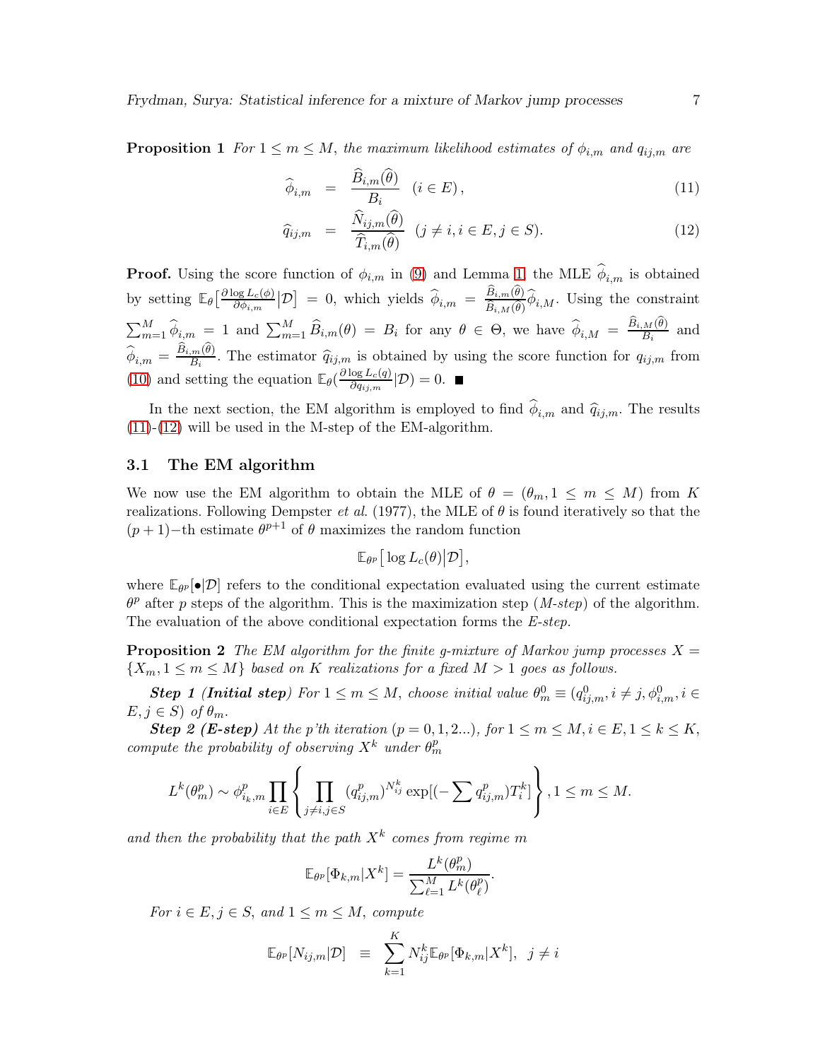**Proposition 1** *For $1 \leq m \leq M$, the maximum likelihood estimates of $\phi_{i,m}$ and $q_{ij,m}$ are*

$$\widehat{\phi}_{i,m} = \frac{\widehat{B}_{i,m}(\widehat{\theta})}{B_i} \quad (i \in E), \tag{11}$$

$$\widehat{q}_{ij,m} = \frac{\widehat{N}_{ij,m}(\widehat{\theta})}{\widehat{T}_{i,m}(\widehat{\theta})} \quad (j \neq i, i \in E, j \in S). \tag{12}$$

**Proof.** Using the score function of $\phi_{i,m}$ in (9) and Lemma 1, the MLE $\widehat{\phi}_{i,m}$ is obtained by setting $\mathbb{E}_\theta\big[\frac{\partial \log L_c(\phi)}{\partial \phi_{i,m}}\big|\mathcal{D}\big] = 0$, which yields $\widehat{\phi}_{i,m} = \frac{\widehat{B}_{i,m}(\widehat{\theta})}{\widehat{B}_{i,M}(\widehat{\theta})}\widehat{\phi}_{i,M}$. Using the constraint $\sum_{m=1}^M \widehat{\phi}_{i,m} = 1$ and $\sum_{m=1}^M \widehat{B}_{i,m}(\theta) = B_i$ for any $\theta \in \Theta$, we have $\widehat{\phi}_{i,M} = \frac{\widehat{B}_{i,M}(\widehat{\theta})}{B_i}$ and $\widehat{\phi}_{i,m} = \frac{\widehat{B}_{i,m}(\widehat{\theta})}{B_i}$. The estimator $\widehat{q}_{ij,m}$ is obtained by using the score function for $q_{ij,m}$ from (10) and setting the equation $\mathbb{E}_\theta(\frac{\partial \log L_c(q)}{\partial q_{ij,m}}|\mathcal{D}) = 0$. ■

In the next section, the EM algorithm is employed to find $\widehat{\phi}_{i,m}$ and $\widehat{q}_{ij,m}$. The results (11)-(12) will be used in the M-step of the EM-algorithm.

### 3.1 The EM algorithm

We now use the EM algorithm to obtain the MLE of $\theta = (\theta_m, 1 \leq m \leq M)$ from $K$ realizations. Following Dempster *et al.* (1977), the MLE of $\theta$ is found iteratively so that the $(p+1)-$th estimate $\theta^{p+1}$ of $\theta$ maximizes the random function

$$\mathbb{E}_{\theta^p}\big[\log L_c(\theta)\big|\mathcal{D}\big],$$

where $\mathbb{E}_{\theta^p}[\bullet|\mathcal{D}]$ refers to the conditional expectation evaluated using the current estimate $\theta^p$ after $p$ steps of the algorithm. This is the maximization step (*M-step*) of the algorithm. The evaluation of the above conditional expectation forms the *E-step*.

**Proposition 2** *The EM algorithm for the finite g-mixture of Markov jump processes $X = \{X_m, 1 \leq m \leq M\}$ based on $K$ realizations for a fixed $M > 1$ goes as follows.*

***Step 1 (Initial step)*** *For $1 \leq m \leq M$, choose initial value $\theta_m^0 \equiv (q_{ij,m}^0, i \neq j, \phi_{i,m}^0, i \in E, j \in S)$ of $\theta_m$.*

***Step 2 (E-step)*** *At the p'th iteration $(p = 0, 1, 2...)$, for $1 \leq m \leq M, i \in E, 1 \leq k \leq K$, compute the probability of observing $X^k$ under $\theta_m^p$*

$$L^k(\theta_m^p) \sim \phi_{i_k,m}^p \prod_{i \in E} \left\{ \prod_{j \neq i, j \in S} (q_{ij,m}^p)^{N_{ij}^k} \exp[(-\sum q_{ij,m}^p)T_i^k] \right\}, 1 \leq m \leq M.$$

*and then the probability that the path $X^k$ comes from regime $m$*

$$\mathbb{E}_{\theta^p}[\Phi_{k,m}|X^k] = \frac{L^k(\theta_m^p)}{\sum_{\ell=1}^M L^k(\theta_\ell^p)}.$$

*For $i \in E, j \in S$, and $1 \leq m \leq M$, compute*

$$\mathbb{E}_{\theta^p}[N_{ij,m}|\mathcal{D}] \equiv \sum_{k=1}^K N_{ij}^k \mathbb{E}_{\theta^p}[\Phi_{k,m}|X^k], \quad j \neq i$$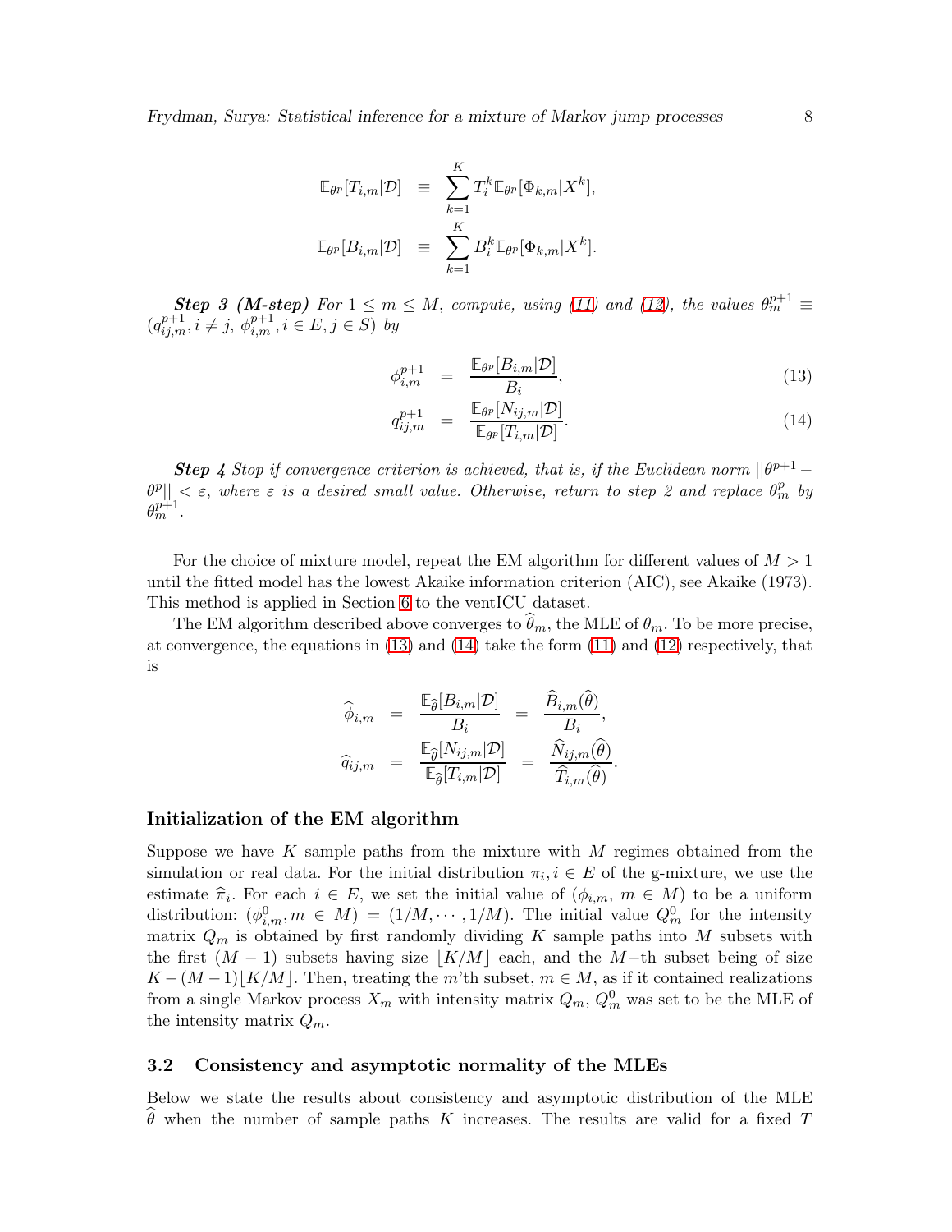$$
\begin{aligned}
\mathbb{E}_{\theta^p}[T_{i,m}|\mathcal{D}] &\equiv \sum_{k=1}^{K} T_i^k \mathbb{E}_{\theta^p}[\Phi_{k,m}|X^k], \\
\mathbb{E}_{\theta^p}[B_{i,m}|\mathcal{D}] &\equiv \sum_{k=1}^{K} B_i^k \mathbb{E}_{\theta^p}[\Phi_{k,m}|X^k].
\end{aligned}
$$

***Step 3 (M-step)*** *For $1 \leq m \leq M$, compute, using (11) and (12), the values $\theta_m^{p+1} \equiv (q_{ij,m}^{p+1}, i \neq j, \phi_{i,m}^{p+1}, i \in E, j \in S)$ by*

$$
\phi_{i,m}^{p+1} = \frac{\mathbb{E}_{\theta^p}[B_{i,m}|\mathcal{D}]}{B_i}, \tag{13}
$$

$$
q_{ij,m}^{p+1} = \frac{\mathbb{E}_{\theta^p}[N_{ij,m}|\mathcal{D}]}{\mathbb{E}_{\theta^p}[T_{i,m}|\mathcal{D}]}. \tag{14}
$$

***Step 4*** *Stop if convergence criterion is achieved, that is, if the Euclidean norm $||\theta^{p+1} - \theta^p|| < \varepsilon$, where $\varepsilon$ is a desired small value. Otherwise, return to step 2 and replace $\theta_m^p$ by $\theta_m^{p+1}$.*

For the choice of mixture model, repeat the EM algorithm for different values of $M > 1$ until the fitted model has the lowest Akaike information criterion (AIC), see Akaike (1973). This method is applied in Section 6 to the ventICU dataset.

The EM algorithm described above converges to $\widehat{\theta}_m$, the MLE of $\theta_m$. To be more precise, at convergence, the equations in (13) and (14) take the form (11) and (12) respectively, that is

$$
\begin{aligned}
\widehat{\phi}_{i,m} &= \frac{\mathbb{E}_{\widehat{\theta}}[B_{i,m}|\mathcal{D}]}{B_i} = \frac{\widehat{B}_{i,m}(\widehat{\theta})}{B_i}, \\
\widehat{q}_{ij,m} &= \frac{\mathbb{E}_{\widehat{\theta}}[N_{ij,m}|\mathcal{D}]}{\mathbb{E}_{\widehat{\theta}}[T_{i,m}|\mathcal{D}]} = \frac{\widehat{N}_{ij,m}(\widehat{\theta})}{\widehat{T}_{i,m}(\widehat{\theta})}.
\end{aligned}
$$

### Initialization of the EM algorithm

Suppose we have $K$ sample paths from the mixture with $M$ regimes obtained from the simulation or real data. For the initial distribution $\pi_i, i \in E$ of the g-mixture, we use the estimate $\widehat{\pi}_i$. For each $i \in E$, we set the initial value of $(\phi_{i,m},\ m \in M)$ to be a uniform distribution: $(\phi_{i,m}^0, m \in M) = (1/M, \cdots, 1/M)$. The initial value $Q_m^0$ for the intensity matrix $Q_m$ is obtained by first randomly dividing $K$ sample paths into $M$ subsets with the first $(M-1)$ subsets having size $\lfloor K/M \rfloor$ each, and the $M-$th subset being of size $K - (M-1)\lfloor K/M \rfloor$. Then, treating the $m$'th subset, $m \in M$, as if it contained realizations from a single Markov process $X_m$ with intensity matrix $Q_m$, $Q_m^0$ was set to be the MLE of the intensity matrix $Q_m$.

## 3.2 Consistency and asymptotic normality of the MLEs

Below we state the results about consistency and asymptotic distribution of the MLE $\widehat{\theta}$ when the number of sample paths $K$ increases. The results are valid for a fixed $T$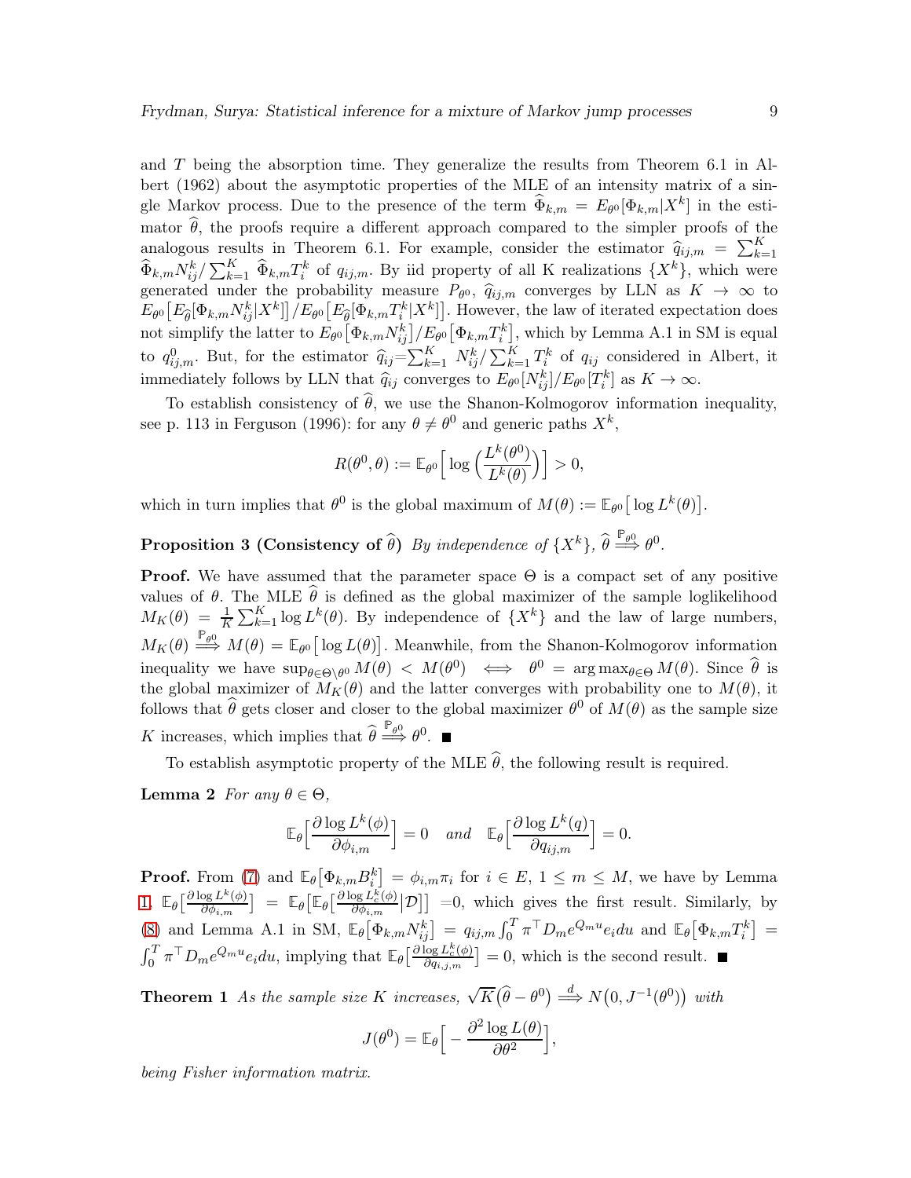and $T$ being the absorption time. They generalize the results from Theorem 6.1 in Albert (1962) about the asymptotic properties of the MLE of an intensity matrix of a single Markov process. Due to the presence of the term $\widehat{\Phi}_{k,m} = E_{\theta^0}[\Phi_{k,m}|X^k]$ in the estimator $\widehat{\theta}$, the proofs require a different approach compared to the simpler proofs of the analogous results in Theorem 6.1. For example, consider the estimator $\widehat{q}_{ij,m} = \sum_{k=1}^K \widehat{\Phi}_{k,m}N_{ij}^k / \sum_{k=1}^K \widehat{\Phi}_{k,m}T_i^k$ of $q_{ij,m}$. By iid property of all K realizations $\{X^k\}$, which were generated under the probability measure $P_{\theta^0}$, $\widehat{q}_{ij,m}$ converges by LLN as $K \to \infty$ to $E_{\theta^0}\big[E_{\widehat{\theta}}[\Phi_{k,m}N_{ij}^k|X^k]\big]/E_{\theta^0}\big[E_{\widehat{\theta}}[\Phi_{k,m}T_i^k|X^k]\big]$. However, the law of iterated expectation does not simplify the latter to $E_{\theta^0}\big[\Phi_{k,m}N_{ij}^k\big]/E_{\theta^0}\big[\Phi_{k,m}T_i^k\big]$, which by Lemma A.1 in SM is equal to $q_{ij,m}^0$. But, for the estimator $\widehat{q}_{ij}=\sum_{k=1}^K N_{ij}^k/\sum_{k=1}^K T_i^k$ of $q_{ij}$ considered in Albert, it immediately follows by LLN that $\widehat{q}_{ij}$ converges to $E_{\theta^0}[N_{ij}^k]/E_{\theta^0}[T_i^k]$ as $K \to \infty$.

To establish consistency of $\widehat{\theta}$, we use the Shanon-Kolmogorov information inequality, see p. 113 in Ferguson (1996): for any $\theta \neq \theta^0$ and generic paths $X^k$,

$$R(\theta^0, \theta) := \mathbb{E}_{\theta^0}\Big[\log\Big(\frac{L^k(\theta^0)}{L^k(\theta)}\Big)\Big] > 0,$$

which in turn implies that $\theta^0$ is the global maximum of $M(\theta) := \mathbb{E}_{\theta^0}\big[\log L^k(\theta)\big]$.

**Proposition 3 (Consistency of $\widehat{\theta}$)** *By independence of $\{X^k\}$, $\widehat{\theta} \overset{\mathbb{P}_{\theta^0}}{\Longrightarrow} \theta^0$.*

**Proof.** We have assumed that the parameter space $\Theta$ is a compact set of any positive values of $\theta$. The MLE $\widehat{\theta}$ is defined as the global maximizer of the sample loglikelihood $M_K(\theta) = \frac{1}{K}\sum_{k=1}^K \log L^k(\theta)$. By independence of $\{X^k\}$ and the law of large numbers, $M_K(\theta) \overset{\mathbb{P}_{\theta^0}}{\Longrightarrow} M(\theta) = \mathbb{E}_{\theta^0}\big[\log L(\theta)\big]$. Meanwhile, from the Shanon-Kolmogorov information inequality we have $\sup_{\theta\in\Theta\setminus\theta^0} M(\theta) < M(\theta^0) \iff \theta^0 = \arg\max_{\theta\in\Theta} M(\theta)$. Since $\widehat{\theta}$ is the global maximizer of $M_K(\theta)$ and the latter converges with probability one to $M(\theta)$, it follows that $\widehat{\theta}$ gets closer and closer to the global maximizer $\theta^0$ of $M(\theta)$ as the sample size $K$ increases, which implies that $\widehat{\theta} \overset{\mathbb{P}_{\theta^0}}{\Longrightarrow} \theta^0$. ■

To establish asymptotic property of the MLE $\widehat{\theta}$, the following result is required.

**Lemma 2** *For any $\theta \in \Theta$,*

$$\mathbb{E}_{\theta}\Big[\frac{\partial \log L^k(\phi)}{\partial \phi_{i,m}}\Big] = 0 \quad \textit{and} \quad \mathbb{E}_{\theta}\Big[\frac{\partial \log L^k(q)}{\partial q_{ij,m}}\Big] = 0.$$

**Proof.** From (7) and $\mathbb{E}_\theta\big[\Phi_{k,m}B_i^k\big] = \phi_{i,m}\pi_i$ for $i \in E$, $1 \le m \le M$, we have by Lemma 1, $\mathbb{E}_\theta\big[\frac{\partial \log L^k(\phi)}{\partial \phi_{i,m}}\big] = \mathbb{E}_\theta\big[\mathbb{E}_\theta\big[\frac{\partial \log L_c^k(\phi)}{\partial \phi_{i,m}}\big|\mathcal{D}\big]\big] = 0$, which gives the first result. Similarly, by (8) and Lemma A.1 in SM, $\mathbb{E}_\theta\big[\Phi_{k,m}N_{ij}^k\big] = q_{ij,m}\int_0^T \pi^\top D_m e^{Q_m u}e_i du$ and $\mathbb{E}_\theta\big[\Phi_{k,m}T_i^k\big] = \int_0^T \pi^\top D_m e^{Q_m u}e_i du$, implying that $\mathbb{E}_\theta\big[\frac{\partial \log L_c^k(\phi)}{\partial q_{i,j,m}}\big] = 0$, which is the second result. ■

**Theorem 1** *As the sample size $K$ increases, $\sqrt{K}\big(\widehat{\theta} - \theta^0\big) \overset{d}{\Longrightarrow} N\big(0, J^{-1}(\theta^0)\big)$ with*

$$J(\theta^0) = \mathbb{E}_\theta\Big[-\frac{\partial^2 \log L(\theta)}{\partial \theta^2}\Big],$$

*being Fisher information matrix.*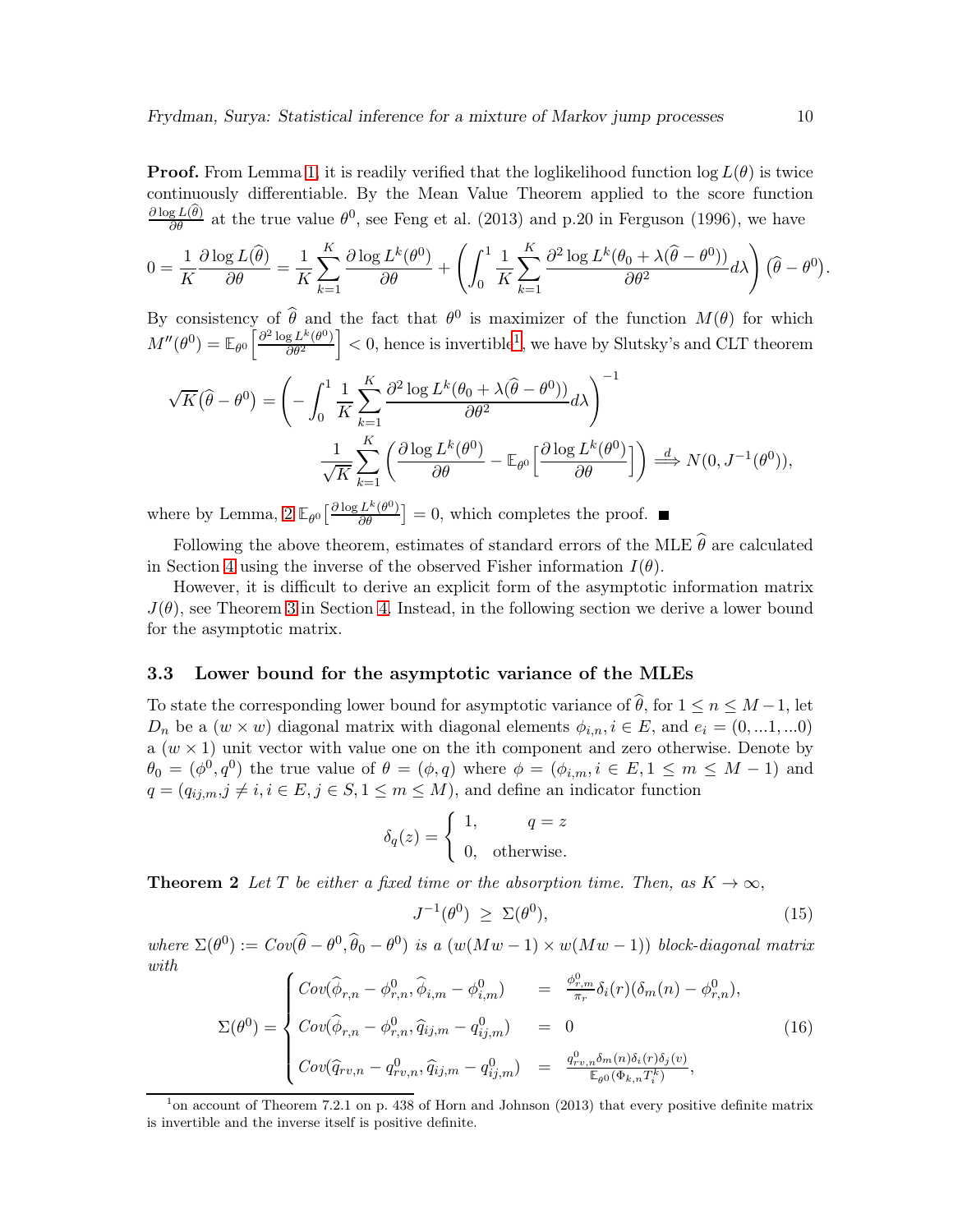**Proof.** From Lemma 1, it is readily verified that the loglikelihood function $\log L(\theta)$ is twice continuously differentiable. By the Mean Value Theorem applied to the score function $\frac{\partial \log L(\widehat{\theta})}{\partial \theta}$ at the true value $\theta^0$, see Feng et al. (2013) and p.20 in Ferguson (1996), we have

$$0 = \frac{1}{K}\frac{\partial \log L(\widehat{\theta})}{\partial \theta} = \frac{1}{K}\sum_{k=1}^{K}\frac{\partial \log L^k(\theta^0)}{\partial \theta} + \left(\int_0^1 \frac{1}{K}\sum_{k=1}^{K}\frac{\partial^2 \log L^k(\theta_0 + \lambda(\widehat{\theta}-\theta^0))}{\partial \theta^2}d\lambda\right)\big(\widehat{\theta}-\theta^0\big).$$

By consistency of $\widehat{\theta}$ and the fact that $\theta^0$ is maximizer of the function $M(\theta)$ for which $M''(\theta^0) = \mathbb{E}_{\theta^0}\Big[\frac{\partial^2 \log L^k(\theta^0)}{\partial \theta^2}\Big] < 0$, hence is invertible[1], we have by Slutsky's and CLT theorem

$$\sqrt{K}\big(\widehat{\theta}-\theta^0\big) = \left(-\int_0^1 \frac{1}{K}\sum_{k=1}^{K}\frac{\partial^2 \log L^k(\theta_0 + \lambda(\widehat{\theta}-\theta^0))}{\partial \theta^2}d\lambda\right)^{-1} \frac{1}{\sqrt{K}}\sum_{k=1}^{K}\left(\frac{\partial \log L^k(\theta^0)}{\partial \theta} - \mathbb{E}_{\theta^0}\Big[\frac{\partial \log L^k(\theta^0)}{\partial \theta}\Big]\right) \stackrel{d}{\Longrightarrow} N(0, J^{-1}(\theta^0)),$$

where by Lemma, 2 $\mathbb{E}_{\theta^0}\big[\frac{\partial \log L^k(\theta^0)}{\partial \theta}\big] = 0$, which completes the proof. ■

Following the above theorem, estimates of standard errors of the MLE $\widehat{\theta}$ are calculated in Section 4 using the inverse of the observed Fisher information $I(\theta)$.

However, it is difficult to derive an explicit form of the asymptotic information matrix $J(\theta)$, see Theorem 3 in Section 4. Instead, in the following section we derive a lower bound for the asymptotic matrix.

### 3.3 Lower bound for the asymptotic variance of the MLEs

To state the corresponding lower bound for asymptotic variance of $\widehat{\theta}$, for $1 \leq n \leq M-1$, let $D_n$ be a $(w \times w)$ diagonal matrix with diagonal elements $\phi_{i,n}, i \in E$, and $e_i = (0, ...1, ...0)$ a $(w \times 1)$ unit vector with value one on the ith component and zero otherwise. Denote by $\theta_0 = (\phi^0, q^0)$ the true value of $\theta = (\phi, q)$ where $\phi = (\phi_{i,m}, i \in E, 1 \leq m \leq M-1)$ and $q = (q_{ij,m}, j \neq i, i \in E, j \in S, 1 \leq m \leq M)$, and define an indicator function

$$\delta_q(z) = \begin{cases} 1, & q = z \\ 0, & \text{otherwise.} \end{cases}$$

**Theorem 2** *Let $T$ be either a fixed time or the absorption time. Then, as $K \to \infty$,*

$$J^{-1}(\theta^0) \;\geq\; \Sigma(\theta^0), \tag{15}$$

*where $\Sigma(\theta^0) := Cov(\widehat{\theta}-\theta^0, \widehat{\theta}_0 - \theta^0)$ is a $(w(Mw-1) \times w(Mw-1))$ block-diagonal matrix with*

$$\Sigma(\theta^0) = \begin{cases} Cov(\widehat{\phi}_{r,n} - \phi^0_{r,n}, \widehat{\phi}_{i,m} - \phi^0_{i,m}) &= \frac{\phi^0_{r,m}}{\pi_r}\delta_i(r)(\delta_m(n) - \phi^0_{r,n}), \\ Cov(\widehat{\phi}_{r,n} - \phi^0_{r,n}, \widehat{q}_{ij,m} - q^0_{ij,m}) &= 0 \\ Cov(\widehat{q}_{rv,n} - q^0_{rv,n}, \widehat{q}_{ij,m} - q^0_{ij,m}) &= \frac{q^0_{rv,n}\delta_m(n)\delta_i(r)\delta_j(v)}{\mathbb{E}_{\theta^0}(\Phi_{k,n}T^k_i)}, \end{cases} \tag{16}$$

---

[1] on account of Theorem 7.2.1 on p. 438 of Horn and Johnson (2013) that every positive definite matrix is invertible and the inverse itself is positive definite.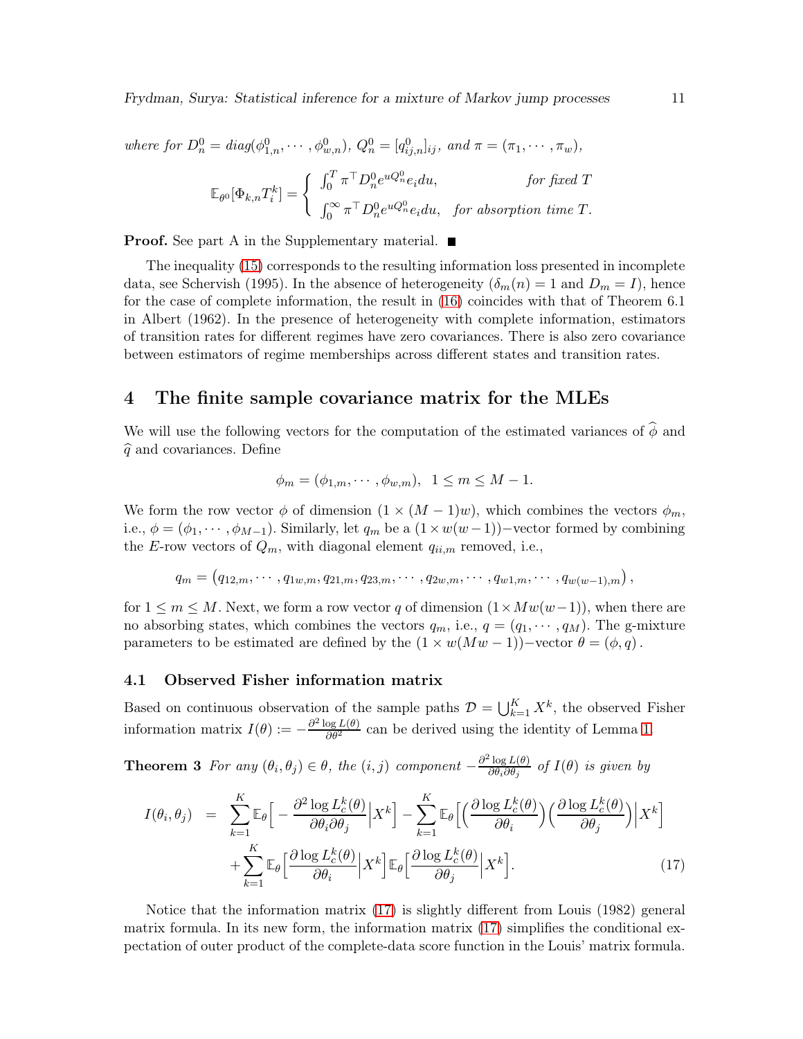*where for $D_n^0 = diag(\phi_{1,n}^0, \cdots, \phi_{w,n}^0)$, $Q_n^0 = [q_{ij,n}^0]_{ij}$, and $\pi = (\pi_1, \cdots, \pi_w)$,*

$$\mathbb{E}_{\theta^0}[\Phi_{k,n} T_i^k] = \begin{cases} \int_0^T \pi^\top D_n^0 e^{uQ_n^0} e_i du, & \text{for fixed } T \\ \int_0^\infty \pi^\top D_n^0 e^{uQ_n^0} e_i du, & \text{for absorption time } T. \end{cases}$$

**Proof.** See part A in the Supplementary material. ■

The inequality (15) corresponds to the resulting information loss presented in incomplete data, see Schervish (1995). In the absence of heterogeneity ($\delta_m(n) = 1$ and $D_m = I$), hence for the case of complete information, the result in (16) coincides with that of Theorem 6.1 in Albert (1962). In the presence of heterogeneity with complete information, estimators of transition rates for different regimes have zero covariances. There is also zero covariance between estimators of regime memberships across different states and transition rates.

## 4 The finite sample covariance matrix for the MLEs

We will use the following vectors for the computation of the estimated variances of $\widehat{\phi}$ and $\widehat{q}$ and covariances. Define

$$\phi_m = (\phi_{1,m}, \cdots, \phi_{w,m}), \;\; 1 \leq m \leq M-1.$$

We form the row vector $\phi$ of dimension $(1 \times (M-1)w)$, which combines the vectors $\phi_m$, i.e., $\phi = (\phi_1, \cdots, \phi_{M-1})$. Similarly, let $q_m$ be a $(1 \times w(w-1))-$vector formed by combining the $E$-row vectors of $Q_m$, with diagonal element $q_{ii,m}$ removed, i.e.,

$$q_m = \big(q_{12,m}, \cdots, q_{1w,m}, q_{21,m}, q_{23,m}, \cdots, q_{2w,m}, \cdots, q_{w1,m}, \cdots, q_{w(w-1),m}\big),$$

for $1 \leq m \leq M$. Next, we form a row vector $q$ of dimension $(1 \times Mw(w-1))$, when there are no absorbing states, which combines the vectors $q_m$, i.e., $q = (q_1, \cdots, q_M)$. The g-mixture parameters to be estimated are defined by the $(1 \times w(Mw-1))-$vector $\theta = (\phi, q)$.

### 4.1 Observed Fisher information matrix

Based on continuous observation of the sample paths $\mathcal{D} = \bigcup_{k=1}^K X^k$, the observed Fisher information matrix $I(\theta) := -\frac{\partial^2 \log L(\theta)}{\partial \theta^2}$ can be derived using the identity of Lemma 1.

**Theorem 3** *For any $(\theta_i, \theta_j) \in \theta$, the $(i,j)$ component $-\frac{\partial^2 \log L(\theta)}{\partial \theta_i \partial \theta_j}$ of $I(\theta)$ is given by*

$$\begin{aligned} I(\theta_i, \theta_j) \;\;=\;\; & \sum_{k=1}^K \mathbb{E}_\theta\Big[-\frac{\partial^2 \log L_c^k(\theta)}{\partial \theta_i \partial \theta_j}\Big| X^k\Big] - \sum_{k=1}^K \mathbb{E}_\theta\Big[\Big(\frac{\partial \log L_c^k(\theta)}{\partial \theta_i}\Big)\Big(\frac{\partial \log L_c^k(\theta)}{\partial \theta_j}\Big)\Big| X^k\Big] \\ & + \sum_{k=1}^K \mathbb{E}_\theta\Big[\frac{\partial \log L_c^k(\theta)}{\partial \theta_i}\Big| X^k\Big] \mathbb{E}_\theta\Big[\frac{\partial \log L_c^k(\theta)}{\partial \theta_j}\Big| X^k\Big]. \end{aligned} \tag{17}$$

Notice that the information matrix (17) is slightly different from Louis (1982) general matrix formula. In its new form, the information matrix (17) simplifies the conditional expectation of outer product of the complete-data score function in the Louis' matrix formula.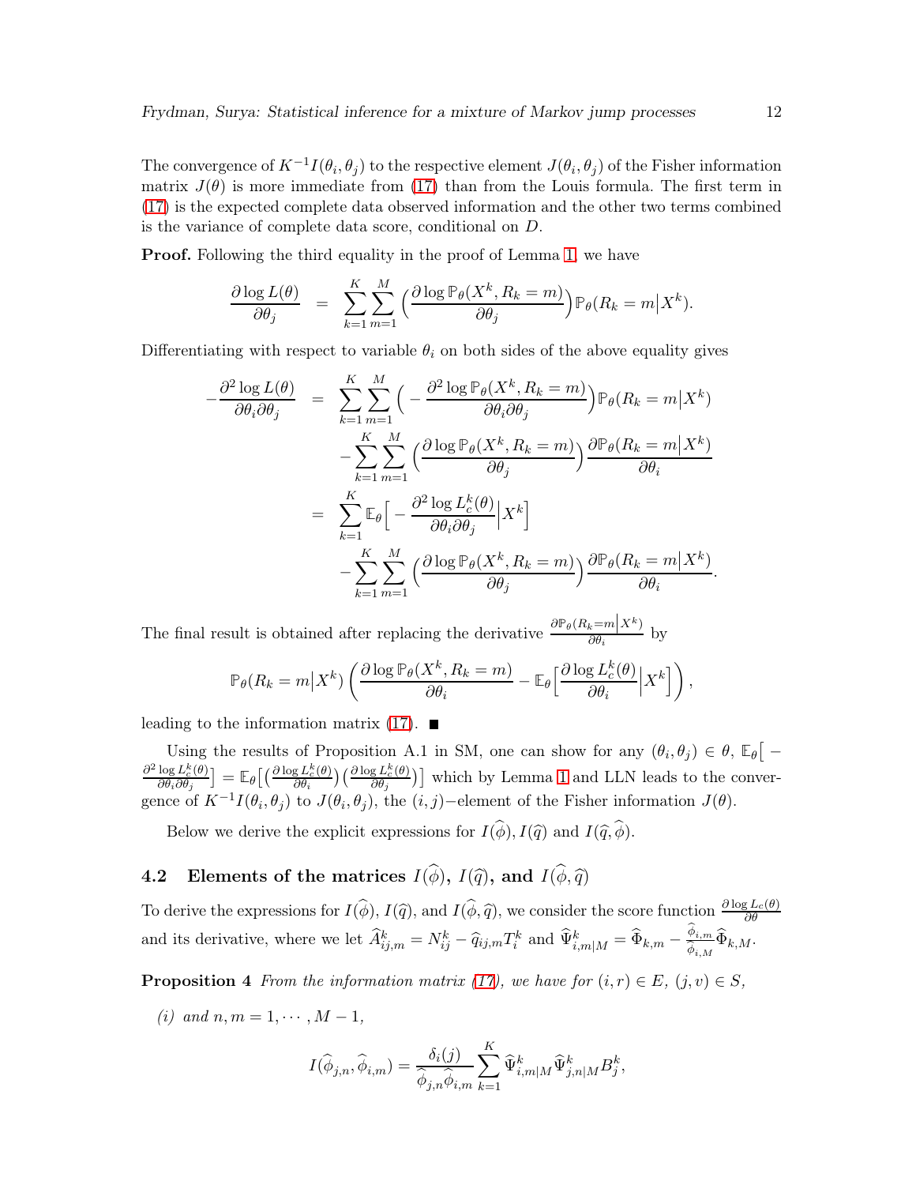The convergence of $K^{-1}I(\theta_i, \theta_j)$ to the respective element $J(\theta_i, \theta_j)$ of the Fisher information matrix $J(\theta)$ is more immediate from (17) than from the Louis formula. The first term in (17) is the expected complete data observed information and the other two terms combined is the variance of complete data score, conditional on $D$.

**Proof.** Following the third equality in the proof of Lemma 1, we have

$$\frac{\partial \log L(\theta)}{\partial \theta_j} = \sum_{k=1}^{K}\sum_{m=1}^{M}\Big(\frac{\partial \log \mathbb{P}_\theta(X^k, R_k = m)}{\partial \theta_j}\Big)\mathbb{P}_\theta(R_k = m\big|X^k).$$

Differentiating with respect to variable $\theta_i$ on both sides of the above equality gives

$$\begin{aligned}
-\frac{\partial^2 \log L(\theta)}{\partial \theta_i \partial \theta_j} &= \sum_{k=1}^{K}\sum_{m=1}^{M}\Big(-\frac{\partial^2 \log \mathbb{P}_\theta(X^k, R_k = m)}{\partial \theta_i \partial \theta_j}\Big)\mathbb{P}_\theta(R_k = m\big|X^k) \\
&\quad -\sum_{k=1}^{K}\sum_{m=1}^{M}\Big(\frac{\partial \log \mathbb{P}_\theta(X^k, R_k = m)}{\partial \theta_j}\Big)\frac{\partial \mathbb{P}_\theta(R_k = m\big|X^k)}{\partial \theta_i} \\
&= \sum_{k=1}^{K}\mathbb{E}_\theta\Big[-\frac{\partial^2 \log L_c^k(\theta)}{\partial \theta_i \partial \theta_j}\Big|X^k\Big] \\
&\quad -\sum_{k=1}^{K}\sum_{m=1}^{M}\Big(\frac{\partial \log \mathbb{P}_\theta(X^k, R_k = m)}{\partial \theta_j}\Big)\frac{\partial \mathbb{P}_\theta(R_k = m\big|X^k)}{\partial \theta_i}.
\end{aligned}$$

The final result is obtained after replacing the derivative $\frac{\partial \mathbb{P}_\theta(R_k = m|X^k)}{\partial \theta_i}$ by

$$\mathbb{P}_\theta(R_k = m\big|X^k)\left(\frac{\partial \log \mathbb{P}_\theta(X^k, R_k = m)}{\partial \theta_i} - \mathbb{E}_\theta\Big[\frac{\partial \log L_c^k(\theta)}{\partial \theta_i}\Big|X^k\Big]\right),$$

leading to the information matrix (17). ∎

Using the results of Proposition A.1 in SM, one can show for any $(\theta_i, \theta_j) \in \theta$, $\mathbb{E}_\theta\big[-\frac{\partial^2 \log L_c^k(\theta)}{\partial \theta_i \partial \theta_j}\big] = \mathbb{E}_\theta\big[\big(\frac{\partial \log L_c^k(\theta)}{\partial \theta_i}\big)\big(\frac{\partial \log L_c^k(\theta)}{\partial \theta_j}\big)\big]$ which by Lemma 1 and LLN leads to the convergence of $K^{-1}I(\theta_i, \theta_j)$ to $J(\theta_i, \theta_j)$, the $(i,j)-$element of the Fisher information $J(\theta)$.

Below we derive the explicit expressions for $I(\widehat{\phi}), I(\widehat{q})$ and $I(\widehat{q}, \widehat{\phi})$.

## 4.2 Elements of the matrices $I(\widehat{\phi})$, $I(\widehat{q})$, and $I(\widehat{\phi}, \widehat{q})$

To derive the expressions for $I(\widehat{\phi})$, $I(\widehat{q})$, and $I(\widehat{\phi}, \widehat{q})$, we consider the score function $\frac{\partial \log L_c(\theta)}{\partial \theta}$ and its derivative, where we let $\widehat{A}_{ij,m}^k = N_{ij}^k - \widehat{q}_{ij,m}T_i^k$ and $\widehat{\Psi}_{i,m|M}^k = \widehat{\Phi}_{k,m} - \frac{\widehat{\phi}_{i,m}}{\widehat{\phi}_{i,M}}\widehat{\Phi}_{k,M}$.

**Proposition 4** *From the information matrix (17), we have for $(i,r) \in E$, $(j,v) \in S$,*

*(i) and $n, m = 1, \cdots, M-1$,*

$$I(\widehat{\phi}_{j,n}, \widehat{\phi}_{i,m}) = \frac{\delta_i(j)}{\widehat{\phi}_{j,n}\widehat{\phi}_{i,m}}\sum_{k=1}^{K}\widehat{\Psi}_{i,m|M}^k\widehat{\Psi}_{j,n|M}^k B_j^k,$$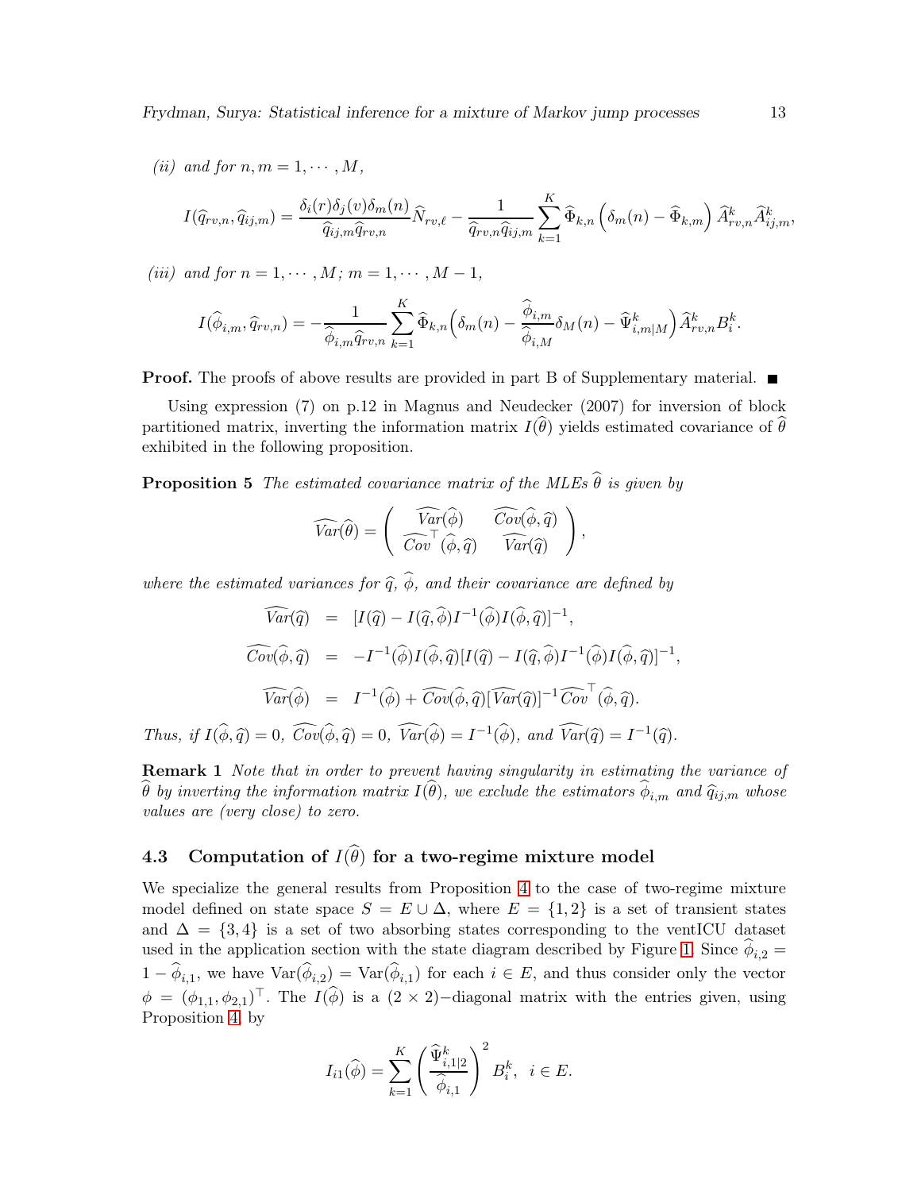*(ii) and for $n, m = 1, \cdots, M$,*

$$I(\widehat{q}_{rv,n}, \widehat{q}_{ij,m}) = \frac{\delta_i(r)\delta_j(v)\delta_m(n)}{\widehat{q}_{ij,m}\widehat{q}_{rv,n}}\widehat{N}_{rv,\ell} - \frac{1}{\widehat{q}_{rv,n}\widehat{q}_{ij,m}}\sum_{k=1}^{K}\widehat{\Phi}_{k,n}\Big(\delta_m(n) - \widehat{\Phi}_{k,m}\Big)\widehat{A}^k_{rv,n}\widehat{A}^k_{ij,m},$$

*(iii) and for $n = 1, \cdots, M$; $m = 1, \cdots, M-1$,*

$$I(\widehat{\phi}_{i,m}, \widehat{q}_{rv,n}) = -\frac{1}{\widehat{\phi}_{i,m}\widehat{q}_{rv,n}}\sum_{k=1}^{K}\widehat{\Phi}_{k,n}\Big(\delta_m(n) - \frac{\widehat{\phi}_{i,m}}{\widehat{\phi}_{i,M}}\delta_M(n) - \widehat{\Psi}^k_{i,m|M}\Big)\widehat{A}^k_{rv,n}B^k_i.$$

**Proof.** The proofs of above results are provided in part B of Supplementary material. ■

Using expression (7) on p.12 in Magnus and Neudecker (2007) for inversion of block partitioned matrix, inverting the information matrix $I(\widehat{\theta})$ yields estimated covariance of $\widehat{\theta}$ exhibited in the following proposition.

**Proposition 5** *The estimated covariance matrix of the MLEs $\widehat{\theta}$ is given by*

$$\widehat{Var}(\widehat{\theta}) = \begin{pmatrix} \widehat{Var}(\widehat{\phi}) & \widehat{Cov}(\widehat{\phi}, \widehat{q}) \\ \widehat{Cov}^\top(\widehat{\phi}, \widehat{q}) & \widehat{Var}(\widehat{q}) \end{pmatrix},$$

*where the estimated variances for $\widehat{q}$, $\widehat{\phi}$, and their covariance are defined by*

$$\begin{aligned}
\widehat{Var}(\widehat{q}) &= [I(\widehat{q}) - I(\widehat{q}, \widehat{\phi})I^{-1}(\widehat{\phi})I(\widehat{\phi}, \widehat{q})]^{-1}, \\
\widehat{Cov}(\widehat{\phi}, \widehat{q}) &= -I^{-1}(\widehat{\phi})I(\widehat{\phi}, \widehat{q})[I(\widehat{q}) - I(\widehat{q}, \widehat{\phi})I^{-1}(\widehat{\phi})I(\widehat{\phi}, \widehat{q})]^{-1}, \\
\widehat{Var}(\widehat{\phi}) &= I^{-1}(\widehat{\phi}) + \widehat{Cov}(\widehat{\phi}, \widehat{q})[\widehat{Var}(\widehat{q})]^{-1}\widehat{Cov}^\top(\widehat{\phi}, \widehat{q}).
\end{aligned}$$

*Thus, if $I(\widehat{\phi}, \widehat{q}) = 0$, $\widehat{Cov}(\widehat{\phi}, \widehat{q}) = 0$, $\widehat{Var}(\widehat{\phi}) = I^{-1}(\widehat{\phi})$, and $\widehat{Var}(\widehat{q}) = I^{-1}(\widehat{q})$.*

**Remark 1** *Note that in order to prevent having singularity in estimating the variance of $\widehat{\theta}$ by inverting the information matrix $I(\widehat{\theta})$, we exclude the estimators $\widehat{\phi}_{i,m}$ and $\widehat{q}_{ij,m}$ whose values are (very close) to zero.*

## 4.3 Computation of $I(\widehat{\theta})$ for a two-regime mixture model

We specialize the general results from Proposition 4 to the case of two-regime mixture model defined on state space $S = E \cup \Delta$, where $E = \{1, 2\}$ is a set of transient states and $\Delta = \{3, 4\}$ is a set of two absorbing states corresponding to the ventICU dataset used in the application section with the state diagram described by Figure 1. Since $\widehat{\phi}_{i,2} = 1 - \widehat{\phi}_{i,1}$, we have $\mathrm{Var}(\widehat{\phi}_{i,2}) = \mathrm{Var}(\widehat{\phi}_{i,1})$ for each $i \in E$, and thus consider only the vector $\phi = (\phi_{1,1}, \phi_{2,1})^\top$. The $I(\widehat{\phi})$ is a $(2 \times 2)-$diagonal matrix with the entries given, using Proposition 4, by

$$I_{i1}(\widehat{\phi}) = \sum_{k=1}^{K}\left(\frac{\widehat{\Psi}^k_{i,1|2}}{\widehat{\phi}_{i,1}}\right)^2 B^k_i, \quad i \in E.$$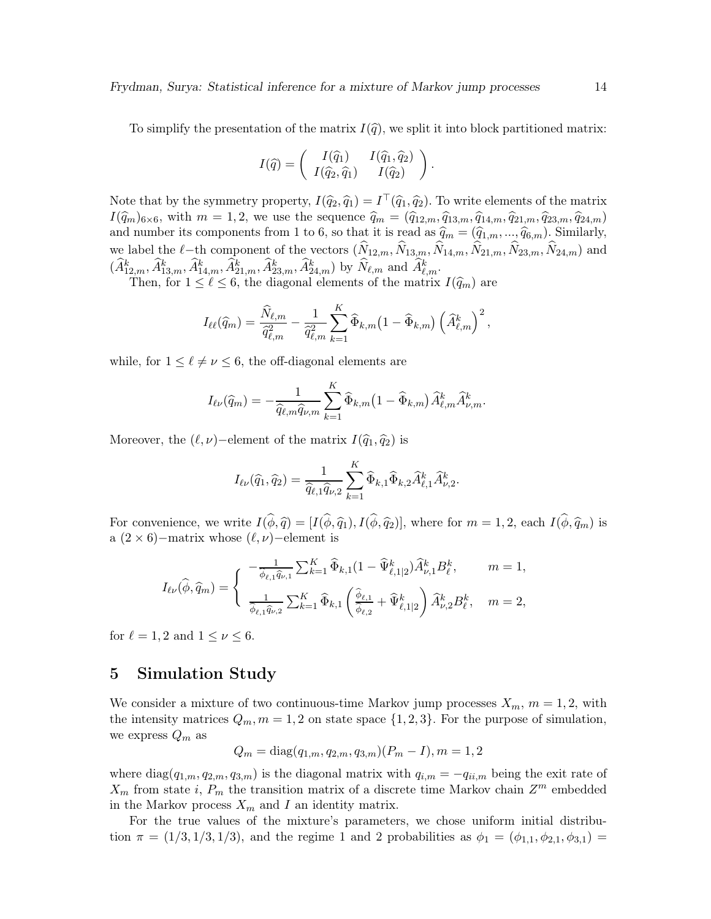To simplify the presentation of the matrix $I(\widehat{q})$, we split it into block partitioned matrix:

$$
I(\widehat{q}) = \left( \begin{array}{cc} I(\widehat{q}_1) & I(\widehat{q}_1, \widehat{q}_2) \\ I(\widehat{q}_2, \widehat{q}_1) & I(\widehat{q}_2) \end{array} \right).
$$

Note that by the symmetry property, $I(\widehat{q}_2, \widehat{q}_1) = I^\top(\widehat{q}_1, \widehat{q}_2)$. To write elements of the matrix $I(\widehat{q}_m)_{6\times 6}$, with $m = 1, 2$, we use the sequence $\widehat{q}_m = (\widehat{q}_{12,m}, \widehat{q}_{13,m}, \widehat{q}_{14,m}, \widehat{q}_{21,m}, \widehat{q}_{23,m}, \widehat{q}_{24,m})$ and number its components from 1 to 6, so that it is read as $\widehat{q}_m = (\widehat{q}_{1,m}, ..., \widehat{q}_{6,m})$. Similarly, we label the $\ell-$th component of the vectors $(\widehat{N}_{12,m}, \widehat{N}_{13,m}, \widehat{N}_{14,m}, \widehat{N}_{21,m}, \widehat{N}_{23,m}, \widehat{N}_{24,m})$ and $(\widehat{A}^k_{12,m}, \widehat{A}^k_{13,m}, \widehat{A}^k_{14,m}, \widehat{A}^k_{21,m}, \widehat{A}^k_{23,m}, \widehat{A}^k_{24,m})$ by $\widehat{N}_{\ell,m}$ and $\widehat{A}^k_{\ell,m}$.

Then, for $1 \leq \ell \leq 6$, the diagonal elements of the matrix $I(\widehat{q}_m)$ are

$$
I_{\ell\ell}(\widehat{q}_m) = \frac{\widehat{N}_{\ell,m}}{\widehat{q}^2_{\ell,m}} - \frac{1}{\widehat{q}^2_{\ell,m}} \sum_{k=1}^K \widehat{\Phi}_{k,m}\big(1 - \widehat{\Phi}_{k,m}\big) \left(\widehat{A}^k_{\ell,m}\right)^2,
$$

while, for $1 \leq \ell \neq \nu \leq 6$, the off-diagonal elements are

$$
I_{\ell\nu}(\widehat{q}_m) = -\frac{1}{\widehat{q}_{\ell,m}\widehat{q}_{\nu,m}} \sum_{k=1}^K \widehat{\Phi}_{k,m}\big(1 - \widehat{\Phi}_{k,m}\big) \widehat{A}^k_{\ell,m}\widehat{A}^k_{\nu,m}.
$$

Moreover, the $(\ell,\nu)-$element of the matrix $I(\widehat{q}_1, \widehat{q}_2)$ is

$$
I_{\ell\nu}(\widehat{q}_1, \widehat{q}_2) = \frac{1}{\widehat{q}_{\ell,1}\widehat{q}_{\nu,2}} \sum_{k=1}^K \widehat{\Phi}_{k,1}\widehat{\Phi}_{k,2}\widehat{A}^k_{\ell,1}\widehat{A}^k_{\nu,2}.
$$

For convenience, we write $I(\widehat{\phi}, \widehat{q}) = [I(\widehat{\phi}, \widehat{q}_1), I(\widehat{\phi}, \widehat{q}_2)]$, where for $m = 1, 2$, each $I(\widehat{\phi}, \widehat{q}_m)$ is a $(2 \times 6)-$matrix whose $(\ell,\nu)-$element is

$$
I_{\ell\nu}(\widehat{\phi}, \widehat{q}_m) = \begin{cases} -\frac{1}{\widehat{\phi}_{\ell,1}\widehat{q}_{\nu,1}} \sum_{k=1}^K \widehat{\Phi}_{k,1}(1 - \widehat{\Psi}^k_{\ell,1|2})\widehat{A}^k_{\nu,1}B^k_\ell, & m = 1, \\ \frac{1}{\widehat{\phi}_{\ell,1}\widehat{q}_{\nu,2}} \sum_{k=1}^K \widehat{\Phi}_{k,1}\left(\frac{\widehat{\phi}_{\ell,1}}{\widehat{\phi}_{\ell,2}} + \widehat{\Psi}^k_{\ell,1|2}\right)\widehat{A}^k_{\nu,2}B^k_\ell, & m = 2, \end{cases}
$$

for $\ell = 1, 2$ and $1 \leq \nu \leq 6$.

## 5 Simulation Study

We consider a mixture of two continuous-time Markov jump processes $X_m$, $m = 1, 2$, with the intensity matrices $Q_m, m = 1, 2$ on state space $\{1, 2, 3\}$. For the purpose of simulation, we express $Q_m$ as

$$
Q_m = \text{diag}(q_{1,m}, q_{2,m}, q_{3,m})(P_m - I), m = 1, 2
$$

where $\text{diag}(q_{1,m}, q_{2,m}, q_{3,m})$ is the diagonal matrix with $q_{i,m} = -q_{ii,m}$ being the exit rate of $X_m$ from state $i$, $P_m$ the transition matrix of a discrete time Markov chain $Z^m$ embedded in the Markov process $X_m$ and $I$ an identity matrix.

For the true values of the mixture's parameters, we chose uniform initial distribution $\pi = (1/3, 1/3, 1/3)$, and the regime 1 and 2 probabilities as $\phi_1 = (\phi_{1,1}, \phi_{2,1}, \phi_{3,1}) =$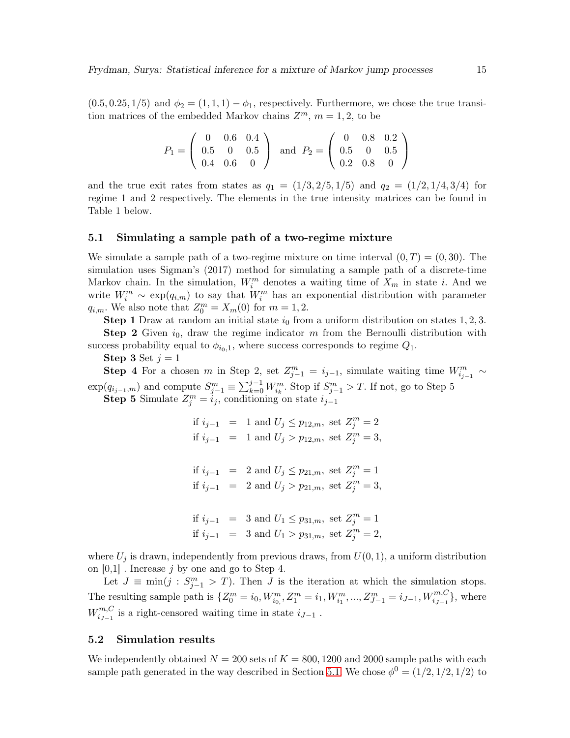$(0.5, 0.25, 1/5)$ and $\phi_2 = (1, 1, 1) - \phi_1$, respectively. Furthermore, we chose the true transition matrices of the embedded Markov chains $Z^m$, $m = 1, 2$, to be

$$P_1 = \begin{pmatrix} 0 & 0.6 & 0.4 \\ 0.5 & 0 & 0.5 \\ 0.4 & 0.6 & 0 \end{pmatrix} \text{ and } P_2 = \begin{pmatrix} 0 & 0.8 & 0.2 \\ 0.5 & 0 & 0.5 \\ 0.2 & 0.8 & 0 \end{pmatrix}$$

and the true exit rates from states as $q_1 = (1/3, 2/5, 1/5)$ and $q_2 = (1/2, 1/4, 3/4)$ for regime 1 and 2 respectively. The elements in the true intensity matrices can be found in Table 1 below.

### 5.1 Simulating a sample path of a two-regime mixture

We simulate a sample path of a two-regime mixture on time interval $(0, T) = (0, 30)$. The simulation uses Sigman's (2017) method for simulating a sample path of a discrete-time Markov chain. In the simulation, $W_i^m$ denotes a waiting time of $X_m$ in state $i$. And we write $W_i^m \sim \exp(q_{i,m})$ to say that $W_i^m$ has an exponential distribution with parameter $q_{i,m}$. We also note that $Z_0^m = X_m(0)$ for $m = 1, 2$.

**Step 1** Draw at random an initial state $i_0$ from a uniform distribution on states $1, 2, 3$.

**Step 2** Given $i_0$, draw the regime indicator $m$ from the Bernoulli distribution with success probability equal to $\phi_{i_0,1}$, where success corresponds to regime $Q_1$.

**Step 3** Set $j = 1$

**Step 4** For a chosen $m$ in Step 2, set $Z_{j-1}^m = i_{j-1}$, simulate waiting time $W_{i_{j-1}}^m \sim \exp(q_{i_{j-1},m})$ and compute $S_{j-1}^m \equiv \sum_{k=0}^{j-1} W_{i_k}^m$. Stop if $S_{j-1}^m > T$. If not, go to Step 5

**Step 5** Simulate $Z_j^m = i_j$, conditioning on state $i_{j-1}$

$$\begin{aligned}
\text{if } i_{j-1} &= 1 \text{ and } U_j \leq p_{12,m}, \text{ set } Z_j^m = 2 \\
\text{if } i_{j-1} &= 1 \text{ and } U_j > p_{12,m}, \text{ set } Z_j^m = 3, \\
\\
\text{if } i_{j-1} &= 2 \text{ and } U_j \leq p_{21,m}, \text{ set } Z_j^m = 1 \\
\text{if } i_{j-1} &= 2 \text{ and } U_j > p_{21,m}, \text{ set } Z_j^m = 3, \\
\\
\text{if } i_{j-1} &= 3 \text{ and } U_1 \leq p_{31,m}, \text{ set } Z_j^m = 1 \\
\text{if } i_{j-1} &= 3 \text{ and } U_1 > p_{31,m}, \text{ set } Z_j^m = 2,
\end{aligned}$$

where $U_j$ is drawn, independently from previous draws, from $U(0, 1)$, a uniform distribution on [0,1] . Increase $j$ by one and go to Step 4.

Let $J \equiv \min(j : S_{j-1}^m > T)$. Then $J$ is the iteration at which the simulation stops. The resulting sample path is $\{Z_0^m = i_0, W_{i_0}^m, Z_1^m = i_1, W_{i_1}^m, ..., Z_{J-1}^m = i_{J-1}, W_{i_{J-1}}^{m,C}\}$, where $W_{i_{J-1}}^{m,C}$ is a right-censored waiting time in state $i_{J-1}$ .

### 5.2 Simulation results

We independently obtained $N = 200$ sets of $K = 800, 1200$ and $2000$ sample paths with each sample path generated in the way described in Section 5.1. We chose $\phi^0 = (1/2, 1/2, 1/2)$ to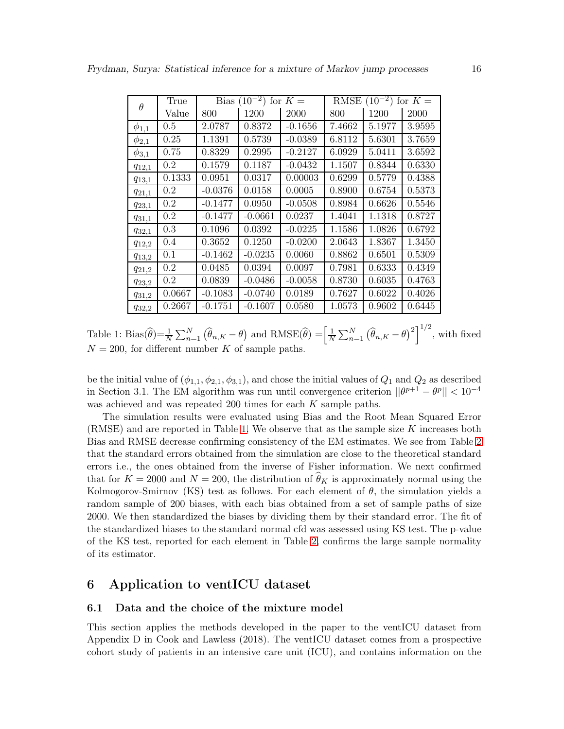| $\theta$ | True Value | Bias $(10^{-2})$ for $K=$ | | | RMSE $(10^{-2})$ for $K=$ | | |
|---|---|---|---|---|---|---|---|
| | | 800 | 1200 | 2000 | 800 | 1200 | 2000 |
| $\phi_{1,1}$ | 0.5 | 2.0787 | 0.8372 | -0.1656 | 7.4662 | 5.1977 | 3.9595 |
| $\phi_{2,1}$ | 0.25 | 1.1391 | 0.5739 | -0.0389 | 6.8112 | 5.6301 | 3.7659 |
| $\phi_{3,1}$ | 0.75 | 0.8329 | 0.2995 | -0.2127 | 6.0929 | 5.0411 | 3.6592 |
| $q_{12,1}$ | 0.2 | 0.1579 | 0.1187 | -0.0432 | 1.1507 | 0.8344 | 0.6330 |
| $q_{13,1}$ | 0.1333 | 0.0951 | 0.0317 | 0.00003 | 0.6299 | 0.5779 | 0.4388 |
| $q_{21,1}$ | 0.2 | -0.0376 | 0.0158 | 0.0005 | 0.8900 | 0.6754 | 0.5373 |
| $q_{23,1}$ | 0.2 | -0.1477 | 0.0950 | -0.0508 | 0.8984 | 0.6626 | 0.5546 |
| $q_{31,1}$ | 0.2 | -0.1477 | -0.0661 | 0.0237 | 1.4041 | 1.1318 | 0.8727 |
| $q_{32,1}$ | 0.3 | 0.1096 | 0.0392 | -0.0225 | 1.1586 | 1.0826 | 0.6792 |
| $q_{12,2}$ | 0.4 | 0.3652 | 0.1250 | -0.0200 | 2.0643 | 1.8367 | 1.3450 |
| $q_{13,2}$ | 0.1 | -0.1462 | -0.0235 | 0.0060 | 0.8862 | 0.6501 | 0.5309 |
| $q_{21,2}$ | 0.2 | 0.0485 | 0.0394 | 0.0097 | 0.7981 | 0.6333 | 0.4349 |
| $q_{23,2}$ | 0.2 | 0.0839 | -0.0486 | -0.0058 | 0.8730 | 0.6035 | 0.4763 |
| $q_{31,2}$ | 0.0667 | -0.1083 | -0.0740 | 0.0189 | 0.7627 | 0.6022 | 0.4026 |
| $q_{32,2}$ | 0.2667 | -0.1751 | -0.1607 | 0.0580 | 1.0573 | 0.9602 | 0.6445 |

Table 1: $\text{Bias}(\widehat{\theta})=\frac{1}{N}\sum_{n=1}^{N}\left(\widehat{\theta}_{n,K}-\theta\right)$ and $\text{RMSE}(\widehat{\theta})=\left[\frac{1}{N}\sum_{n=1}^{N}\left(\widehat{\theta}_{n,K}-\theta\right)^2\right]^{1/2}$, with fixed $N=200$, for different number $K$ of sample paths.

be the initial value of $(\phi_{1,1},\phi_{2,1},\phi_{3,1})$, and chose the initial values of $Q_1$ and $Q_2$ as described in Section 3.1. The EM algorithm was run until convergence criterion $||\theta^{p+1}-\theta^{p}||<10^{-4}$ was achieved and was repeated 200 times for each $K$ sample paths.

The simulation results were evaluated using Bias and the Root Mean Squared Error (RMSE) and are reported in Table 1. We observe that as the sample size $K$ increases both Bias and RMSE decrease confirming consistency of the EM estimates. We see from Table 2 that the standard errors obtained from the simulation are close to the theoretical standard errors i.e., the ones obtained from the inverse of Fisher information. We next confirmed that for $K=2000$ and $N=200$, the distribution of $\widehat{\theta}_K$ is approximately normal using the Kolmogorov-Smirnov (KS) test as follows. For each element of $\theta$, the simulation yields a random sample of 200 biases, with each bias obtained from a set of sample paths of size 2000. We then standardized the biases by dividing them by their standard error. The fit of the standardized biases to the standard normal cfd was assessed using KS test. The p-value of the KS test, reported for each element in Table 2, confirms the large sample normality of its estimator.

## 6 Application to ventICU dataset

### 6.1 Data and the choice of the mixture model

This section applies the methods developed in the paper to the ventICU dataset from Appendix D in Cook and Lawless (2018). The ventICU dataset comes from a prospective cohort study of patients in an intensive care unit (ICU), and contains information on the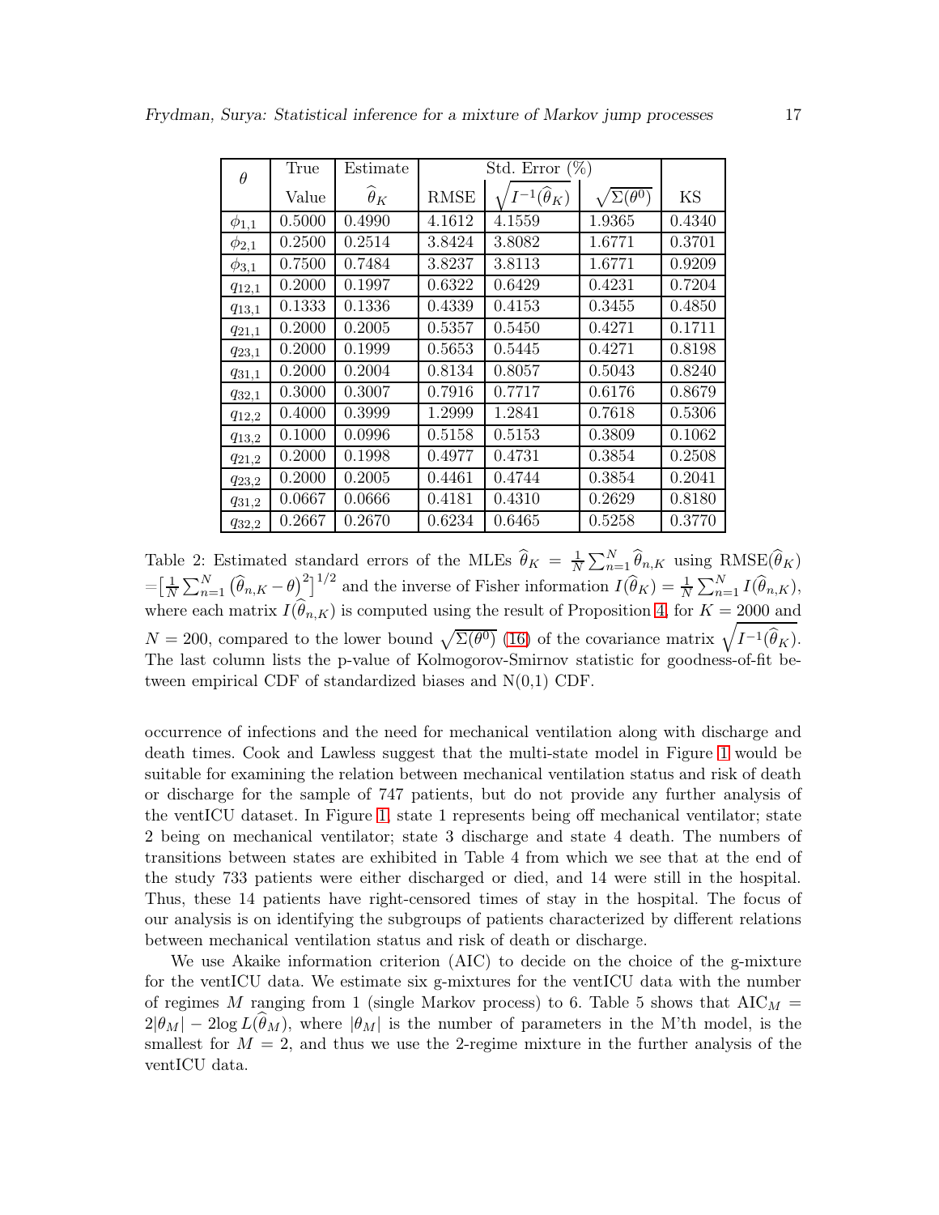| $\theta$ | True | Estimate | Std. Error (%) | | | |
|---|---|---|---|---|---|---|
| | Value | $\widehat{\theta}_K$ | RMSE | $\sqrt{I^{-1}(\widehat{\theta}_K)}$ | $\sqrt{\Sigma(\theta^0)}$ | KS |
| $\phi_{1,1}$ | 0.5000 | 0.4990 | 4.1612 | 4.1559 | 1.9365 | 0.4340 |
| $\phi_{2,1}$ | 0.2500 | 0.2514 | 3.8424 | 3.8082 | 1.6771 | 0.3701 |
| $\phi_{3,1}$ | 0.7500 | 0.7484 | 3.8237 | 3.8113 | 1.6771 | 0.9209 |
| $q_{12,1}$ | 0.2000 | 0.1997 | 0.6322 | 0.6429 | 0.4231 | 0.7204 |
| $q_{13,1}$ | 0.1333 | 0.1336 | 0.4339 | 0.4153 | 0.3455 | 0.4850 |
| $q_{21,1}$ | 0.2000 | 0.2005 | 0.5357 | 0.5450 | 0.4271 | 0.1711 |
| $q_{23,1}$ | 0.2000 | 0.1999 | 0.5653 | 0.5445 | 0.4271 | 0.8198 |
| $q_{31,1}$ | 0.2000 | 0.2004 | 0.8134 | 0.8057 | 0.5043 | 0.8240 |
| $q_{32,1}$ | 0.3000 | 0.3007 | 0.7916 | 0.7717 | 0.6176 | 0.8679 |
| $q_{12,2}$ | 0.4000 | 0.3999 | 1.2999 | 1.2841 | 0.7618 | 0.5306 |
| $q_{13,2}$ | 0.1000 | 0.0996 | 0.5158 | 0.5153 | 0.3809 | 0.1062 |
| $q_{21,2}$ | 0.2000 | 0.1998 | 0.4977 | 0.4731 | 0.3854 | 0.2508 |
| $q_{23,2}$ | 0.2000 | 0.2005 | 0.4461 | 0.4744 | 0.3854 | 0.2041 |
| $q_{31,2}$ | 0.0667 | 0.0666 | 0.4181 | 0.4310 | 0.2629 | 0.8180 |
| $q_{32,2}$ | 0.2667 | 0.2670 | 0.6234 | 0.6465 | 0.5258 | 0.3770 |

Table 2: Estimated standard errors of the MLEs $\widehat{\theta}_K = \frac{1}{N}\sum_{n=1}^{N}\widehat{\theta}_{n,K}$ using $\text{RMSE}(\widehat{\theta}_K) = \big[\frac{1}{N}\sum_{n=1}^{N}\big(\widehat{\theta}_{n,K}-\theta\big)^2\big]^{1/2}$ and the inverse of Fisher information $I(\widehat{\theta}_K) = \frac{1}{N}\sum_{n=1}^{N} I(\widehat{\theta}_{n,K})$, where each matrix $I(\widehat{\theta}_{n,K})$ is computed using the result of Proposition 4, for $K = 2000$ and $N = 200$, compared to the lower bound $\sqrt{\Sigma(\theta^0)}$ (16) of the covariance matrix $\sqrt{I^{-1}(\widehat{\theta}_K)}$. The last column lists the p-value of Kolmogorov-Smirnov statistic for goodness-of-fit between empirical CDF of standardized biases and N(0,1) CDF.

occurrence of infections and the need for mechanical ventilation along with discharge and death times. Cook and Lawless suggest that the multi-state model in Figure 1 would be suitable for examining the relation between mechanical ventilation status and risk of death or discharge for the sample of 747 patients, but do not provide any further analysis of the ventICU dataset. In Figure 1, state 1 represents being off mechanical ventilator; state 2 being on mechanical ventilator; state 3 discharge and state 4 death. The numbers of transitions between states are exhibited in Table 4 from which we see that at the end of the study 733 patients were either discharged or died, and 14 were still in the hospital. Thus, these 14 patients have right-censored times of stay in the hospital. The focus of our analysis is on identifying the subgroups of patients characterized by different relations between mechanical ventilation status and risk of death or discharge.

We use Akaike information criterion (AIC) to decide on the choice of the g-mixture for the ventICU data. We estimate six g-mixtures for the ventICU data with the number of regimes $M$ ranging from 1 (single Markov process) to 6. Table 5 shows that $\text{AIC}_M = 2|\theta_M| - 2\log L(\widehat{\theta}_M)$, where $|\theta_M|$ is the number of parameters in the M'th model, is the smallest for $M = 2$, and thus we use the 2-regime mixture in the further analysis of the ventICU data.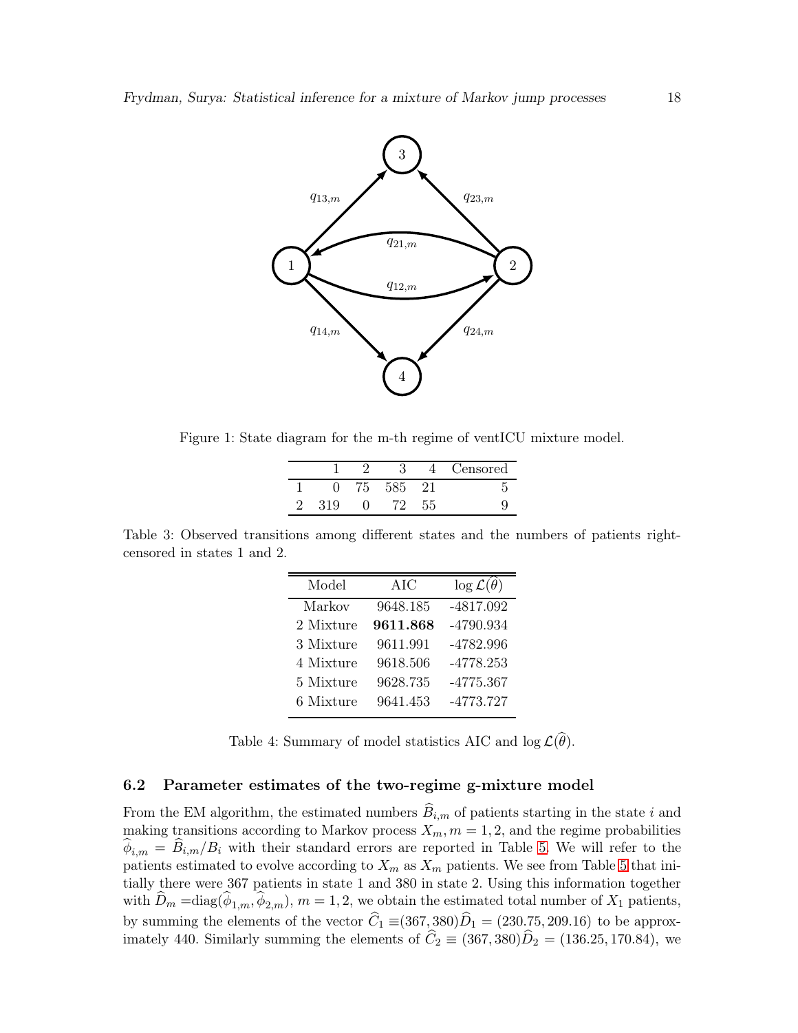Figure 1: State diagram for the m-th regime of ventICU mixture model.

| | 1 | 2 | 3 | 4 | Censored |
|---|---|---|---|---|---|
| 1 | 0 | 75 | 585 | 21 | 5 |
| 2 | 319 | 0 | 72 | 55 | 9 |

Table 3: Observed transitions among different states and the numbers of patients right-censored in states 1 and 2.

| Model | AIC | $\log \mathcal{L}(\widehat{\theta})$ |
|---|---|---|
| Markov | 9648.185 | -4817.092 |
| 2 Mixture | **9611.868** | -4790.934 |
| 3 Mixture | 9611.991 | -4782.996 |
| 4 Mixture | 9618.506 | -4778.253 |
| 5 Mixture | 9628.735 | -4775.367 |
| 6 Mixture | 9641.453 | -4773.727 |

Table 4: Summary of model statistics AIC and $\log \mathcal{L}(\widehat{\theta})$.

### 6.2 Parameter estimates of the two-regime g-mixture model

From the EM algorithm, the estimated numbers $\widehat{B}_{i,m}$ of patients starting in the state $i$ and making transitions according to Markov process $X_m, m = 1, 2$, and the regime probabilities $\widehat{\phi}_{i,m} = \widehat{B}_{i,m}/B_i$ with their standard errors are reported in Table 5. We will refer to the patients estimated to evolve according to $X_m$ as $X_m$ patients. We see from Table 5 that initially there were 367 patients in state 1 and 380 in state 2. Using this information together with $\widehat{D}_m = \text{diag}(\widehat{\phi}_{1,m}, \widehat{\phi}_{2,m})$, $m = 1, 2$, we obtain the estimated total number of $X_1$ patients, by summing the elements of the vector $\widehat{C}_1 \equiv (367, 380)\widehat{D}_1 = (230.75, 209.16)$ to be approximately 440. Similarly summing the elements of $\widehat{C}_2 \equiv (367, 380)\widehat{D}_2 = (136.25, 170.84)$, we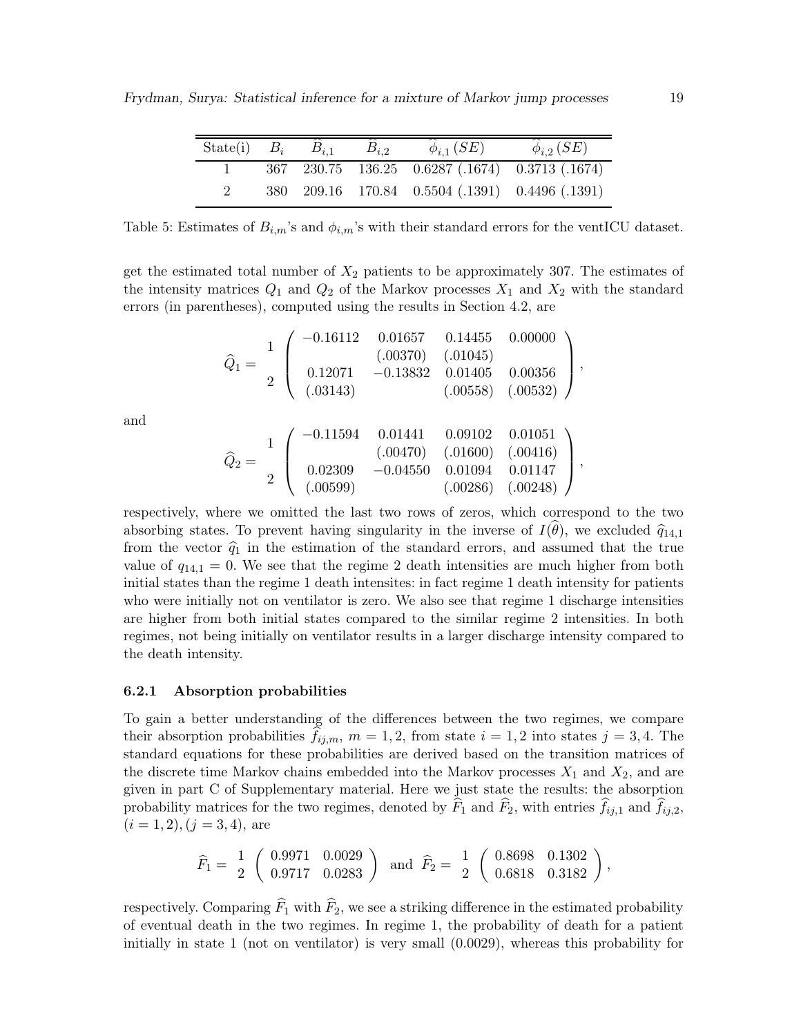| State(i) | $B_i$ | $\widehat{B}_{i,1}$ | $\widehat{B}_{i,2}$ | $\widehat{\phi}_{i,1}\,(SE)$ | $\widehat{\phi}_{i,2}\,(SE)$ |
|---|---|---|---|---|---|
| 1 | 367 | 230.75 | 136.25 | 0.6287 (.1674) | 0.3713 (.1674) |
| 2 | 380 | 209.16 | 170.84 | 0.5504 (.1391) | 0.4496 (.1391) |

Table 5: Estimates of $B_{i,m}$'s and $\phi_{i,m}$'s with their standard errors for the ventICU dataset.

get the estimated total number of $X_2$ patients to be approximately 307. The estimates of the intensity matrices $Q_1$ and $Q_2$ of the Markov processes $X_1$ and $X_2$ with the standard errors (in parentheses), computed using the results in Section 4.2, are

$$\widehat{Q}_1 = \begin{matrix} 1 \\ \\ 2 \\ \end{matrix} \begin{pmatrix} -0.16112 & 0.01657 & 0.14455 & 0.00000 \\ & (.00370) & (.01045) & \\ 0.12071 & -0.13832 & 0.01405 & 0.00356 \\ (.03143) & & (.00558) & (.00532) \end{pmatrix},$$

and

$$\widehat{Q}_2 = \begin{matrix} 1 \\ \\ 2 \\ \end{matrix} \begin{pmatrix} -0.11594 & 0.01441 & 0.09102 & 0.01051 \\ & (.00470) & (.01600) & (.00416) \\ 0.02309 & -0.04550 & 0.01094 & 0.01147 \\ (.00599) & & (.00286) & (.00248) \end{pmatrix},$$

respectively, where we omitted the last two rows of zeros, which correspond to the two absorbing states. To prevent having singularity in the inverse of $I(\widehat{\theta})$, we excluded $\widehat{q}_{14,1}$ from the vector $\widehat{q}_1$ in the estimation of the standard errors, and assumed that the true value of $q_{14,1} = 0$. We see that the regime 2 death intensities are much higher from both initial states than the regime 1 death intensites: in fact regime 1 death intensity for patients who were initially not on ventilator is zero. We also see that regime 1 discharge intensities are higher from both initial states compared to the similar regime 2 intensities. In both regimes, not being initially on ventilator results in a larger discharge intensity compared to the death intensity.

### 6.2.1 Absorption probabilities

To gain a better understanding of the differences between the two regimes, we compare their absorption probabilities $\widehat{f}_{ij,m}$, $m = 1, 2$, from state $i = 1, 2$ into states $j = 3, 4$. The standard equations for these probabilities are derived based on the transition matrices of the discrete time Markov chains embedded into the Markov processes $X_1$ and $X_2$, and are given in part C of Supplementary material. Here we just state the results: the absorption probability matrices for the two regimes, denoted by $\widehat{F}_1$ and $\widehat{F}_2$, with entries $\widehat{f}_{ij,1}$ and $\widehat{f}_{ij,2}$, $(i = 1, 2), (j = 3, 4)$, are

$$\widehat{F}_1 = \begin{matrix} 1 \\ 2 \end{matrix} \begin{pmatrix} 0.9971 & 0.0029 \\ 0.9717 & 0.0283 \end{pmatrix} \text{ and } \widehat{F}_2 = \begin{matrix} 1 \\ 2 \end{matrix} \begin{pmatrix} 0.8698 & 0.1302 \\ 0.6818 & 0.3182 \end{pmatrix},$$

respectively. Comparing $\widehat{F}_1$ with $\widehat{F}_2$, we see a striking difference in the estimated probability of eventual death in the two regimes. In regime 1, the probability of death for a patient initially in state 1 (not on ventilator) is very small (0.0029), whereas this probability for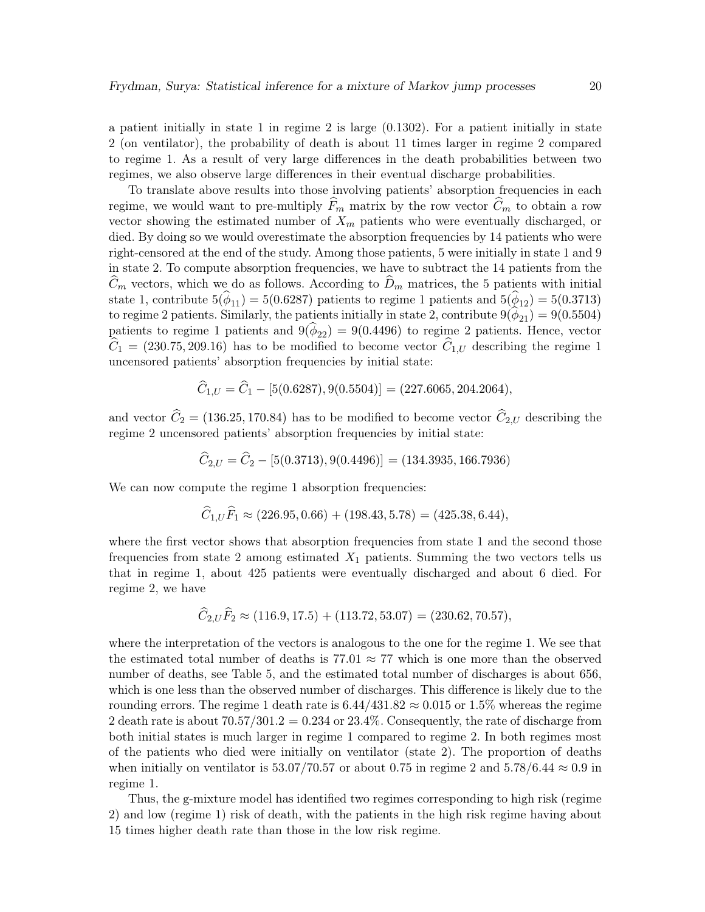a patient initially in state 1 in regime 2 is large (0.1302). For a patient initially in state 2 (on ventilator), the probability of death is about 11 times larger in regime 2 compared to regime 1. As a result of very large differences in the death probabilities between two regimes, we also observe large differences in their eventual discharge probabilities.

To translate above results into those involving patients' absorption frequencies in each regime, we would want to pre-multiply $\widehat{F}_m$ matrix by the row vector $\widehat{C}_m$ to obtain a row vector showing the estimated number of $X_m$ patients who were eventually discharged, or died. By doing so we would overestimate the absorption frequencies by 14 patients who were right-censored at the end of the study. Among those patients, 5 were initially in state 1 and 9 in state 2. To compute absorption frequencies, we have to subtract the 14 patients from the $\widehat{C}_m$ vectors, which we do as follows. According to $\widehat{D}_m$ matrices, the 5 patients with initial state 1, contribute $5(\widehat{\phi}_{11}) = 5(0.6287)$ patients to regime 1 patients and $5(\widehat{\phi}_{12}) = 5(0.3713)$ to regime 2 patients. Similarly, the patients initially in state 2, contribute $9(\widehat{\phi}_{21}) = 9(0.5504)$ patients to regime 1 patients and $9(\widehat{\phi}_{22}) = 9(0.4496)$ to regime 2 patients. Hence, vector $\widehat{C}_1 = (230.75, 209.16)$ has to be modified to become vector $\widehat{C}_{1,U}$ describing the regime 1 uncensored patients' absorption frequencies by initial state:

$$\widehat{C}_{1,U} = \widehat{C}_1 - [5(0.6287), 9(0.5504)] = (227.6065, 204.2064),$$

and vector $\widehat{C}_2 = (136.25, 170.84)$ has to be modified to become vector $\widehat{C}_{2,U}$ describing the regime 2 uncensored patients' absorption frequencies by initial state:

$$\widehat{C}_{2,U} = \widehat{C}_2 - [5(0.3713), 9(0.4496)] = (134.3935, 166.7936)$$

We can now compute the regime 1 absorption frequencies:

$$\widehat{C}_{1,U}\widehat{F}_1 \approx (226.95, 0.66) + (198.43, 5.78) = (425.38, 6.44),$$

where the first vector shows that absorption frequencies from state 1 and the second those frequencies from state 2 among estimated $X_1$ patients. Summing the two vectors tells us that in regime 1, about 425 patients were eventually discharged and about 6 died. For regime 2, we have

$$\widehat{C}_{2,U}\widehat{F}_2 \approx (116.9, 17.5) + (113.72, 53.07) = (230.62, 70.57),$$

where the interpretation of the vectors is analogous to the one for the regime 1. We see that the estimated total number of deaths is $77.01 \approx 77$ which is one more than the observed number of deaths, see Table 5, and the estimated total number of discharges is about 656, which is one less than the observed number of discharges. This difference is likely due to the rounding errors. The regime 1 death rate is $6.44/431.82 \approx 0.015$ or 1.5% whereas the regime 2 death rate is about $70.57/301.2 = 0.234$ or 23.4%. Consequently, the rate of discharge from both initial states is much larger in regime 1 compared to regime 2. In both regimes most of the patients who died were initially on ventilator (state 2). The proportion of deaths when initially on ventilator is $53.07/70.57$ or about 0.75 in regime 2 and $5.78/6.44 \approx 0.9$ in regime 1.

Thus, the g-mixture model has identified two regimes corresponding to high risk (regime 2) and low (regime 1) risk of death, with the patients in the high risk regime having about 15 times higher death rate than those in the low risk regime.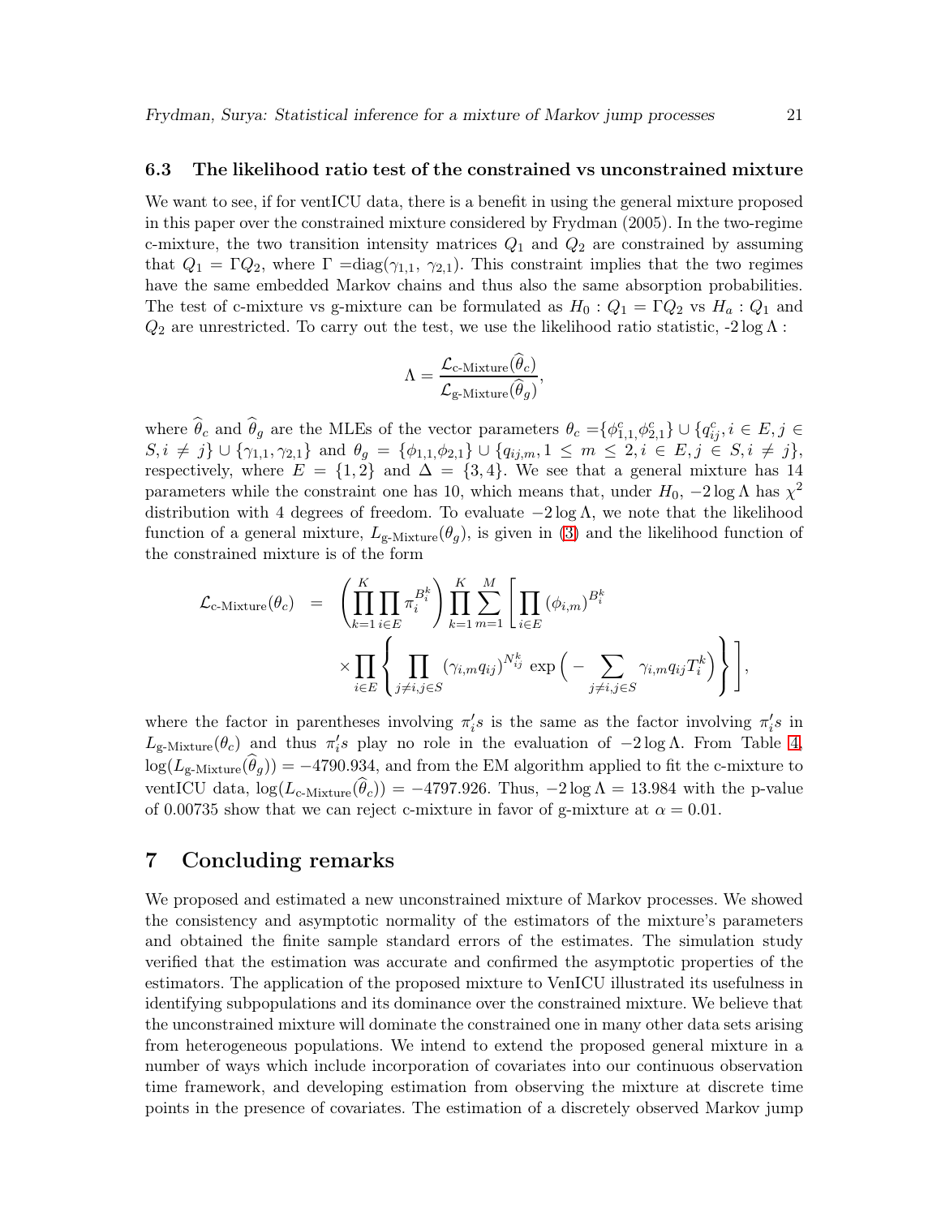### 6.3 The likelihood ratio test of the constrained vs unconstrained mixture

We want to see, if for ventICU data, there is a benefit in using the general mixture proposed in this paper over the constrained mixture considered by Frydman (2005). In the two-regime c-mixture, the two transition intensity matrices $Q_1$ and $Q_2$ are constrained by assuming that $Q_1 = \Gamma Q_2$, where $\Gamma = \mathrm{diag}(\gamma_{1,1},\ \gamma_{2,1})$. This constraint implies that the two regimes have the same embedded Markov chains and thus also the same absorption probabilities. The test of c-mixture vs g-mixture can be formulated as $H_0 : Q_1 = \Gamma Q_2$ vs $H_a : Q_1$ and $Q_2$ are unrestricted. To carry out the test, we use the likelihood ratio statistic, $-2\log\Lambda$ :

$$\Lambda = \frac{\mathcal{L}_{\text{c-Mixture}}(\widehat{\theta}_c)}{\mathcal{L}_{\text{g-Mixture}}(\widehat{\theta}_g)},$$

where $\widehat{\theta}_c$ and $\widehat{\theta}_g$ are the MLEs of the vector parameters $\theta_c = \{\phi^c_{1,1}, \phi^c_{2,1}\} \cup \{q^c_{ij}, i \in E, j \in S, i \neq j\} \cup \{\gamma_{1,1}, \gamma_{2,1}\}$ and $\theta_g = \{\phi_{1,1}, \phi_{2,1}\} \cup \{q_{ij,m}, 1 \leq m \leq 2, i \in E, j \in S, i \neq j\}$, respectively, where $E = \{1, 2\}$ and $\Delta = \{3, 4\}$. We see that a general mixture has 14 parameters while the constraint one has 10, which means that, under $H_0$, $-2\log\Lambda$ has $\chi^2$ distribution with 4 degrees of freedom. To evaluate $-2\log\Lambda$, we note that the likelihood function of a general mixture, $L_{\text{g-Mixture}}(\theta_g)$, is given in (3) and the likelihood function of the constrained mixture is of the form

$$\begin{aligned}
\mathcal{L}_{\text{c-Mixture}}(\theta_c) \;=\; & \left(\prod_{k=1}^{K}\prod_{i\in E}\pi_i^{B_i^k}\right)\prod_{k=1}^{K}\sum_{m=1}^{M}\Bigg[\prod_{i\in E}(\phi_{i,m})^{B_i^k} \\
& \times \prod_{i\in E}\left\{\prod_{j\neq i, j\in S}(\gamma_{i,m}q_{ij})^{N_{ij}^k}\exp\Big(-\sum_{j\neq i,j\in S}\gamma_{i,m}q_{ij}T_i^k\Big)\right\}\Bigg],
\end{aligned}$$

where the factor in parentheses involving $\pi_i's$ is the same as the factor involving $\pi_i's$ in $L_{\text{g-Mixture}}(\theta_c)$ and thus $\pi_i's$ play no role in the evaluation of $-2\log\Lambda$. From Table 4, $\log(L_{\text{g-Mixture}}(\widehat{\theta}_g)) = -4790.934$, and from the EM algorithm applied to fit the c-mixture to ventICU data, $\log(L_{\text{c-Mixture}}(\widehat{\theta}_c)) = -4797.926$. Thus, $-2\log\Lambda = 13.984$ with the p-value of 0.00735 show that we can reject c-mixture in favor of g-mixture at $\alpha = 0.01$.

## 7 Concluding remarks

We proposed and estimated a new unconstrained mixture of Markov processes. We showed the consistency and asymptotic normality of the estimators of the mixture's parameters and obtained the finite sample standard errors of the estimates. The simulation study verified that the estimation was accurate and confirmed the asymptotic properties of the estimators. The application of the proposed mixture to VenICU illustrated its usefulness in identifying subpopulations and its dominance over the constrained mixture. We believe that the unconstrained mixture will dominate the constrained one in many other data sets arising from heterogeneous populations. We intend to extend the proposed general mixture in a number of ways which include incorporation of covariates into our continuous observation time framework, and developing estimation from observing the mixture at discrete time points in the presence of covariates. The estimation of a discretely observed Markov jump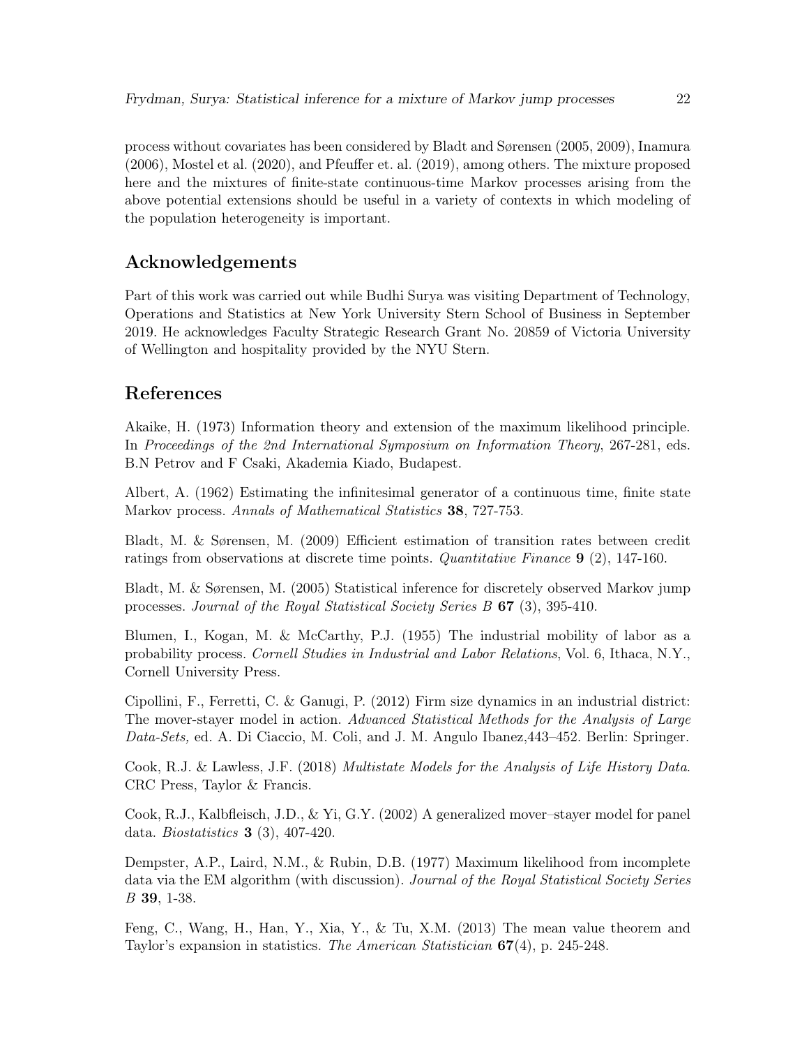process without covariates has been considered by Bladt and Sørensen (2005, 2009), Inamura (2006), Mostel et al. (2020), and Pfeuffer et. al. (2019), among others. The mixture proposed here and the mixtures of finite-state continuous-time Markov processes arising from the above potential extensions should be useful in a variety of contexts in which modeling of the population heterogeneity is important.

## Acknowledgements

Part of this work was carried out while Budhi Surya was visiting Department of Technology, Operations and Statistics at New York University Stern School of Business in September 2019. He acknowledges Faculty Strategic Research Grant No. 20859 of Victoria University of Wellington and hospitality provided by the NYU Stern.

## References

Akaike, H. (1973) Information theory and extension of the maximum likelihood principle. In *Proceedings of the 2nd International Symposium on Information Theory*, 267-281, eds. B.N Petrov and F Csaki, Akademia Kiado, Budapest.

Albert, A. (1962) Estimating the infinitesimal generator of a continuous time, finite state Markov process. *Annals of Mathematical Statistics* **38**, 727-753.

Bladt, M. & Sørensen, M. (2009) Efficient estimation of transition rates between credit ratings from observations at discrete time points. *Quantitative Finance* **9** (2), 147-160.

Bladt, M. & Sørensen, M. (2005) Statistical inference for discretely observed Markov jump processes. *Journal of the Royal Statistical Society Series B* **67** (3), 395-410.

Blumen, I., Kogan, M. & McCarthy, P.J. (1955) The industrial mobility of labor as a probability process. *Cornell Studies in Industrial and Labor Relations*, Vol. 6, Ithaca, N.Y., Cornell University Press.

Cipollini, F., Ferretti, C. & Ganugi, P. (2012) Firm size dynamics in an industrial district: The mover-stayer model in action. *Advanced Statistical Methods for the Analysis of Large Data-Sets,* ed. A. Di Ciaccio, M. Coli, and J. M. Angulo Ibanez,443–452. Berlin: Springer.

Cook, R.J. & Lawless, J.F. (2018) *Multistate Models for the Analysis of Life History Data*. CRC Press, Taylor & Francis.

Cook, R.J., Kalbfleisch, J.D., & Yi, G.Y. (2002) A generalized mover–stayer model for panel data. *Biostatistics* **3** (3), 407-420.

Dempster, A.P., Laird, N.M., & Rubin, D.B. (1977) Maximum likelihood from incomplete data via the EM algorithm (with discussion). *Journal of the Royal Statistical Society Series B* **39**, 1-38.

Feng, C., Wang, H., Han, Y., Xia, Y., & Tu, X.M. (2013) The mean value theorem and Taylor's expansion in statistics. *The American Statistician* **67**(4), p. 245-248.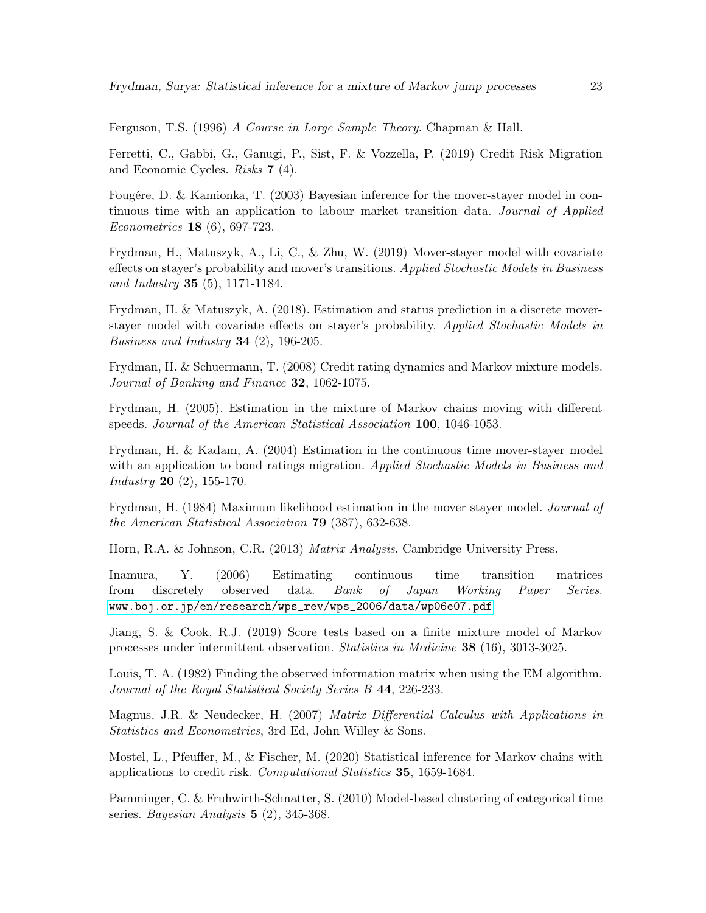Ferguson, T.S. (1996) *A Course in Large Sample Theory*. Chapman & Hall.

Ferretti, C., Gabbi, G., Ganugi, P., Sist, F. & Vozzella, P. (2019) Credit Risk Migration and Economic Cycles. *Risks* **7** (4).

Fougére, D. & Kamionka, T. (2003) Bayesian inference for the mover-stayer model in continuous time with an application to labour market transition data. *Journal of Applied Econometrics* **18** (6), 697-723.

Frydman, H., Matuszyk, A., Li, C., & Zhu, W. (2019) Mover-stayer model with covariate effects on stayer's probability and mover's transitions. *Applied Stochastic Models in Business and Industry* **35** (5), 1171-1184.

Frydman, H. & Matuszyk, A. (2018). Estimation and status prediction in a discrete mover-stayer model with covariate effects on stayer's probability. *Applied Stochastic Models in Business and Industry* **34** (2), 196-205.

Frydman, H. & Schuermann, T. (2008) Credit rating dynamics and Markov mixture models. *Journal of Banking and Finance* **32**, 1062-1075.

Frydman, H. (2005). Estimation in the mixture of Markov chains moving with different speeds. *Journal of the American Statistical Association* **100**, 1046-1053.

Frydman, H. & Kadam, A. (2004) Estimation in the continuous time mover-stayer model with an application to bond ratings migration. *Applied Stochastic Models in Business and Industry* **20** (2), 155-170.

Frydman, H. (1984) Maximum likelihood estimation in the mover stayer model. *Journal of the American Statistical Association* **79** (387), 632-638.

Horn, R.A. & Johnson, C.R. (2013) *Matrix Analysis*. Cambridge University Press.

Inamura, Y. (2006) Estimating continuous time transition matrices from discretely observed data. *Bank of Japan Working Paper Series*. www.boj.or.jp/en/research/wps_rev/wps_2006/data/wp06e07.pdf

Jiang, S. & Cook, R.J. (2019) Score tests based on a finite mixture model of Markov processes under intermittent observation. *Statistics in Medicine* **38** (16), 3013-3025.

Louis, T. A. (1982) Finding the observed information matrix when using the EM algorithm. *Journal of the Royal Statistical Society Series B* **44**, 226-233.

Magnus, J.R. & Neudecker, H. (2007) *Matrix Differential Calculus with Applications in Statistics and Econometrics*, 3rd Ed, John Willey & Sons.

Mostel, L., Pfeuffer, M., & Fischer, M. (2020) Statistical inference for Markov chains with applications to credit risk. *Computational Statistics* **35**, 1659-1684.

Pamminger, C. & Fruhwirth-Schnatter, S. (2010) Model-based clustering of categorical time series. *Bayesian Analysis* **5** (2), 345-368.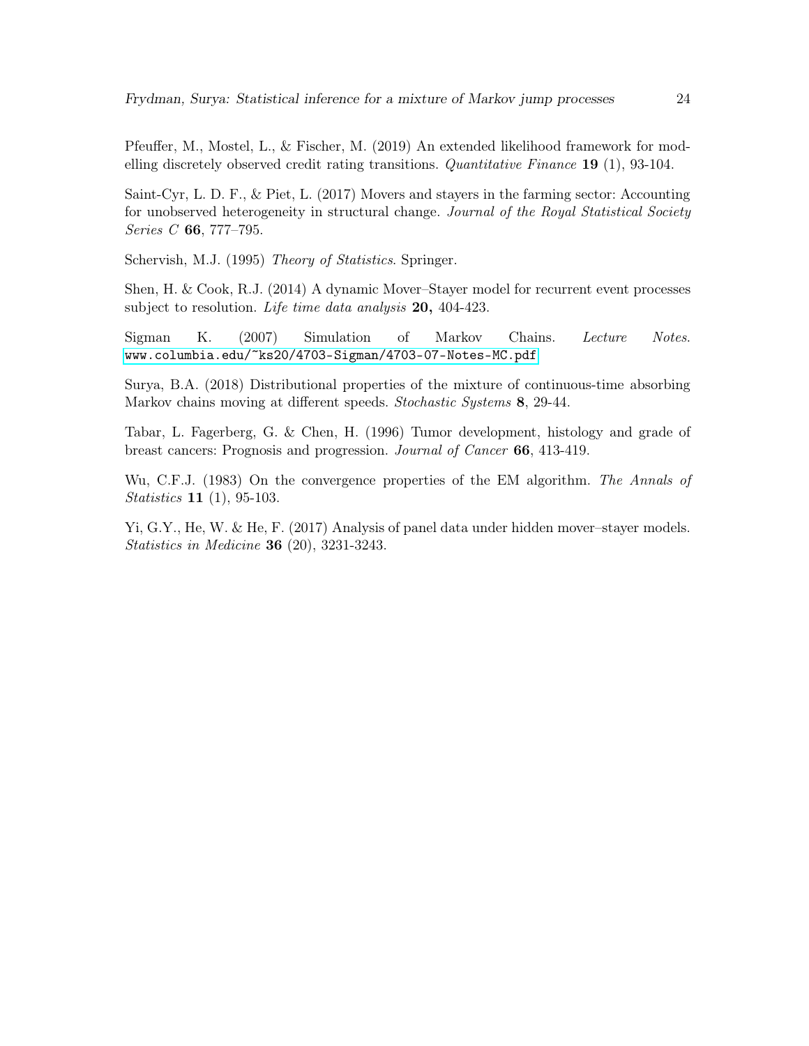Pfeuffer, M., Mostel, L., & Fischer, M. (2019) An extended likelihood framework for modelling discretely observed credit rating transitions. *Quantitative Finance* **19** (1), 93-104.

Saint-Cyr, L. D. F., & Piet, L. (2017) Movers and stayers in the farming sector: Accounting for unobserved heterogeneity in structural change. *Journal of the Royal Statistical Society Series C* **66**, 777–795.

Schervish, M.J. (1995) *Theory of Statistics*. Springer.

Shen, H. & Cook, R.J. (2014) A dynamic Mover–Stayer model for recurrent event processes subject to resolution. *Life time data analysis* **20,** 404-423.

Sigman K. (2007) Simulation of Markov Chains. *Lecture Notes.* www.columbia.edu/~ks20/4703-Sigman/4703-07-Notes-MC.pdf

Surya, B.A. (2018) Distributional properties of the mixture of continuous-time absorbing Markov chains moving at different speeds. *Stochastic Systems* **8**, 29-44.

Tabar, L. Fagerberg, G. & Chen, H. (1996) Tumor development, histology and grade of breast cancers: Prognosis and progression. *Journal of Cancer* **66**, 413-419.

Wu, C.F.J. (1983) On the convergence properties of the EM algorithm. *The Annals of Statistics* **11** (1), 95-103.

Yi, G.Y., He, W. & He, F. (2017) Analysis of panel data under hidden mover–stayer models. *Statistics in Medicine* **36** (20), 3231-3243.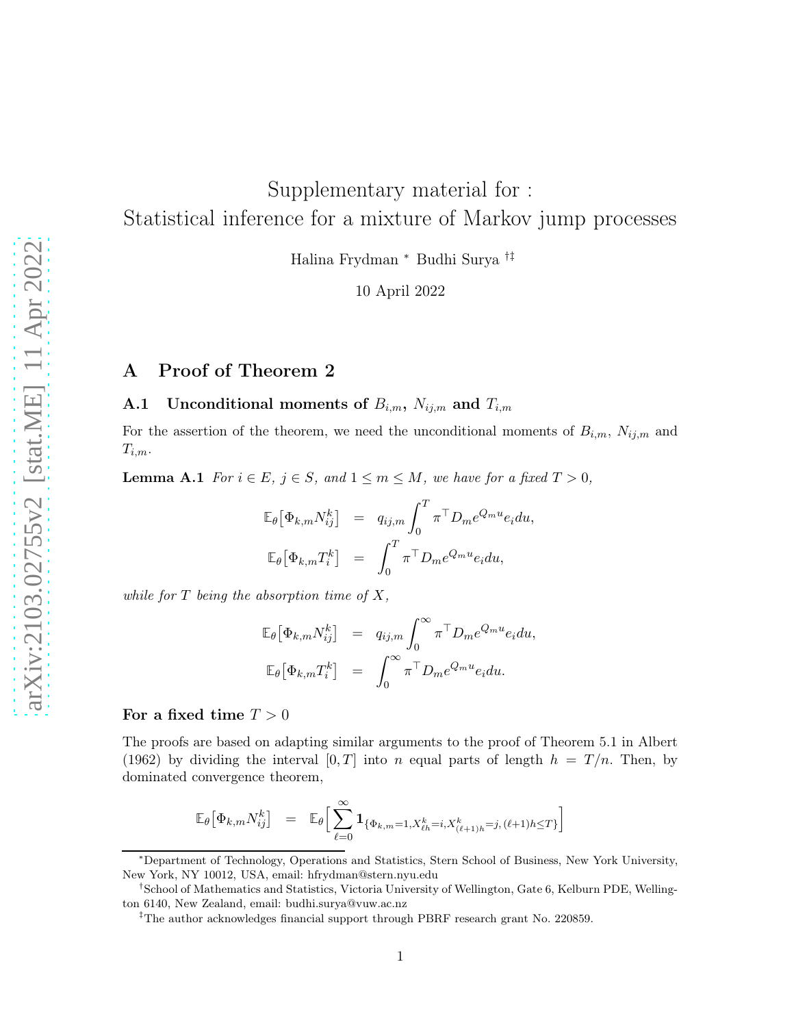# Supplementary material for : Statistical inference for a mixture of Markov jump processes

Halina Frydman [*] Budhi Surya [†‡]

10 April 2022

## A Proof of Theorem 2

### A.1 Unconditional moments of $B_{i,m}$, $N_{ij,m}$ and $T_{i,m}$

For the assertion of the theorem, we need the unconditional moments of $B_{i,m}$, $N_{ij,m}$ and $T_{i,m}$.

**Lemma A.1** *For $i \in E$, $j \in S$, and $1 \leq m \leq M$, we have for a fixed $T > 0$,*

$$
\begin{aligned}
\mathbb{E}_\theta\big[\Phi_{k,m} N_{ij}^k\big] &= q_{ij,m} \int_0^T \pi^\top D_m e^{Q_m u} e_i du, \\
\mathbb{E}_\theta\big[\Phi_{k,m} T_i^k\big] &= \int_0^T \pi^\top D_m e^{Q_m u} e_i du,
\end{aligned}
$$

*while for $T$ being the absorption time of $X$,*

$$
\begin{aligned}
\mathbb{E}_\theta\big[\Phi_{k,m} N_{ij}^k\big] &= q_{ij,m} \int_0^\infty \pi^\top D_m e^{Q_m u} e_i du, \\
\mathbb{E}_\theta\big[\Phi_{k,m} T_i^k\big] &= \int_0^\infty \pi^\top D_m e^{Q_m u} e_i du.
\end{aligned}
$$

**For a fixed time $T > 0$**

The proofs are based on adapting similar arguments to the proof of Theorem 5.1 in Albert (1962) by dividing the interval $[0, T]$ into $n$ equal parts of length $h = T/n$. Then, by dominated convergence theorem,

$$
\mathbb{E}_\theta\big[\Phi_{k,m} N_{ij}^k\big] = \mathbb{E}_\theta\Big[\sum_{\ell=0}^\infty \mathbf{1}_{\{\Phi_{k,m}=1, X_{\ell h}^k = i, X_{(\ell+1)h}^k = j, (\ell+1)h \leq T\}}\Big]
$$

---

[*] Department of Technology, Operations and Statistics, Stern School of Business, New York University, New York, NY 10012, USA, email: hfrydman@stern.nyu.edu

[†] School of Mathematics and Statistics, Victoria University of Wellington, Gate 6, Kelburn PDE, Wellington 6140, New Zealand, email: budhi.surya@vuw.ac.nz

[‡] The author acknowledges financial support through PBRF research grant No. 220859.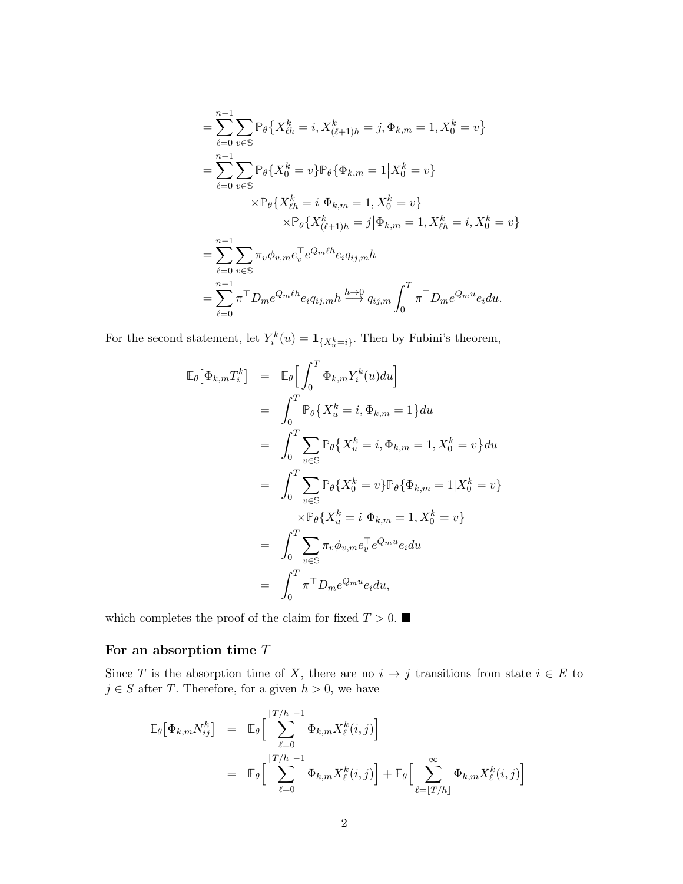$$
\begin{aligned}
&= \sum_{\ell=0}^{n-1} \sum_{v \in \mathbb{S}} \mathbb{P}_\theta\big\{X_{\ell h}^k = i, X_{(\ell+1)h}^k = j, \Phi_{k,m} = 1, X_0^k = v\big\} \\
&= \sum_{\ell=0}^{n-1} \sum_{v \in \mathbb{S}} \mathbb{P}_\theta\{X_0^k = v\} \mathbb{P}_\theta\{\Phi_{k,m} = 1 \big| X_0^k = v\} \\
&\qquad\qquad \times \mathbb{P}_\theta\{X_{\ell h}^k = i \big| \Phi_{k,m} = 1, X_0^k = v\} \\
&\qquad\qquad\qquad \times \mathbb{P}_\theta\{X_{(\ell+1)h}^k = j \big| \Phi_{k,m} = 1, X_{\ell h}^k = i, X_0^k = v\} \\
&= \sum_{\ell=0}^{n-1} \sum_{v \in \mathbb{S}} \pi_v \phi_{v,m} e_v^\top e^{Q_m \ell h} e_i q_{ij,m} h \\
&= \sum_{\ell=0}^{n-1} \pi^\top D_m e^{Q_m \ell h} e_i q_{ij,m} h \xrightarrow{h \to 0} q_{ij,m} \int_0^T \pi^\top D_m e^{Q_m u} e_i du.
\end{aligned}
$$

For the second statement, let $Y_i^k(u) = \mathbf{1}_{\{X_u^k = i\}}$. Then by Fubini's theorem,

$$
\begin{aligned}
\mathbb{E}_\theta\big[\Phi_{k,m} T_i^k\big] &= \mathbb{E}_\theta\Big[\int_0^T \Phi_{k,m} Y_i^k(u) du\Big] \\
&= \int_0^T \mathbb{P}_\theta\big\{X_u^k = i, \Phi_{k,m} = 1\big\} du \\
&= \int_0^T \sum_{v \in \mathbb{S}} \mathbb{P}_\theta\big\{X_u^k = i, \Phi_{k,m} = 1, X_0^k = v\big\} du \\
&= \int_0^T \sum_{v \in \mathbb{S}} \mathbb{P}_\theta\{X_0^k = v\} \mathbb{P}_\theta\{\Phi_{k,m} = 1 | X_0^k = v\} \\
&\qquad\qquad \times \mathbb{P}_\theta\{X_u^k = i \big| \Phi_{k,m} = 1, X_0^k = v\} \\
&= \int_0^T \sum_{v \in \mathbb{S}} \pi_v \phi_{v,m} e_v^\top e^{Q_m u} e_i du \\
&= \int_0^T \pi^\top D_m e^{Q_m u} e_i du,
\end{aligned}
$$

which completes the proof of the claim for fixed $T > 0$. ■

### For an absorption time $T$

Since $T$ is the absorption time of $X$, there are no $i \to j$ transitions from state $i \in E$ to $j \in S$ after $T$. Therefore, for a given $h > 0$, we have

$$
\begin{aligned}
\mathbb{E}_\theta\big[\Phi_{k,m} N_{ij}^k\big] &= \mathbb{E}_\theta\Big[\sum_{\ell=0}^{\lfloor T/h \rfloor - 1} \Phi_{k,m} X_\ell^k(i,j)\Big] \\
&= \mathbb{E}_\theta\Big[\sum_{\ell=0}^{\lfloor T/h \rfloor - 1} \Phi_{k,m} X_\ell^k(i,j)\Big] + \mathbb{E}_\theta\Big[\sum_{\ell=\lfloor T/h \rfloor}^{\infty} \Phi_{k,m} X_\ell^k(i,j)\Big]
\end{aligned}
$$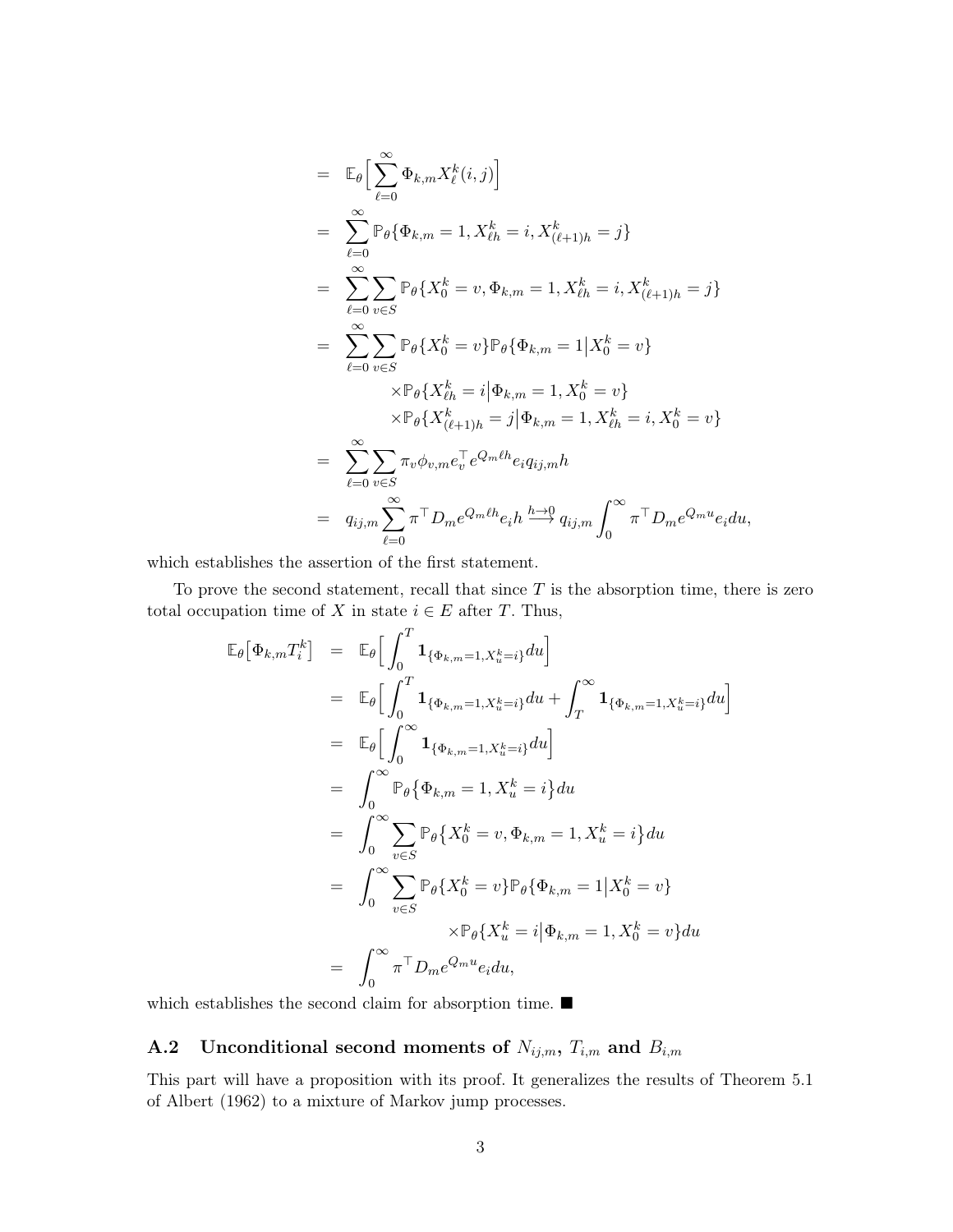$$
\begin{aligned}
&= \mathbb{E}_\theta\Big[\sum_{\ell=0}^{\infty} \Phi_{k,m} X_\ell^k(i,j)\Big] \\
&= \sum_{\ell=0}^{\infty} \mathbb{P}_\theta\{\Phi_{k,m}=1, X_{\ell h}^k = i, X_{(\ell+1)h}^k = j\} \\
&= \sum_{\ell=0}^{\infty} \sum_{v\in S} \mathbb{P}_\theta\{X_0^k = v, \Phi_{k,m}=1, X_{\ell h}^k = i, X_{(\ell+1)h}^k = j\} \\
&= \sum_{\ell=0}^{\infty} \sum_{v\in S} \mathbb{P}_\theta\{X_0^k = v\} \mathbb{P}_\theta\{\Phi_{k,m}=1 \big| X_0^k = v\} \\
&\qquad \times \mathbb{P}_\theta\{X_{\ell h}^k = i \big| \Phi_{k,m}=1, X_0^k = v\} \\
&\qquad \times \mathbb{P}_\theta\{X_{(\ell+1)h}^k = j \big| \Phi_{k,m}=1, X_{\ell h}^k = i, X_0^k = v\} \\
&= \sum_{\ell=0}^{\infty} \sum_{v\in S} \pi_v \phi_{v,m} e_v^\top e^{Q_m \ell h} e_i q_{ij,m} h \\
&= q_{ij,m} \sum_{\ell=0}^{\infty} \pi^\top D_m e^{Q_m \ell h} e_i h \xrightarrow{h\to 0} q_{ij,m} \int_0^\infty \pi^\top D_m e^{Q_m u} e_i du,
\end{aligned}
$$

which establishes the assertion of the first statement.

To prove the second statement, recall that since $T$ is the absorption time, there is zero total occupation time of $X$ in state $i \in E$ after $T$. Thus,

$$
\begin{aligned}
\mathbb{E}_\theta\big[\Phi_{k,m} T_i^k\big] &= \mathbb{E}_\theta\Big[\int_0^T \mathbf{1}_{\{\Phi_{k,m}=1, X_u^k = i\}} du\Big] \\
&= \mathbb{E}_\theta\Big[\int_0^T \mathbf{1}_{\{\Phi_{k,m}=1, X_u^k = i\}} du + \int_T^\infty \mathbf{1}_{\{\Phi_{k,m}=1, X_u^k = i\}} du\Big] \\
&= \mathbb{E}_\theta\Big[\int_0^\infty \mathbf{1}_{\{\Phi_{k,m}=1, X_u^k = i\}} du\Big] \\
&= \int_0^\infty \mathbb{P}_\theta\big\{\Phi_{k,m}=1, X_u^k = i\big\} du \\
&= \int_0^\infty \sum_{v\in S} \mathbb{P}_\theta\big\{X_0^k = v, \Phi_{k,m}=1, X_u^k = i\big\} du \\
&= \int_0^\infty \sum_{v\in S} \mathbb{P}_\theta\{X_0^k = v\} \mathbb{P}_\theta\{\Phi_{k,m}=1 \big| X_0^k = v\} \\
&\qquad \times \mathbb{P}_\theta\{X_u^k = i \big| \Phi_{k,m}=1, X_0^k = v\} du \\
&= \int_0^\infty \pi^\top D_m e^{Q_m u} e_i du,
\end{aligned}
$$

which establishes the second claim for absorption time. ■

### A.2 Unconditional second moments of $N_{ij,m}$, $T_{i,m}$ and $B_{i,m}$

This part will have a proposition with its proof. It generalizes the results of Theorem 5.1 of Albert (1962) to a mixture of Markov jump processes.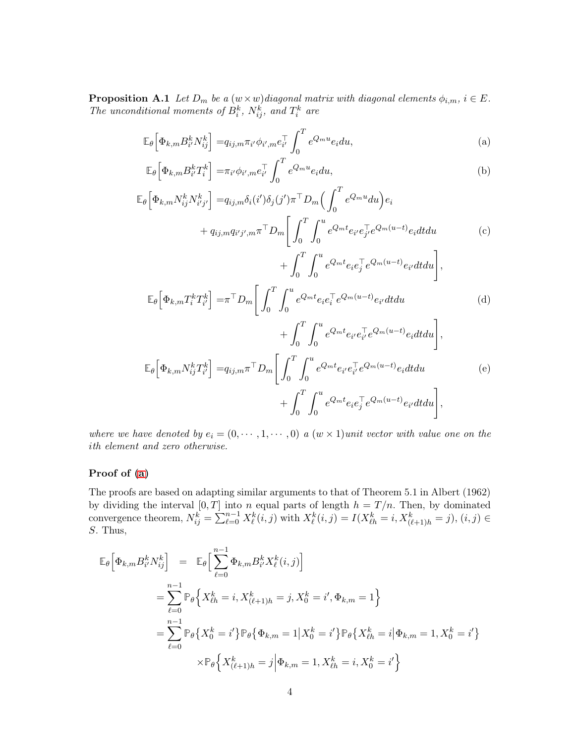**Proposition A.1** *Let $D_m$ be a $(w \times w)$ diagonal matrix with diagonal elements $\phi_{i,m}$, $i \in E$. The unconditional moments of $B_i^k$, $N_{ij}^k$, and $T_i^k$ are*

$$\mathbb{E}_\theta\Big[\Phi_{k,m} B_{i'}^k N_{ij}^k\Big] = q_{ij,m}\pi_{i'}\phi_{i',m} e_{i'}^\top \int_0^T e^{Q_m u} e_i du, \tag{a}$$

$$\mathbb{E}_\theta\Big[\Phi_{k,m} B_{i'}^k T_i^k\Big] = \pi_{i'}\phi_{i',m} e_{i'}^\top \int_0^T e^{Q_m u} e_i du, \tag{b}$$

$$\begin{aligned}\mathbb{E}_\theta\Big[\Phi_{k,m} N_{ij}^k N_{i'j'}^k\Big] =& q_{ij,m}\delta_i(i')\delta_j(j')\pi^\top D_m\Big(\int_0^T e^{Q_m u} du\Big)e_i \\ &+ q_{ij,m}q_{i'j',m}\pi^\top D_m\Bigg[\int_0^T \int_0^u e^{Q_m t} e_{i'} e_{j'}^\top e^{Q_m(u-t)} e_i dt du \\ &+ \int_0^T \int_0^u e^{Q_m t} e_i e_j^\top e^{Q_m(u-t)} e_{i'} dt du\Bigg],\end{aligned} \tag{c}$$

$$\begin{aligned}\mathbb{E}_\theta\Big[\Phi_{k,m} T_i^k T_{i'}^k\Big] =& \pi^\top D_m\Bigg[\int_0^T \int_0^u e^{Q_m t} e_i e_i^\top e^{Q_m(u-t)} e_{i'} dt du \\ &+ \int_0^T \int_0^u e^{Q_m t} e_{i'} e_{i'}^\top e^{Q_m(u-t)} e_i dt du\Bigg],\end{aligned} \tag{d}$$

$$\begin{aligned}\mathbb{E}_\theta\Big[\Phi_{k,m} N_{ij}^k T_{i'}^k\Big] =& q_{ij,m}\pi^\top D_m\Bigg[\int_0^T \int_0^u e^{Q_m t} e_{i'} e_{i'}^\top e^{Q_m(u-t)} e_i dt du \\ &+ \int_0^T \int_0^u e^{Q_m t} e_i e_j^\top e^{Q_m(u-t)} e_{i'} dt du\Bigg],\end{aligned} \tag{e}$$

*where we have denoted by $e_i = (0, \cdots, 1, \cdots, 0)$ a $(w \times 1)$ unit vector with value one on the ith element and zero otherwise.*

**Proof of (a)**

The proofs are based on adapting similar arguments to that of Theorem 5.1 in Albert (1962) by dividing the interval $[0, T]$ into $n$ equal parts of length $h = T/n$. Then, by dominated convergence theorem, $N_{ij}^k = \sum_{\ell=0}^{n-1} X_\ell^k(i,j)$ with $X_\ell^k(i,j) = I(X_{\ell h}^k = i, X_{(\ell+1)h}^k = j)$, $(i,j) \in S$. Thus,

$$\begin{aligned}\mathbb{E}_\theta\Big[\Phi_{k,m} B_{i'}^k N_{ij}^k\Big] &= \mathbb{E}_\theta\Big[\sum_{\ell=0}^{n-1} \Phi_{k,m} B_{i'}^k X_\ell^k(i,j)\Big] \\ &= \sum_{\ell=0}^{n-1} \mathbb{P}_\theta\Big\{X_{\ell h}^k = i, X_{(\ell+1)h}^k = j, X_0^k = i', \Phi_{k,m} = 1\Big\} \\ &= \sum_{\ell=0}^{n-1} \mathbb{P}_\theta\big\{X_0^k = i'\big\}\mathbb{P}_\theta\big\{\Phi_{k,m} = 1\big|X_0^k = i'\big\}\mathbb{P}_\theta\big\{X_{\ell h}^k = i\big|\Phi_{k,m} = 1, X_0^k = i'\big\} \\ &\quad \times \mathbb{P}_\theta\Big\{X_{(\ell+1)h}^k = j\Big|\Phi_{k,m} = 1, X_{\ell h}^k = i, X_0^k = i'\Big\}\end{aligned}$$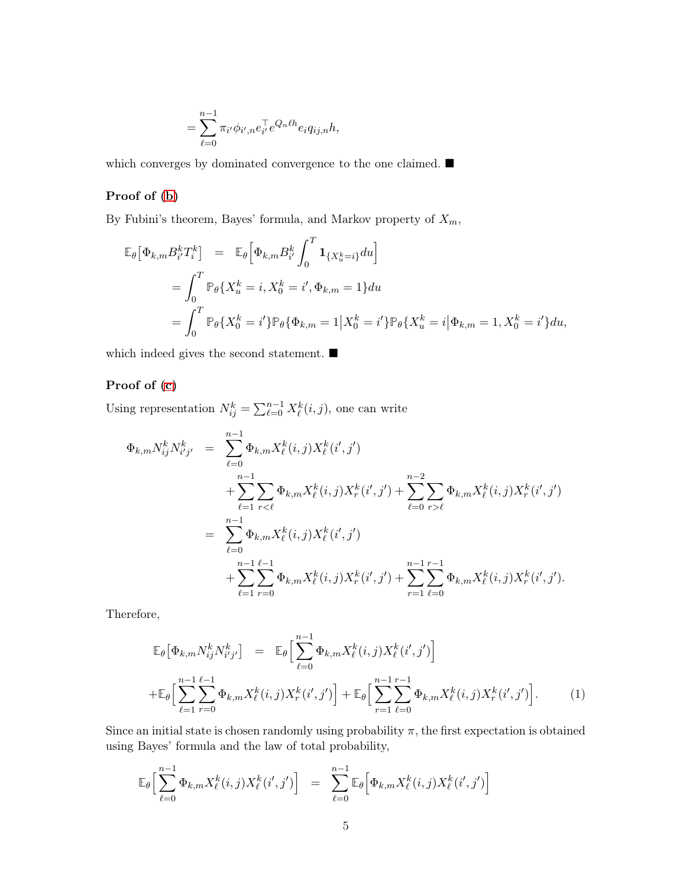$$= \sum_{\ell=0}^{n-1} \pi_{i'} \phi_{i',n} e_{i'}^{\top} e^{Q_n \ell h} e_i q_{ij,n} h,$$

which converges by dominated convergence to the one claimed. ■

**Proof of (b)**

By Fubini's theorem, Bayes' formula, and Markov property of $X_m$,

$$\begin{aligned}
\mathbb{E}_\theta\big[\Phi_{k,m} B_{i'}^k T_i^k\big] &= \mathbb{E}_\theta\Big[\Phi_{k,m} B_{i'}^k \int_0^T \mathbf{1}_{\{X_u^k = i\}} du\Big] \\
&= \int_0^T \mathbb{P}_\theta\{X_u^k = i, X_0^k = i', \Phi_{k,m} = 1\} du \\
&= \int_0^T \mathbb{P}_\theta\{X_0^k = i'\} \mathbb{P}_\theta\{\Phi_{k,m} = 1 \big| X_0^k = i'\} \mathbb{P}_\theta\{X_u^k = i \big| \Phi_{k,m} = 1, X_0^k = i'\} du,
\end{aligned}$$

which indeed gives the second statement. ■

**Proof of (c)**

Using representation $N_{ij}^k = \sum_{\ell=0}^{n-1} X_\ell^k(i,j)$, one can write

$$\begin{aligned}
\Phi_{k,m} N_{ij}^k N_{i'j'}^k &= \sum_{\ell=0}^{n-1} \Phi_{k,m} X_\ell^k(i,j) X_\ell^k(i',j') \\
&\quad + \sum_{\ell=1}^{n-1} \sum_{r<\ell} \Phi_{k,m} X_\ell^k(i,j) X_r^k(i',j') + \sum_{\ell=0}^{n-2} \sum_{r>\ell} \Phi_{k,m} X_\ell^k(i,j) X_r^k(i',j') \\
&= \sum_{\ell=0}^{n-1} \Phi_{k,m} X_\ell^k(i,j) X_\ell^k(i',j') \\
&\quad + \sum_{\ell=1}^{n-1} \sum_{r=0}^{\ell-1} \Phi_{k,m} X_\ell^k(i,j) X_r^k(i',j') + \sum_{r=1}^{n-1} \sum_{\ell=0}^{r-1} \Phi_{k,m} X_\ell^k(i,j) X_r^k(i',j').
\end{aligned}$$

Therefore,

$$\begin{aligned}
\mathbb{E}_\theta\big[\Phi_{k,m} N_{ij}^k N_{i'j'}^k\big] &= \mathbb{E}_\theta\Big[\sum_{\ell=0}^{n-1} \Phi_{k,m} X_\ell^k(i,j) X_\ell^k(i',j')\Big] \\
+\mathbb{E}_\theta\Big[\sum_{\ell=1}^{n-1} \sum_{r=0}^{\ell-1} &\Phi_{k,m} X_\ell^k(i,j) X_r^k(i',j')\Big] + \mathbb{E}_\theta\Big[\sum_{r=1}^{n-1} \sum_{\ell=0}^{r-1} \Phi_{k,m} X_\ell^k(i,j) X_r^k(i',j')\Big]. \qquad (1)
\end{aligned}$$

Since an initial state is chosen randomly using probability $\pi$, the first expectation is obtained using Bayes' formula and the law of total probability,

$$\mathbb{E}_\theta\Big[\sum_{\ell=0}^{n-1} \Phi_{k,m} X_\ell^k(i,j) X_\ell^k(i',j')\Big] = \sum_{\ell=0}^{n-1} \mathbb{E}_\theta\Big[\Phi_{k,m} X_\ell^k(i,j) X_\ell^k(i',j')\Big]$$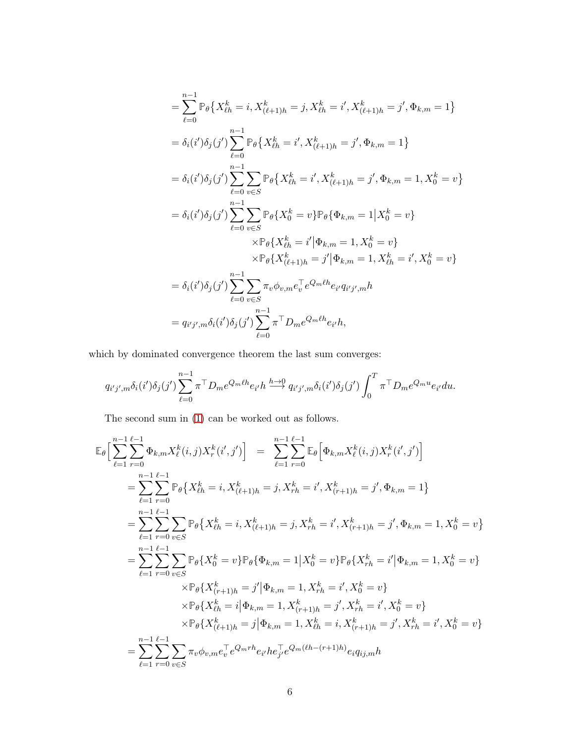$$
\begin{aligned}
&= \sum_{\ell=0}^{n-1} \mathbb{P}_\theta\big\{X_{\ell h}^k = i, X_{(\ell+1)h}^k = j, X_{\ell h}^k = i', X_{(\ell+1)h}^k = j', \Phi_{k,m} = 1\big\} \\
&= \delta_i(i')\delta_j(j') \sum_{\ell=0}^{n-1} \mathbb{P}_\theta\big\{X_{\ell h}^k = i', X_{(\ell+1)h}^k = j', \Phi_{k,m} = 1\big\} \\
&= \delta_i(i')\delta_j(j') \sum_{\ell=0}^{n-1} \sum_{v \in S} \mathbb{P}_\theta\big\{X_{\ell h}^k = i', X_{(\ell+1)h}^k = j', \Phi_{k,m} = 1, X_0^k = v\big\} \\
&= \delta_i(i')\delta_j(j') \sum_{\ell=0}^{n-1} \sum_{v \in S} \mathbb{P}_\theta\{X_0^k = v\} \mathbb{P}_\theta\{\Phi_{k,m} = 1 \big| X_0^k = v\} \\
&\qquad\qquad \times \mathbb{P}_\theta\{X_{\ell h}^k = i' \big| \Phi_{k,m} = 1, X_0^k = v\} \\
&\qquad\qquad \times \mathbb{P}_\theta\{X_{(\ell+1)h}^k = j' \big| \Phi_{k,m} = 1, X_{\ell h}^k = i', X_0^k = v\} \\
&= \delta_i(i')\delta_j(j') \sum_{\ell=0}^{n-1} \sum_{v \in S} \pi_v \phi_{v,m} e_v^\top e^{Q_m \ell h} e_{i'} q_{i'j',m} h \\
&= q_{i'j',m} \delta_i(i')\delta_j(j') \sum_{\ell=0}^{n-1} \pi^\top D_m e^{Q_m \ell h} e_{i'} h,
\end{aligned}
$$

which by dominated convergence theorem the last sum converges:

$$
q_{i'j',m} \delta_i(i')\delta_j(j') \sum_{\ell=0}^{n-1} \pi^\top D_m e^{Q_m \ell h} e_{i'} h \xrightarrow{h \to 0} q_{i'j',m} \delta_i(i')\delta_j(j') \int_0^T \pi^\top D_m e^{Q_m u} e_{i'} du.
$$

The second sum in (1) can be worked out as follows.

$$
\begin{aligned}
\mathbb{E}_\theta\Big[\sum_{\ell=1}^{n-1}\sum_{r=0}^{\ell-1} \Phi_{k,m} X_\ell^k(i,j) X_r^k(i',j')\Big] &= \sum_{\ell=1}^{n-1}\sum_{r=0}^{\ell-1} \mathbb{E}_\theta\Big[\Phi_{k,m} X_\ell^k(i,j) X_r^k(i',j')\Big] \\
&= \sum_{\ell=1}^{n-1}\sum_{r=0}^{\ell-1} \mathbb{P}_\theta\big\{X_{\ell h}^k = i, X_{(\ell+1)h}^k = j, X_{rh}^k = i', X_{(r+1)h}^k = j', \Phi_{k,m} = 1\big\} \\
&= \sum_{\ell=1}^{n-1}\sum_{r=0}^{\ell-1}\sum_{v \in S} \mathbb{P}_\theta\big\{X_{\ell h}^k = i, X_{(\ell+1)h}^k = j, X_{rh}^k = i', X_{(r+1)h}^k = j', \Phi_{k,m} = 1, X_0^k = v\big\} \\
&= \sum_{\ell=1}^{n-1}\sum_{r=0}^{\ell-1}\sum_{v \in S} \mathbb{P}_\theta\{X_0^k = v\} \mathbb{P}_\theta\{\Phi_{k,m} = 1 \big| X_0^k = v\} \mathbb{P}_\theta\{X_{rh}^k = i' \big| \Phi_{k,m} = 1, X_0^k = v\} \\
&\qquad \times \mathbb{P}_\theta\{X_{(r+1)h}^k = j' \big| \Phi_{k,m} = 1, X_{rh}^k = i', X_0^k = v\} \\
&\qquad \times \mathbb{P}_\theta\{X_{\ell h}^k = i \big| \Phi_{k,m} = 1, X_{(r+1)h}^k = j', X_{rh}^k = i', X_0^k = v\} \\
&\qquad \times \mathbb{P}_\theta\{X_{(\ell+1)h}^k = j \big| \Phi_{k,m} = 1, X_{\ell h}^k = i, X_{(r+1)h}^k = j', X_{rh}^k = i', X_0^k = v\} \\
&= \sum_{\ell=1}^{n-1}\sum_{r=0}^{\ell-1}\sum_{v \in S} \pi_v \phi_{v,m} e_v^\top e^{Q_m rh} e_{i'} h e_{j'}^\top e^{Q_m(\ell h - (r+1)h)} e_i q_{ij,m} h
\end{aligned}
$$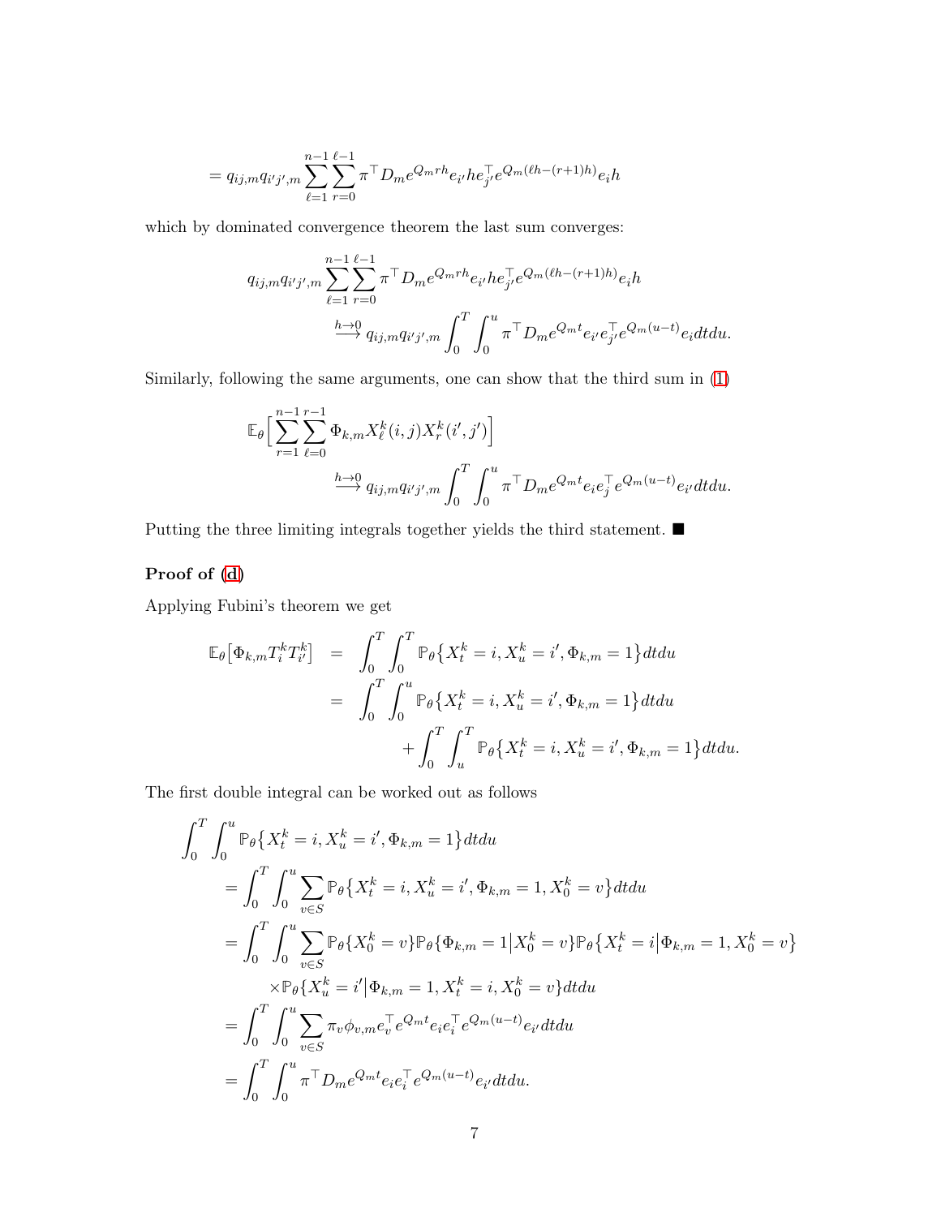$$= q_{ij,m}q_{i'j',m}\sum_{\ell=1}^{n-1}\sum_{r=0}^{\ell-1}\pi^\top D_m e^{Q_m rh}e_{i'}he_{j'}^\top e^{Q_m(\ell h-(r+1)h)}e_i h$$

which by dominated convergence theorem the last sum converges:

$$q_{ij,m}q_{i'j',m}\sum_{\ell=1}^{n-1}\sum_{r=0}^{\ell-1}\pi^\top D_m e^{Q_m rh}e_{i'}he_{j'}^\top e^{Q_m(\ell h-(r+1)h)}e_i h$$
$$\xrightarrow{h\to 0} q_{ij,m}q_{i'j',m}\int_0^T\int_0^u \pi^\top D_m e^{Q_m t}e_{i'}e_{j'}^\top e^{Q_m(u-t)}e_i dt du.$$

Similarly, following the same arguments, one can show that the third sum in (1)

$$\mathbb{E}_\theta\Big[\sum_{r=1}^{n-1}\sum_{\ell=0}^{r-1}\Phi_{k,m}X_\ell^k(i,j)X_r^k(i',j')\Big]$$
$$\xrightarrow{h\to 0} q_{ij,m}q_{i'j',m}\int_0^T\int_0^u \pi^\top D_m e^{Q_m t}e_i e_j^\top e^{Q_m(u-t)}e_{i'} dt du.$$

Putting the three limiting integrals together yields the third statement. ■

**Proof of (d)**

Applying Fubini's theorem we get

$$\begin{aligned}
\mathbb{E}_\theta\big[\Phi_{k,m}T_i^k T_{i'}^k\big] &= \int_0^T\int_0^T \mathbb{P}_\theta\big\{X_t^k=i, X_u^k=i', \Phi_{k,m}=1\big\}dt du\\
&= \int_0^T\int_0^u \mathbb{P}_\theta\big\{X_t^k=i, X_u^k=i', \Phi_{k,m}=1\big\}dt du\\
&\quad + \int_0^T\int_u^T \mathbb{P}_\theta\big\{X_t^k=i, X_u^k=i', \Phi_{k,m}=1\big\}dt du.
\end{aligned}$$

The first double integral can be worked out as follows

$$\begin{aligned}
&\int_0^T\int_0^u \mathbb{P}_\theta\big\{X_t^k=i, X_u^k=i', \Phi_{k,m}=1\big\}dt du\\
&= \int_0^T\int_0^u \sum_{v\in S}\mathbb{P}_\theta\big\{X_t^k=i, X_u^k=i', \Phi_{k,m}=1, X_0^k=v\big\}dt du\\
&= \int_0^T\int_0^u \sum_{v\in S}\mathbb{P}_\theta\{X_0^k=v\}\mathbb{P}_\theta\{\Phi_{k,m}=1\big|X_0^k=v\}\mathbb{P}_\theta\big\{X_t^k=i\big|\Phi_{k,m}=1, X_0^k=v\big\}\\
&\qquad\times\mathbb{P}_\theta\{X_u^k=i'\big|\Phi_{k,m}=1, X_t^k=i, X_0^k=v\}dt du\\
&= \int_0^T\int_0^u \sum_{v\in S}\pi_v\phi_{v,m}e_v^\top e^{Q_m t}e_i e_i^\top e^{Q_m(u-t)}e_{i'} dt du\\
&= \int_0^T\int_0^u \pi^\top D_m e^{Q_m t}e_i e_i^\top e^{Q_m(u-t)}e_{i'} dt du.
\end{aligned}$$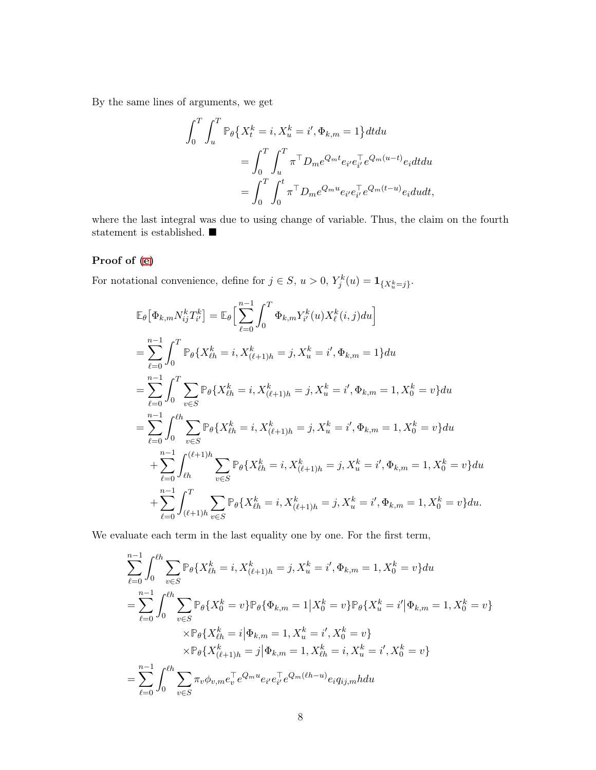By the same lines of arguments, we get

$$
\begin{aligned}
\int_0^T \int_u^T \mathbb{P}_\theta\big\{X_t^k = i, X_u^k = i', \Phi_{k,m} = 1\big\} dt du \\
&= \int_0^T \int_u^T \pi^\top D_m e^{Q_m t} e_{i'} e_{i'}^\top e^{Q_m(u-t)} e_i dt du \\
&= \int_0^T \int_0^t \pi^\top D_m e^{Q_m u} e_{i'} e_{i'}^\top e^{Q_m(t-u)} e_i du dt,
\end{aligned}
$$

where the last integral was due to using change of variable. Thus, the claim on the fourth statement is established. ■

**Proof of (e)**

For notational convenience, define for $j \in S$, $u > 0$, $Y_j^k(u) = \mathbf{1}_{\{X_u^k = j\}}$.

$$
\begin{aligned}
&\mathbb{E}_\theta\big[\Phi_{k,m} N_{ij}^k T_{i'}^k\big] = \mathbb{E}_\theta\Big[\sum_{\ell=0}^{n-1} \int_0^T \Phi_{k,m} Y_{i'}^k(u) X_\ell^k(i,j) du\Big] \\
&= \sum_{\ell=0}^{n-1} \int_0^T \mathbb{P}_\theta\{X_{\ell h}^k = i, X_{(\ell+1)h}^k = j, X_u^k = i', \Phi_{k,m} = 1\} du \\
&= \sum_{\ell=0}^{n-1} \int_0^T \sum_{v \in S} \mathbb{P}_\theta\{X_{\ell h}^k = i, X_{(\ell+1)h}^k = j, X_u^k = i', \Phi_{k,m} = 1, X_0^k = v\} du \\
&= \sum_{\ell=0}^{n-1} \int_0^{\ell h} \sum_{v \in S} \mathbb{P}_\theta\{X_{\ell h}^k = i, X_{(\ell+1)h}^k = j, X_u^k = i', \Phi_{k,m} = 1, X_0^k = v\} du \\
&\quad + \sum_{\ell=0}^{n-1} \int_{\ell h}^{(\ell+1)h} \sum_{v \in S} \mathbb{P}_\theta\{X_{\ell h}^k = i, X_{(\ell+1)h}^k = j, X_u^k = i', \Phi_{k,m} = 1, X_0^k = v\} du \\
&\quad + \sum_{\ell=0}^{n-1} \int_{(\ell+1)h}^{T} \sum_{v \in S} \mathbb{P}_\theta\{X_{\ell h}^k = i, X_{(\ell+1)h}^k = j, X_u^k = i', \Phi_{k,m} = 1, X_0^k = v\} du.
\end{aligned}
$$

We evaluate each term in the last equality one by one. For the first term,

$$
\begin{aligned}
&\sum_{\ell=0}^{n-1} \int_0^{\ell h} \sum_{v \in S} \mathbb{P}_\theta\{X_{\ell h}^k = i, X_{(\ell+1)h}^k = j, X_u^k = i', \Phi_{k,m} = 1, X_0^k = v\} du \\
&= \sum_{\ell=0}^{n-1} \int_0^{\ell h} \sum_{v \in S} \mathbb{P}_\theta\{X_0^k = v\} \mathbb{P}_\theta\{\Phi_{k,m} = 1 \big| X_0^k = v\} \mathbb{P}_\theta\{X_u^k = i' \big| \Phi_{k,m} = 1, X_0^k = v\} \\
&\qquad \times \mathbb{P}_\theta\{X_{\ell h}^k = i \big| \Phi_{k,m} = 1, X_u^k = i', X_0^k = v\} \\
&\qquad \times \mathbb{P}_\theta\{X_{(\ell+1)h}^k = j \big| \Phi_{k,m} = 1, X_{\ell h}^k = i, X_u^k = i', X_0^k = v\} \\
&= \sum_{\ell=0}^{n-1} \int_0^{\ell h} \sum_{v \in S} \pi_v \phi_{v,m} e_v^\top e^{Q_m u} e_{i'} e_{i'}^\top e^{Q_m(\ell h - u)} e_i q_{ij,m} h du
\end{aligned}
$$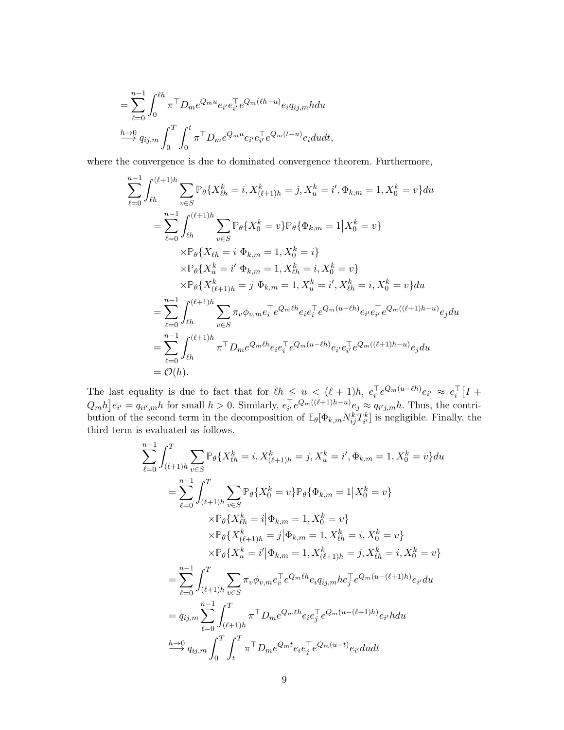$$
\begin{aligned}
&= \sum_{\ell=0}^{n-1} \int_0^{\ell h} \pi^\top D_m e^{Q_m u} e_{i'} e_{i'}^\top e^{Q_m(\ell h - u)} e_i q_{ij,m} h du \\
&\xrightarrow{h \to 0} q_{ij,m} \int_0^T \int_0^t \pi^\top D_m e^{Q_m u} e_{i'} e_{i'}^\top e^{Q_m(t-u)} e_i du dt,
\end{aligned}
$$

where the convergence is due to dominated convergence theorem. Furthermore,

$$
\begin{aligned}
&\sum_{\ell=0}^{n-1} \int_{\ell h}^{(\ell+1)h} \sum_{v \in S} \mathbb{P}_\theta\{X_{\ell h}^k = i, X_{(\ell+1)h}^k = j, X_u^k = i', \Phi_{k,m} = 1, X_0^k = v\} du \\
&\quad = \sum_{\ell=0}^{n-1} \int_{\ell h}^{(\ell+1)h} \sum_{v \in S} \mathbb{P}_\theta\{X_0^k = v\} \mathbb{P}_\theta\{\Phi_{k,m} = 1 \big| X_0^k = v\} \\
&\qquad \times \mathbb{P}_\theta\{X_{\ell h} = i \big| \Phi_{k,m} = 1, X_0^k = i\} \\
&\qquad \times \mathbb{P}_\theta\{X_u^k = i' \big| \Phi_{k,m} = 1, X_{\ell h}^k = i, X_0^k = v\} \\
&\qquad \times \mathbb{P}_\theta\{X_{(\ell+1)h}^k = j \big| \Phi_{k,m} = 1, X_u^k = i', X_{\ell h}^k = i, X_0^k = v\} du \\
&\quad = \sum_{\ell=0}^{n-1} \int_{\ell h}^{(\ell+1)h} \sum_{v \in S} \pi_v \phi_{v,m} e_i^\top e^{Q_m \ell h} e_i e_i^\top e^{Q_m(u-\ell h)} e_{i'} e_{i'}^\top e^{Q_m((\ell+1)h-u)} e_j du \\
&\quad = \sum_{\ell=0}^{n-1} \int_{\ell h}^{(\ell+1)h} \pi^\top D_m e^{Q_m \ell h} e_i e_i^\top e^{Q_m(u-\ell h)} e_{i'} e_{i'}^\top e^{Q_m((\ell+1)h-u)} e_j du \\
&\quad = \mathcal{O}(h).
\end{aligned}
$$

The last equality is due to fact that for $\ell h \le u < (\ell+1)h$, $e_i^\top e^{Q_m(u-\ell h)} e_{i'} \approx e_i^\top \big[I + Q_m h\big] e_{i'} = q_{ii',m} h$ for small $h > 0$. Similarly, $e_{i'}^\top e^{Q_m((\ell+1)h-u)} e_j \approx q_{i'j,m} h$. Thus, the contribution of the second term in the decomposition of $\mathbb{E}_\theta[\Phi_{k,m} N_{ij}^k T_{i'}^k]$ is negligible. Finally, the third term is evaluated as follows.

$$
\begin{aligned}
&\sum_{\ell=0}^{n-1} \int_{(\ell+1)h}^{T} \sum_{v \in S} \mathbb{P}_\theta\{X_{\ell h}^k = i, X_{(\ell+1)h}^k = j, X_u^k = i', \Phi_{k,m} = 1, X_0^k = v\} du \\
&\quad = \sum_{\ell=0}^{n-1} \int_{(\ell+1)h}^{T} \sum_{v \in S} \mathbb{P}_\theta\{X_0^k = v\} \mathbb{P}_\theta\{\Phi_{k,m} = 1 \big| X_0^k = v\} \\
&\qquad \times \mathbb{P}_\theta\{X_{\ell h}^k = i \big| \Phi_{k,m} = 1, X_0^k = v\} \\
&\qquad \times \mathbb{P}_\theta\{X_{(\ell+1)h}^k = j \big| \Phi_{k,m} = 1, X_{\ell h}^k = i, X_0^k = v\} \\
&\qquad \times \mathbb{P}_\theta\{X_u^k = i' \big| \Phi_{k,m} = 1, X_{(\ell+1)h}^k = j, X_{\ell h}^k = i, X_0^k = v\} \\
&\quad = \sum_{\ell=0}^{n-1} \int_{(\ell+1)h}^{T} \sum_{v \in S} \pi_v \phi_{v,m} e_v^\top e^{Q_m \ell h} e_i q_{ij,m} h e_j^\top e^{Q_m(u-(\ell+1)h)} e_{i'} du \\
&\quad = q_{ij,m} \sum_{\ell=0}^{n-1} \int_{(\ell+1)h}^{T} \pi^\top D_m e^{Q_m \ell h} e_i e_j^\top e^{Q_m(u-(\ell+1)h)} e_{i'} h du \\
&\quad \xrightarrow{h \to 0} q_{ij,m} \int_0^T \int_t^T \pi^\top D_m e^{Q_m t} e_i e_j^\top e^{Q_m(u-t)} e_{i'} du dt
\end{aligned}
$$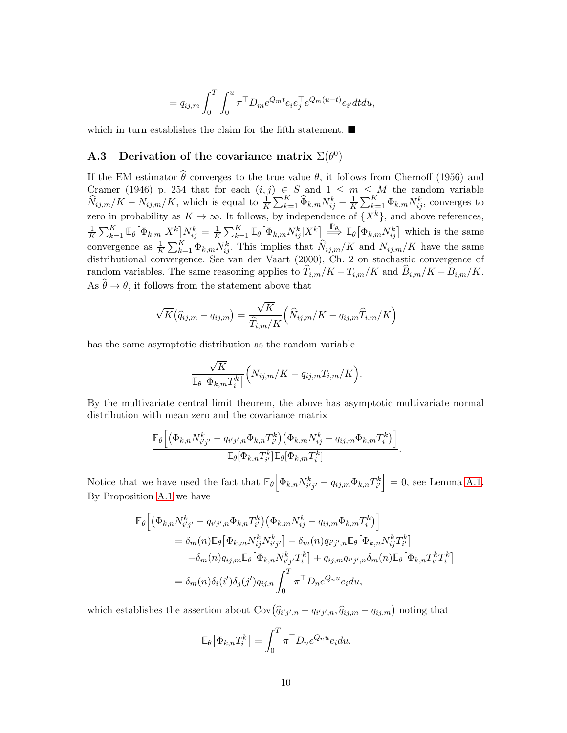$$= q_{ij,m} \int_0^T \int_0^u \pi^\top D_m e^{Q_m t} e_i e_j^\top e^{Q_m(u-t)} e_{i'} dt du,$$

which in turn establishes the claim for the fifth statement. ■

### A.3 Derivation of the covariance matrix $\Sigma(\theta^0)$

If the EM estimator $\widehat{\theta}$ converges to the true value $\theta$, it follows from Chernoff (1956) and Cramer (1946) p. 254 that for each $(i,j) \in S$ and $1 \leq m \leq M$ the random variable $\widehat{N}_{ij,m}/K - N_{ij,m}/K$, which is equal to $\frac{1}{K}\sum_{k=1}^K \widehat{\Phi}_{k,m} N_{ij}^k - \frac{1}{K}\sum_{k=1}^K \Phi_{k,m} N_{ij}^k$, converges to zero in probability as $K \to \infty$. It follows, by independence of $\{X^k\}$, and above references, $\frac{1}{K}\sum_{k=1}^K \mathbb{E}_\theta\big[\Phi_{k,m} \big| X^k\big] N_{ij}^k = \frac{1}{K}\sum_{k=1}^K \mathbb{E}_\theta\big[\Phi_{k,m} N_{ij}^k | X^k\big] \overset{\mathbb{P}_\theta}{\Longrightarrow} \mathbb{E}_\theta\big[\Phi_{k,m} N_{ij}^k\big]$ which is the same convergence as $\frac{1}{K}\sum_{k=1}^K \Phi_{k,m} N_{ij}^k$. This implies that $\widehat{N}_{ij,m}/K$ and $N_{ij,m}/K$ have the same distributional convergence. See van der Vaart (2000), Ch. 2 on stochastic convergence of random variables. The same reasoning applies to $\widehat{T}_{i,m}/K - T_{i,m}/K$ and $\widehat{B}_{i,m}/K - B_{i,m}/K$. As $\widehat{\theta} \to \theta$, it follows from the statement above that

$$\sqrt{K}\big(\widehat{q}_{ij,m} - q_{ij,m}\big) = \frac{\sqrt{K}}{\widehat{T}_{i,m}/K}\Big(\widehat{N}_{ij,m}/K - q_{ij,m}\widehat{T}_{i,m}/K\Big)$$

has the same asymptotic distribution as the random variable

$$\frac{\sqrt{K}}{\mathbb{E}_\theta\big[\Phi_{k,m} T_i^k\big]}\Big(N_{ij,m}/K - q_{ij,m} T_{i,m}/K\Big).$$

By the multivariate central limit theorem, the above has asymptotic multivariate normal distribution with mean zero and the covariance matrix

$$\frac{\mathbb{E}_\theta\Big[\big(\Phi_{k,n} N_{i'j'}^k - q_{i'j',n}\Phi_{k,n} T_{i'}^k\big)\big(\Phi_{k,m} N_{ij}^k - q_{ij,m}\Phi_{k,m} T_i^k\big)\Big]}{\mathbb{E}_\theta[\Phi_{k,n} T_{i'}^k]\mathbb{E}_\theta[\Phi_{k,m} T_i^k]}.$$

Notice that we have used the fact that $\mathbb{E}_\theta\Big[\Phi_{k,n} N_{i'j'}^k - q_{ij,m}\Phi_{k,n} T_{i'}^k\Big] = 0$, see Lemma A.1. By Proposition A.1 we have

$$\begin{aligned}
&\mathbb{E}_\theta\Big[\big(\Phi_{k,n} N_{i'j'}^k - q_{i'j',n}\Phi_{k,n} T_{i'}^k\big)\big(\Phi_{k,m} N_{ij}^k - q_{ij,m}\Phi_{k,m} T_i^k\big)\Big] \\
&= \delta_m(n)\mathbb{E}_\theta\big[\Phi_{k,m} N_{ij}^k N_{i'j'}^k\big] - \delta_m(n) q_{i'j',n}\mathbb{E}_\theta\big[\Phi_{k,n} N_{ij}^k T_{i'}^k\big] \\
&\quad + \delta_m(n) q_{ij,m}\mathbb{E}_\theta\big[\Phi_{k,n} N_{i'j'}^k T_i^k\big] + q_{ij,m} q_{i'j',n}\delta_m(n)\mathbb{E}_\theta\big[\Phi_{k,n} T_{i'}^k T_i^k\big] \\
&= \delta_m(n)\delta_i(i')\delta_j(j') q_{ij,n}\int_0^T \pi^\top D_n e^{Q_n u} e_i du,
\end{aligned}$$

which establishes the assertion about $\mathrm{Cov}\big(\widehat{q}_{i'j',n} - q_{i'j',n}, \widehat{q}_{ij,m} - q_{ij,m}\big)$ noting that

$$\mathbb{E}_\theta\big[\Phi_{k,n} T_i^k\big] = \int_0^T \pi^\top D_n e^{Q_n u} e_i du.$$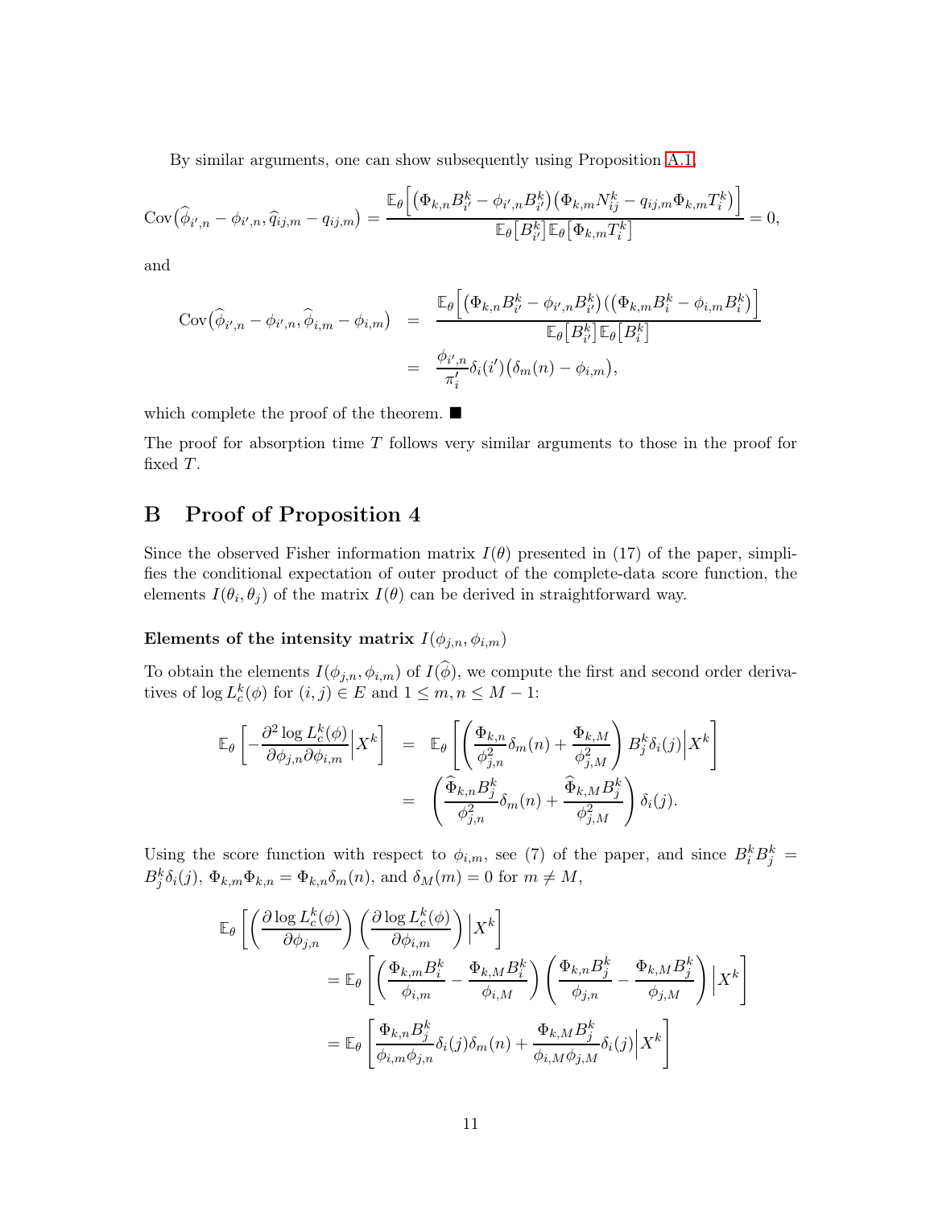By similar arguments, one can show subsequently using Proposition A.1,

$$\text{Cov}\big(\widehat{\phi}_{i',n} - \phi_{i',n}, \widehat{q}_{ij,m} - q_{ij,m}\big) = \frac{\mathbb{E}_\theta\Big[\big(\Phi_{k,n}B_{i'}^k - \phi_{i',n}B_{i'}^k\big)\big(\Phi_{k,m}N_{ij}^k - q_{ij,m}\Phi_{k,m}T_i^k\big)\Big]}{\mathbb{E}_\theta\big[B_{i'}^k\big]\mathbb{E}_\theta\big[\Phi_{k,m}T_i^k\big]} = 0,$$

and

$$\begin{aligned}
\text{Cov}\big(\widehat{\phi}_{i',n} - \phi_{i',n}, \widehat{\phi}_{i,m} - \phi_{i,m}\big) &= \frac{\mathbb{E}_\theta\Big[\big(\Phi_{k,n}B_{i'}^k - \phi_{i',n}B_{i'}^k\big)\big(\big(\Phi_{k,m}B_i^k - \phi_{i,m}B_i^k\big)\Big]}{\mathbb{E}_\theta\big[B_{i'}^k\big]\mathbb{E}_\theta\big[B_i^k\big]} \\
&= \frac{\phi_{i',n}}{\pi_i'}\delta_i(i')\big(\delta_m(n) - \phi_{i,m}\big),
\end{aligned}$$

which complete the proof of the theorem. ■

The proof for absorption time $T$ follows very similar arguments to those in the proof for fixed $T$.

# B Proof of Proposition 4

Since the observed Fisher information matrix $I(\theta)$ presented in (17) of the paper, simplifies the conditional expectation of outer product of the complete-data score function, the elements $I(\theta_i, \theta_j)$ of the matrix $I(\theta)$ can be derived in straightforward way.

### Elements of the intensity matrix $I(\phi_{j,n}, \phi_{i,m})$

To obtain the elements $I(\phi_{j,n}, \phi_{i,m})$ of $I(\widehat{\phi})$, we compute the first and second order derivatives of $\log L_c^k(\phi)$ for $(i,j) \in E$ and $1 \le m, n \le M-1$:

$$\begin{aligned}
\mathbb{E}_\theta\left[-\frac{\partial^2 \log L_c^k(\phi)}{\partial\phi_{j,n}\partial\phi_{i,m}}\Big|X^k\right] &= \mathbb{E}_\theta\left[\left(\frac{\Phi_{k,n}}{\phi_{j,n}^2}\delta_m(n) + \frac{\Phi_{k,M}}{\phi_{j,M}^2}\right)B_j^k\delta_i(j)\Big|X^k\right] \\
&= \left(\frac{\widehat{\Phi}_{k,n}B_j^k}{\phi_{j,n}^2}\delta_m(n) + \frac{\widehat{\Phi}_{k,M}B_j^k}{\phi_{j,M}^2}\right)\delta_i(j).
\end{aligned}$$

Using the score function with respect to $\phi_{i,m}$, see (7) of the paper, and since $B_i^k B_j^k = B_j^k\delta_i(j)$, $\Phi_{k,m}\Phi_{k,n} = \Phi_{k,n}\delta_m(n)$, and $\delta_M(m) = 0$ for $m \neq M$,

$$\begin{aligned}
&\mathbb{E}_\theta\left[\left(\frac{\partial \log L_c^k(\phi)}{\partial\phi_{j,n}}\right)\left(\frac{\partial \log L_c^k(\phi)}{\partial\phi_{i,m}}\right)\Big|X^k\right] \\
&\qquad = \mathbb{E}_\theta\left[\left(\frac{\Phi_{k,m}B_i^k}{\phi_{i,m}} - \frac{\Phi_{k,M}B_i^k}{\phi_{i,M}}\right)\left(\frac{\Phi_{k,n}B_j^k}{\phi_{j,n}} - \frac{\Phi_{k,M}B_j^k}{\phi_{j,M}}\right)\Big|X^k\right] \\
&\qquad = \mathbb{E}_\theta\left[\frac{\Phi_{k,n}B_j^k}{\phi_{i,m}\phi_{j,n}}\delta_i(j)\delta_m(n) + \frac{\Phi_{k,M}B_j^k}{\phi_{i,M}\phi_{j,M}}\delta_i(j)\Big|X^k\right]
\end{aligned}$$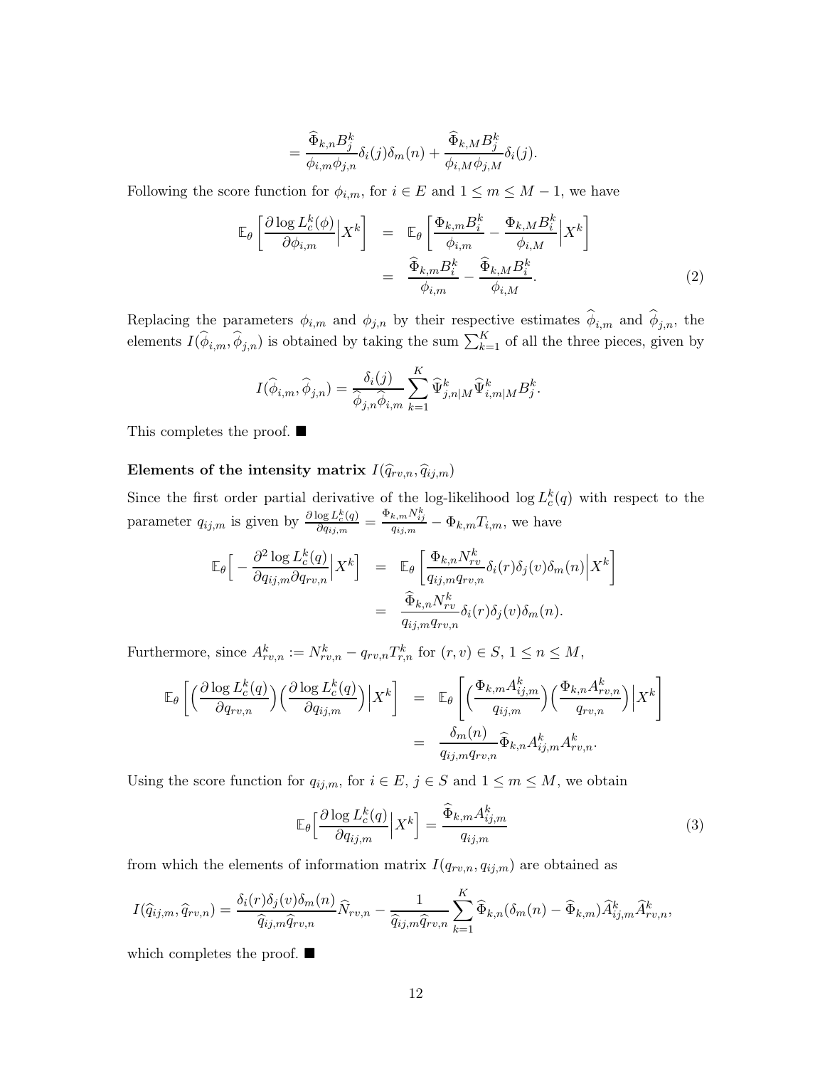$$= \frac{\widehat{\Phi}_{k,n} B_j^k}{\phi_{i,m}\phi_{j,n}} \delta_i(j)\delta_m(n) + \frac{\widehat{\Phi}_{k,M} B_j^k}{\phi_{i,M}\phi_{j,M}} \delta_i(j).$$

Following the score function for $\phi_{i,m}$, for $i \in E$ and $1 \leq m \leq M-1$, we have

$$\begin{aligned}
\mathbb{E}_\theta\left[\frac{\partial \log L_c^k(\phi)}{\partial \phi_{i,m}}\Big| X^k\right] &= \mathbb{E}_\theta\left[\frac{\Phi_{k,m} B_i^k}{\phi_{i,m}} - \frac{\Phi_{k,M} B_i^k}{\phi_{i,M}}\Big| X^k\right] \\
&= \frac{\widehat{\Phi}_{k,m} B_i^k}{\phi_{i,m}} - \frac{\widehat{\Phi}_{k,M} B_i^k}{\phi_{i,M}}. \qquad (2)
\end{aligned}$$

Replacing the parameters $\phi_{i,m}$ and $\phi_{j,n}$ by their respective estimates $\widehat{\phi}_{i,m}$ and $\widehat{\phi}_{j,n}$, the elements $I(\widehat{\phi}_{i,m}, \widehat{\phi}_{j,n})$ is obtained by taking the sum $\sum_{k=1}^K$ of all the three pieces, given by

$$I(\widehat{\phi}_{i,m}, \widehat{\phi}_{j,n}) = \frac{\delta_i(j)}{\widehat{\phi}_{j,n}\widehat{\phi}_{i,m}} \sum_{k=1}^K \widehat{\Psi}_{j,n|M}^k \widehat{\Psi}_{i,m|M}^k B_j^k.$$

This completes the proof. ■

**Elements of the intensity matrix $I(\widehat{q}_{rv,n}, \widehat{q}_{ij,m})$**

Since the first order partial derivative of the log-likelihood $\log L_c^k(q)$ with respect to the parameter $q_{ij,m}$ is given by $\frac{\partial \log L_c^k(q)}{\partial q_{ij,m}} = \frac{\Phi_{k,m} N_{ij}^k}{q_{ij,m}} - \Phi_{k,m} T_{i,m}$, we have

$$\begin{aligned}
\mathbb{E}_\theta\Big[-\frac{\partial^2 \log L_c^k(q)}{\partial q_{ij,m}\partial q_{rv,n}}\Big| X^k\Big] &= \mathbb{E}_\theta\left[\frac{\Phi_{k,n} N_{rv}^k}{q_{ij,m} q_{rv,n}} \delta_i(r)\delta_j(v)\delta_m(n)\Big| X^k\right] \\
&= \frac{\widehat{\Phi}_{k,n} N_{rv}^k}{q_{ij,m} q_{rv,n}} \delta_i(r)\delta_j(v)\delta_m(n).
\end{aligned}$$

Furthermore, since $A_{rv,n}^k := N_{rv,n}^k - q_{rv,n} T_{r,n}^k$ for $(r,v) \in S$, $1 \leq n \leq M$,

$$\begin{aligned}
\mathbb{E}_\theta\left[\Big(\frac{\partial \log L_c^k(q)}{\partial q_{rv,n}}\Big)\Big(\frac{\partial \log L_c^k(q)}{\partial q_{ij,m}}\Big)\Big| X^k\right] &= \mathbb{E}_\theta\left[\Big(\frac{\Phi_{k,m} A_{ij,m}^k}{q_{ij,m}}\Big)\Big(\frac{\Phi_{k,n} A_{rv,n}^k}{q_{rv,n}}\Big)\Big| X^k\right] \\
&= \frac{\delta_m(n)}{q_{ij,m} q_{rv,n}} \widehat{\Phi}_{k,n} A_{ij,m}^k A_{rv,n}^k.
\end{aligned}$$

Using the score function for $q_{ij,m}$, for $i \in E$, $j \in S$ and $1 \leq m \leq M$, we obtain

$$\mathbb{E}_\theta\Big[\frac{\partial \log L_c^k(q)}{\partial q_{ij,m}}\Big| X^k\Big] = \frac{\widehat{\Phi}_{k,m} A_{ij,m}^k}{q_{ij,m}} \qquad (3)$$

from which the elements of information matrix $I(q_{rv,n}, q_{ij,m})$ are obtained as

$$I(\widehat{q}_{ij,m}, \widehat{q}_{rv,n}) = \frac{\delta_i(r)\delta_j(v)\delta_m(n)}{\widehat{q}_{ij,m}\widehat{q}_{rv,n}} \widehat{N}_{rv,n} - \frac{1}{\widehat{q}_{ij,m}\widehat{q}_{rv,n}} \sum_{k=1}^K \widehat{\Phi}_{k,n}(\delta_m(n) - \widehat{\Phi}_{k,m}) \widehat{A}_{ij,m}^k \widehat{A}_{rv,n}^k,$$

which completes the proof. ■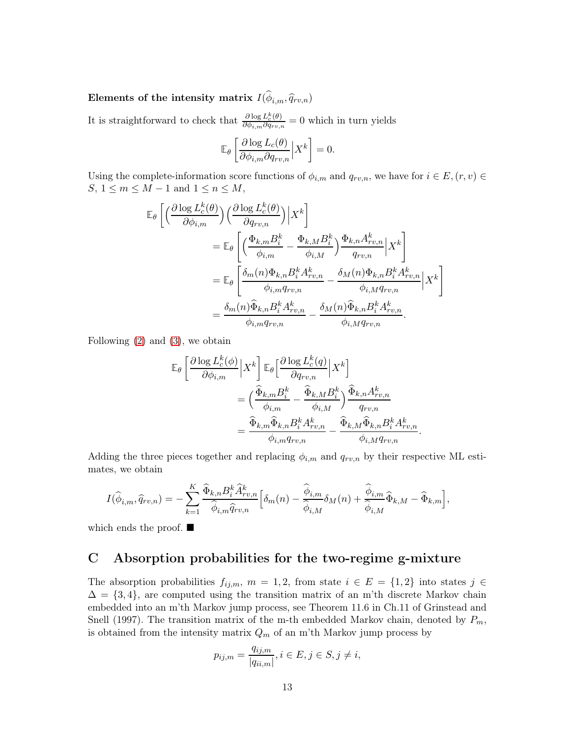**Elements of the intensity matrix $I(\widehat{\phi}_{i,m}, \widehat{q}_{rv,n})$**

It is straightforward to check that $\frac{\partial \log L_c^k(\theta)}{\partial \phi_{i,m} \partial q_{rv,n}} = 0$ which in turn yields

$$\mathbb{E}_\theta \left[ \frac{\partial \log L_c(\theta)}{\partial \phi_{i,m} \partial q_{rv,n}} \Big| X^k \right] = 0.$$

Using the complete-information score functions of $\phi_{i,m}$ and $q_{rv,n}$, we have for $i \in E, (r,v) \in S$, $1 \leq m \leq M-1$ and $1 \leq n \leq M$,

$$\begin{aligned}
\mathbb{E}_\theta & \left[ \Big( \frac{\partial \log L_c^k(\theta)}{\partial \phi_{i,m}} \Big) \Big( \frac{\partial \log L_c^k(\theta)}{\partial q_{rv,n}} \Big) \Big| X^k \right] \\
&= \mathbb{E}_\theta \left[ \Big( \frac{\Phi_{k,m} B_i^k}{\phi_{i,m}} - \frac{\Phi_{k,M} B_i^k}{\phi_{i,M}} \Big) \frac{\Phi_{k,n} A_{rv,n}^k}{q_{rv,n}} \Big| X^k \right] \\
&= \mathbb{E}_\theta \left[ \frac{\delta_m(n) \Phi_{k,n} B_i^k A_{rv,n}^k}{\phi_{i,m} q_{rv,n}} - \frac{\delta_M(n) \Phi_{k,n} B_i^k A_{rv,n}^k}{\phi_{i,M} q_{rv,n}} \Big| X^k \right] \\
&= \frac{\delta_m(n) \widehat{\Phi}_{k,n} B_i^k A_{rv,n}^k}{\phi_{i,m} q_{rv,n}} - \frac{\delta_M(n) \widehat{\Phi}_{k,n} B_i^k A_{rv,n}^k}{\phi_{i,M} q_{rv,n}}.
\end{aligned}$$

Following (2) and (3), we obtain

$$\begin{aligned}
\mathbb{E}_\theta & \left[ \frac{\partial \log L_c^k(\phi)}{\partial \phi_{i,m}} \Big| X^k \right] \mathbb{E}_\theta \Big[ \frac{\partial \log L_c^k(q)}{\partial q_{rv,n}} \Big| X^k \Big] \\
&= \Big( \frac{\widehat{\Phi}_{k,m} B_i^k}{\phi_{i,m}} - \frac{\widehat{\Phi}_{k,M} B_i^k}{\phi_{i,M}} \Big) \frac{\widehat{\Phi}_{k,n} A_{rv,n}^k}{q_{rv,n}} \\
&= \frac{\widehat{\Phi}_{k,m} \widehat{\Phi}_{k,n} B_i^k A_{rv,n}^k}{\phi_{i,m} q_{rv,n}} - \frac{\widehat{\Phi}_{k,M} \widehat{\Phi}_{k,n} B_i^k A_{rv,n}^k}{\phi_{i,M} q_{rv,n}}.
\end{aligned}$$

Adding the three pieces together and replacing $\phi_{i,m}$ and $q_{rv,n}$ by their respective ML estimates, we obtain

$$I(\widehat{\phi}_{i,m}, \widehat{q}_{rv,n}) = - \sum_{k=1}^{K} \frac{\widehat{\Phi}_{k,n} B_i^k \widehat{A}_{rv,n}^k}{\widehat{\phi}_{i,m} \widehat{q}_{rv,n}} \Big[ \delta_m(n) - \frac{\widehat{\phi}_{i,m}}{\widehat{\phi}_{i,M}} \delta_M(n) + \frac{\widehat{\phi}_{i,m}}{\widehat{\phi}_{i,M}} \widehat{\Phi}_{k,M} - \widehat{\Phi}_{k,m} \Big],$$

which ends the proof. ■

# C Absorption probabilities for the two-regime g-mixture

The absorption probabilities $f_{ij,m}$, $m = 1, 2$, from state $i \in E = \{1, 2\}$ into states $j \in \Delta = \{3, 4\}$, are computed using the transition matrix of an m'th discrete Markov chain embedded into an m'th Markov jump process, see Theorem 11.6 in Ch.11 of Grinstead and Snell (1997). The transition matrix of the m-th embedded Markov chain, denoted by $P_m$, is obtained from the intensity matrix $Q_m$ of an m'th Markov jump process by

$$p_{ij,m} = \frac{q_{ij,m}}{|q_{ii,m}|}, i \in E, j \in S, j \neq i,$$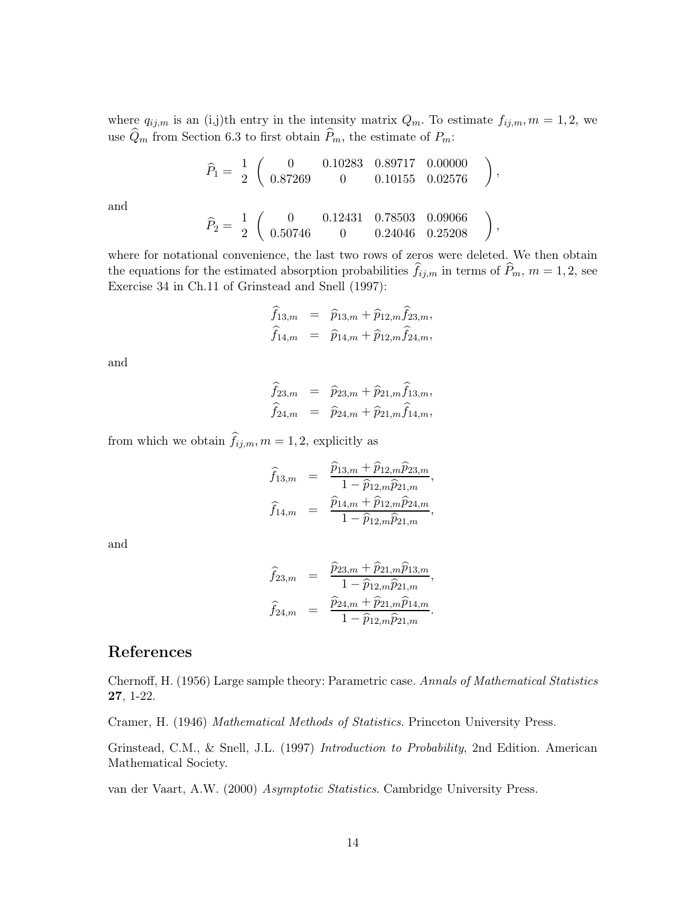where $q_{ij,m}$ is an (i,j)th entry in the intensity matrix $Q_m$. To estimate $f_{ij,m}, m = 1, 2$, we use $\widehat{Q}_m$ from Section 6.3 to first obtain $\widehat{P}_m$, the estimate of $P_m$:

$$
\widehat{P}_1 = \begin{matrix} 1 \\ 2 \end{matrix} \left( \begin{matrix} 0 & 0.10283 & 0.89717 & 0.00000 \\ 0.87269 & 0 & 0.10155 & 0.02576 \end{matrix} \right),
$$

and

$$
\widehat{P}_2 = \begin{matrix} 1 \\ 2 \end{matrix} \left( \begin{matrix} 0 & 0.12431 & 0.78503 & 0.09066 \\ 0.50746 & 0 & 0.24046 & 0.25208 \end{matrix} \right),
$$

where for notational convenience, the last two rows of zeros were deleted. We then obtain the equations for the estimated absorption probabilities $\widehat{f}_{ij,m}$ in terms of $\widehat{P}_m$, $m = 1, 2$, see Exercise 34 in Ch.11 of Grinstead and Snell (1997):

$$
\begin{aligned}
\widehat{f}_{13,m} &= \widehat{p}_{13,m} + \widehat{p}_{12,m}\widehat{f}_{23,m}, \\
\widehat{f}_{14,m} &= \widehat{p}_{14,m} + \widehat{p}_{12,m}\widehat{f}_{24,m},
\end{aligned}
$$

and

$$
\begin{aligned}
\widehat{f}_{23,m} &= \widehat{p}_{23,m} + \widehat{p}_{21,m}\widehat{f}_{13,m}, \\
\widehat{f}_{24,m} &= \widehat{p}_{24,m} + \widehat{p}_{21,m}\widehat{f}_{14,m},
\end{aligned}
$$

from which we obtain $\widehat{f}_{ij,m}, m = 1, 2$, explicitly as

$$
\begin{aligned}
\widehat{f}_{13,m} &= \frac{\widehat{p}_{13,m} + \widehat{p}_{12,m}\widehat{p}_{23,m}}{1 - \widehat{p}_{12,m}\widehat{p}_{21,m}}, \\
\widehat{f}_{14,m} &= \frac{\widehat{p}_{14,m} + \widehat{p}_{12,m}\widehat{p}_{24,m}}{1 - \widehat{p}_{12,m}\widehat{p}_{21,m}},
\end{aligned}
$$

and

$$
\begin{aligned}
\widehat{f}_{23,m} &= \frac{\widehat{p}_{23,m} + \widehat{p}_{21,m}\widehat{p}_{13,m}}{1 - \widehat{p}_{12,m}\widehat{p}_{21,m}}, \\
\widehat{f}_{24,m} &= \frac{\widehat{p}_{24,m} + \widehat{p}_{21,m}\widehat{p}_{14,m}}{1 - \widehat{p}_{12,m}\widehat{p}_{21,m}}.
\end{aligned}
$$

## References

Chernoff, H. (1956) Large sample theory: Parametric case. *Annals of Mathematical Statistics* **27**, 1-22.

Cramer, H. (1946) *Mathematical Methods of Statistics*. Princeton University Press.

Grinstead, C.M., & Snell, J.L. (1997) *Introduction to Probability*, 2nd Edition. American Mathematical Society.

van der Vaart, A.W. (2000) *Asymptotic Statistics*. Cambridge University Press.